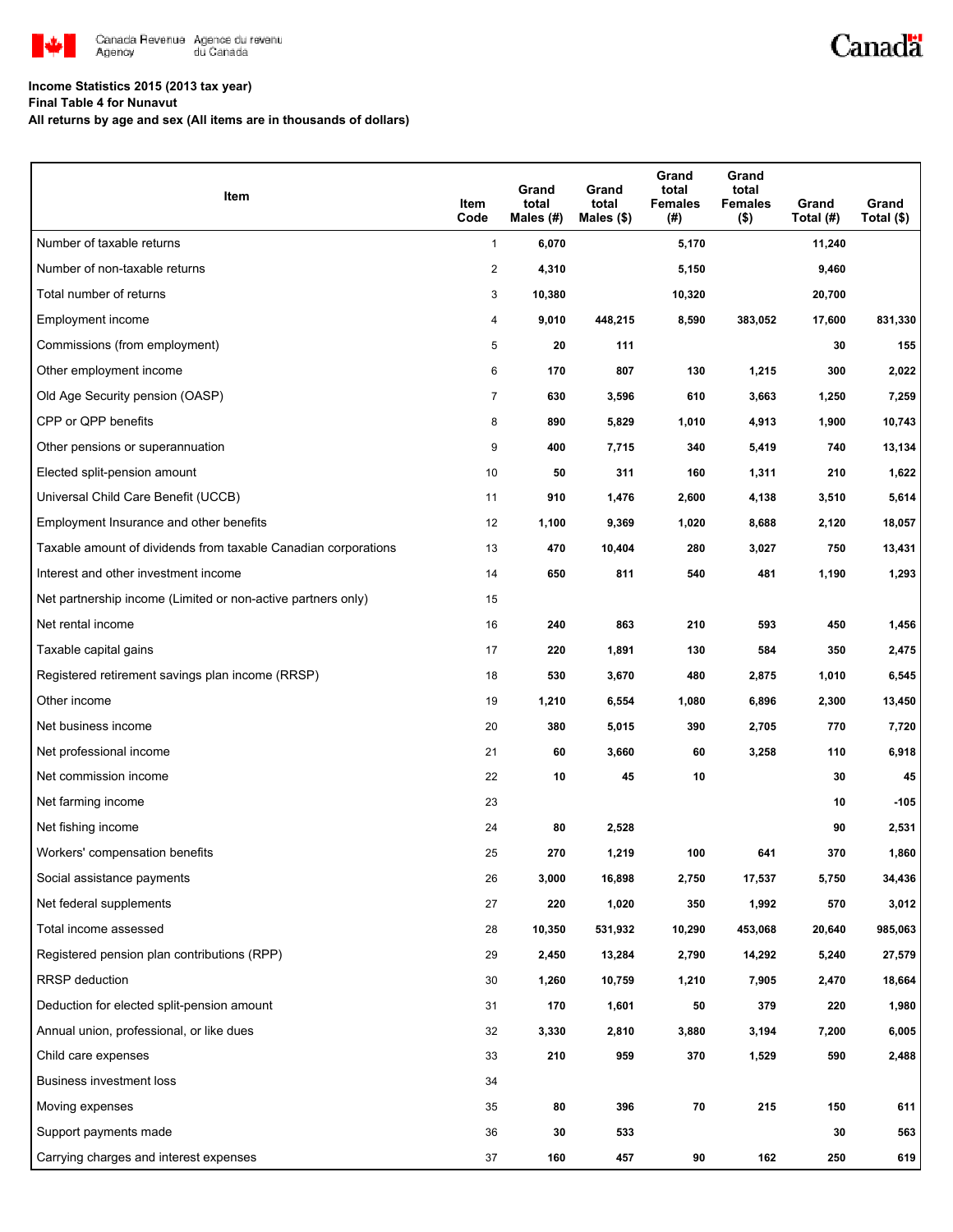Canada Revenue Agency / Agence du revenu du Canada

**Income Statistics 2015 (2013 tax year)**
**Final Table 4 for Nunavut**
**All returns by age and sex (All items are in thousands of dollars)**

| Item | Item Code | Grand total Males (#) | Grand total Males ($) | Grand total Females (#) | Grand total Females ($) | Grand Total (#) | Grand Total ($) |
|---|---|---|---|---|---|---|---|
| Number of taxable returns | 1 | 6,070 | | 5,170 | | 11,240 | |
| Number of non-taxable returns | 2 | 4,310 | | 5,150 | | 9,460 | |
| Total number of returns | 3 | 10,380 | | 10,320 | | 20,700 | |
| Employment income | 4 | 9,010 | 448,215 | 8,590 | 383,052 | 17,600 | 831,330 |
| Commissions (from employment) | 5 | 20 | 111 | | | 30 | 155 |
| Other employment income | 6 | 170 | 807 | 130 | 1,215 | 300 | 2,022 |
| Old Age Security pension (OASP) | 7 | 630 | 3,596 | 610 | 3,663 | 1,250 | 7,259 |
| CPP or QPP benefits | 8 | 890 | 5,829 | 1,010 | 4,913 | 1,900 | 10,743 |
| Other pensions or superannuation | 9 | 400 | 7,715 | 340 | 5,419 | 740 | 13,134 |
| Elected split-pension amount | 10 | 50 | 311 | 160 | 1,311 | 210 | 1,622 |
| Universal Child Care Benefit (UCCB) | 11 | 910 | 1,476 | 2,600 | 4,138 | 3,510 | 5,614 |
| Employment Insurance and other benefits | 12 | 1,100 | 9,369 | 1,020 | 8,688 | 2,120 | 18,057 |
| Taxable amount of dividends from taxable Canadian corporations | 13 | 470 | 10,404 | 280 | 3,027 | 750 | 13,431 |
| Interest and other investment income | 14 | 650 | 811 | 540 | 481 | 1,190 | 1,293 |
| Net partnership income (Limited or non-active partners only) | 15 | | | | | | |
| Net rental income | 16 | 240 | 863 | 210 | 593 | 450 | 1,456 |
| Taxable capital gains | 17 | 220 | 1,891 | 130 | 584 | 350 | 2,475 |
| Registered retirement savings plan income (RRSP) | 18 | 530 | 3,670 | 480 | 2,875 | 1,010 | 6,545 |
| Other income | 19 | 1,210 | 6,554 | 1,080 | 6,896 | 2,300 | 13,450 |
| Net business income | 20 | 380 | 5,015 | 390 | 2,705 | 770 | 7,720 |
| Net professional income | 21 | 60 | 3,660 | 60 | 3,258 | 110 | 6,918 |
| Net commission income | 22 | 10 | 45 | 10 | | 30 | 45 |
| Net farming income | 23 | | | | | 10 | -105 |
| Net fishing income | 24 | 80 | 2,528 | | | 90 | 2,531 |
| Workers' compensation benefits | 25 | 270 | 1,219 | 100 | 641 | 370 | 1,860 |
| Social assistance payments | 26 | 3,000 | 16,898 | 2,750 | 17,537 | 5,750 | 34,436 |
| Net federal supplements | 27 | 220 | 1,020 | 350 | 1,992 | 570 | 3,012 |
| Total income assessed | 28 | 10,350 | 531,932 | 10,290 | 453,068 | 20,640 | 985,063 |
| Registered pension plan contributions (RPP) | 29 | 2,450 | 13,284 | 2,790 | 14,292 | 5,240 | 27,579 |
| RRSP deduction | 30 | 1,260 | 10,759 | 1,210 | 7,905 | 2,470 | 18,664 |
| Deduction for elected split-pension amount | 31 | 170 | 1,601 | 50 | 379 | 220 | 1,980 |
| Annual union, professional, or like dues | 32 | 3,330 | 2,810 | 3,880 | 3,194 | 7,200 | 6,005 |
| Child care expenses | 33 | 210 | 959 | 370 | 1,529 | 590 | 2,488 |
| Business investment loss | 34 | | | | | | |
| Moving expenses | 35 | 80 | 396 | 70 | 215 | 150 | 611 |
| Support payments made | 36 | 30 | 533 | | | 30 | 563 |
| Carrying charges and interest expenses | 37 | 160 | 457 | 90 | 162 | 250 | 619 |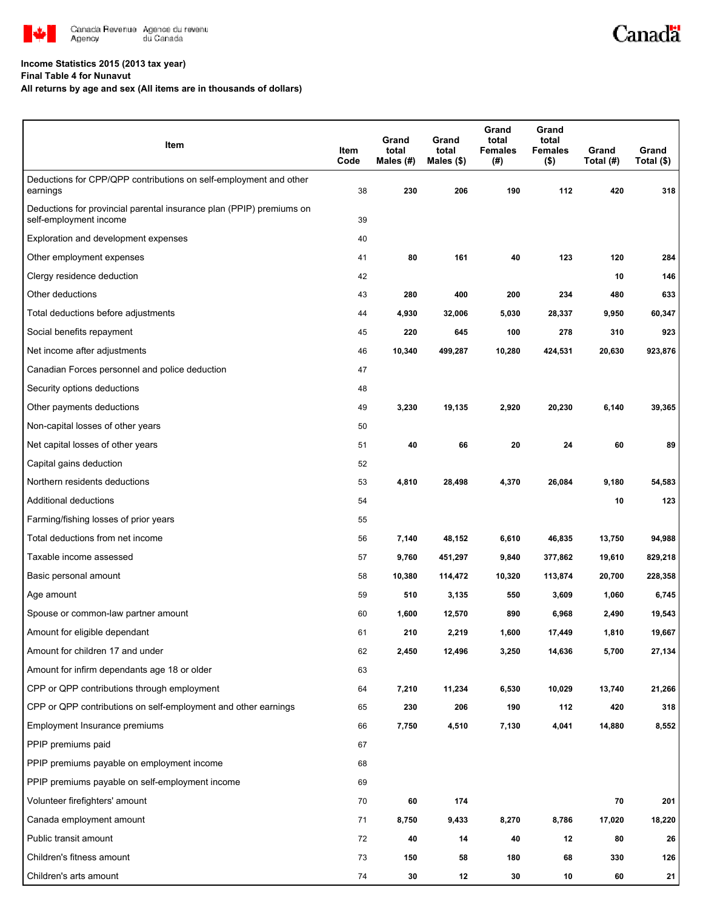**Income Statistics 2015 (2013 tax year)**
**Final Table 4 for Nunavut**
**All returns by age and sex (All items are in thousands of dollars)**

| Item | Item Code | Grand total Males (#) | Grand total Males ($) | Grand total Females (#) | Grand total Females ($) | Grand Total (#) | Grand Total ($) |
|---|---|---|---|---|---|---|---|
| Deductions for CPP/QPP contributions on self-employment and other earnings | 38 | 230 | 206 | 190 | 112 | 420 | 318 |
| Deductions for provincial parental insurance plan (PPIP) premiums on self-employment income | 39 | | | | | | |
| Exploration and development expenses | 40 | | | | | | |
| Other employment expenses | 41 | 80 | 161 | 40 | 123 | 120 | 284 |
| Clergy residence deduction | 42 | | | | | 10 | 146 |
| Other deductions | 43 | 280 | 400 | 200 | 234 | 480 | 633 |
| Total deductions before adjustments | 44 | 4,930 | 32,006 | 5,030 | 28,337 | 9,950 | 60,347 |
| Social benefits repayment | 45 | 220 | 645 | 100 | 278 | 310 | 923 |
| Net income after adjustments | 46 | 10,340 | 499,287 | 10,280 | 424,531 | 20,630 | 923,876 |
| Canadian Forces personnel and police deduction | 47 | | | | | | |
| Security options deductions | 48 | | | | | | |
| Other payments deductions | 49 | 3,230 | 19,135 | 2,920 | 20,230 | 6,140 | 39,365 |
| Non-capital losses of other years | 50 | | | | | | |
| Net capital losses of other years | 51 | 40 | 66 | 20 | 24 | 60 | 89 |
| Capital gains deduction | 52 | | | | | | |
| Northern residents deductions | 53 | 4,810 | 28,498 | 4,370 | 26,084 | 9,180 | 54,583 |
| Additional deductions | 54 | | | | | 10 | 123 |
| Farming/fishing losses of prior years | 55 | | | | | | |
| Total deductions from net income | 56 | 7,140 | 48,152 | 6,610 | 46,835 | 13,750 | 94,988 |
| Taxable income assessed | 57 | 9,760 | 451,297 | 9,840 | 377,862 | 19,610 | 829,218 |
| Basic personal amount | 58 | 10,380 | 114,472 | 10,320 | 113,874 | 20,700 | 228,358 |
| Age amount | 59 | 510 | 3,135 | 550 | 3,609 | 1,060 | 6,745 |
| Spouse or common-law partner amount | 60 | 1,600 | 12,570 | 890 | 6,968 | 2,490 | 19,543 |
| Amount for eligible dependant | 61 | 210 | 2,219 | 1,600 | 17,449 | 1,810 | 19,667 |
| Amount for children 17 and under | 62 | 2,450 | 12,496 | 3,250 | 14,636 | 5,700 | 27,134 |
| Amount for infirm dependants age 18 or older | 63 | | | | | | |
| CPP or QPP contributions through employment | 64 | 7,210 | 11,234 | 6,530 | 10,029 | 13,740 | 21,266 |
| CPP or QPP contributions on self-employment and other earnings | 65 | 230 | 206 | 190 | 112 | 420 | 318 |
| Employment Insurance premiums | 66 | 7,750 | 4,510 | 7,130 | 4,041 | 14,880 | 8,552 |
| PPIP premiums paid | 67 | | | | | | |
| PPIP premiums payable on employment income | 68 | | | | | | |
| PPIP premiums payable on self-employment income | 69 | | | | | | |
| Volunteer firefighters' amount | 70 | 60 | 174 | | | 70 | 201 |
| Canada employment amount | 71 | 8,750 | 9,433 | 8,270 | 8,786 | 17,020 | 18,220 |
| Public transit amount | 72 | 40 | 14 | 40 | 12 | 80 | 26 |
| Children's fitness amount | 73 | 150 | 58 | 180 | 68 | 330 | 126 |
| Children's arts amount | 74 | 30 | 12 | 30 | 10 | 60 | 21 |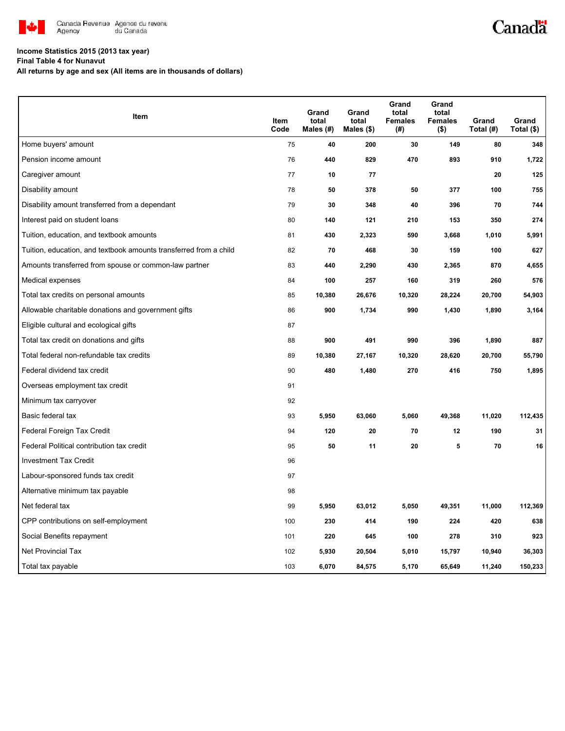**Income Statistics 2015 (2013 tax year)**
**Final Table 4 for Nunavut**
**All returns by age and sex (All items are in thousands of dollars)**

| Item | Item Code | Grand total Males (#) | Grand total Males ($) | Grand total Females (#) | Grand total Females ($) | Grand Total (#) | Grand Total ($) |
|---|---|---|---|---|---|---|---|
| Home buyers' amount | 75 | 40 | 200 | 30 | 149 | 80 | 348 |
| Pension income amount | 76 | 440 | 829 | 470 | 893 | 910 | 1,722 |
| Caregiver amount | 77 | 10 | 77 | | | 20 | 125 |
| Disability amount | 78 | 50 | 378 | 50 | 377 | 100 | 755 |
| Disability amount transferred from a dependant | 79 | 30 | 348 | 40 | 396 | 70 | 744 |
| Interest paid on student loans | 80 | 140 | 121 | 210 | 153 | 350 | 274 |
| Tuition, education, and textbook amounts | 81 | 430 | 2,323 | 590 | 3,668 | 1,010 | 5,991 |
| Tuition, education, and textbook amounts transferred from a child | 82 | 70 | 468 | 30 | 159 | 100 | 627 |
| Amounts transferred from spouse or common-law partner | 83 | 440 | 2,290 | 430 | 2,365 | 870 | 4,655 |
| Medical expenses | 84 | 100 | 257 | 160 | 319 | 260 | 576 |
| Total tax credits on personal amounts | 85 | 10,380 | 26,676 | 10,320 | 28,224 | 20,700 | 54,903 |
| Allowable charitable donations and government gifts | 86 | 900 | 1,734 | 990 | 1,430 | 1,890 | 3,164 |
| Eligible cultural and ecological gifts | 87 | | | | | | |
| Total tax credit on donations and gifts | 88 | 900 | 491 | 990 | 396 | 1,890 | 887 |
| Total federal non-refundable tax credits | 89 | 10,380 | 27,167 | 10,320 | 28,620 | 20,700 | 55,790 |
| Federal dividend tax credit | 90 | 480 | 1,480 | 270 | 416 | 750 | 1,895 |
| Overseas employment tax credit | 91 | | | | | | |
| Minimum tax carryover | 92 | | | | | | |
| Basic federal tax | 93 | 5,950 | 63,060 | 5,060 | 49,368 | 11,020 | 112,435 |
| Federal Foreign Tax Credit | 94 | 120 | 20 | 70 | 12 | 190 | 31 |
| Federal Political contribution tax credit | 95 | 50 | 11 | 20 | 5 | 70 | 16 |
| Investment Tax Credit | 96 | | | | | | |
| Labour-sponsored funds tax credit | 97 | | | | | | |
| Alternative minimum tax payable | 98 | | | | | | |
| Net federal tax | 99 | 5,950 | 63,012 | 5,050 | 49,351 | 11,000 | 112,369 |
| CPP contributions on self-employment | 100 | 230 | 414 | 190 | 224 | 420 | 638 |
| Social Benefits repayment | 101 | 220 | 645 | 100 | 278 | 310 | 923 |
| Net Provincial Tax | 102 | 5,930 | 20,504 | 5,010 | 15,797 | 10,940 | 36,303 |
| Total tax payable | 103 | 6,070 | 84,575 | 5,170 | 65,649 | 11,240 | 150,233 |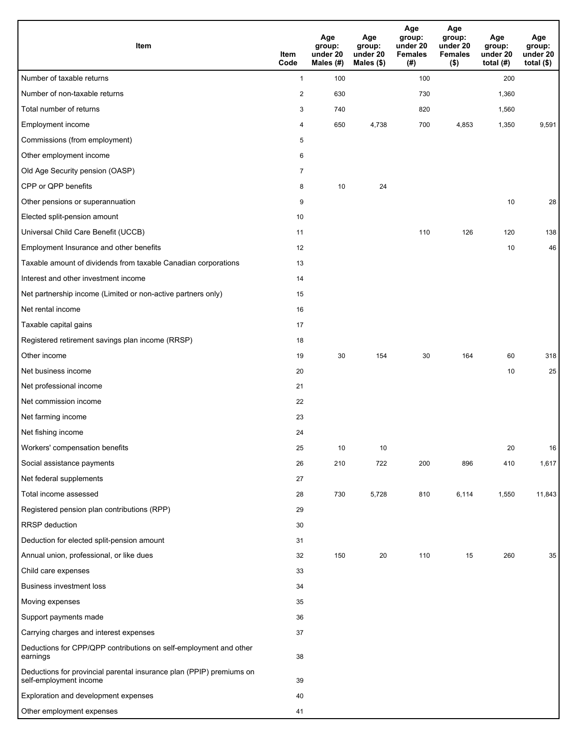| Item | Item Code | Age group: under 20 Males (#) | Age group: under 20 Males ($) | Age group: under 20 Females (#) | Age group: under 20 Females ($) | Age group: under 20 total (#) | Age group: under 20 total ($) |
|---|---|---|---|---|---|---|---|
| Number of taxable returns | 1 | 100 | | 100 | | 200 | |
| Number of non-taxable returns | 2 | 630 | | 730 | | 1,360 | |
| Total number of returns | 3 | 740 | | 820 | | 1,560 | |
| Employment income | 4 | 650 | 4,738 | 700 | 4,853 | 1,350 | 9,591 |
| Commissions (from employment) | 5 | | | | | | |
| Other employment income | 6 | | | | | | |
| Old Age Security pension (OASP) | 7 | | | | | | |
| CPP or QPP benefits | 8 | 10 | 24 | | | | |
| Other pensions or superannuation | 9 | | | | | 10 | 28 |
| Elected split-pension amount | 10 | | | | | | |
| Universal Child Care Benefit (UCCB) | 11 | | | 110 | 126 | 120 | 138 |
| Employment Insurance and other benefits | 12 | | | | | 10 | 46 |
| Taxable amount of dividends from taxable Canadian corporations | 13 | | | | | | |
| Interest and other investment income | 14 | | | | | | |
| Net partnership income (Limited or non-active partners only) | 15 | | | | | | |
| Net rental income | 16 | | | | | | |
| Taxable capital gains | 17 | | | | | | |
| Registered retirement savings plan income (RRSP) | 18 | | | | | | |
| Other income | 19 | 30 | 154 | 30 | 164 | 60 | 318 |
| Net business income | 20 | | | | | 10 | 25 |
| Net professional income | 21 | | | | | | |
| Net commission income | 22 | | | | | | |
| Net farming income | 23 | | | | | | |
| Net fishing income | 24 | | | | | | |
| Workers' compensation benefits | 25 | 10 | 10 | | | 20 | 16 |
| Social assistance payments | 26 | 210 | 722 | 200 | 896 | 410 | 1,617 |
| Net federal supplements | 27 | | | | | | |
| Total income assessed | 28 | 730 | 5,728 | 810 | 6,114 | 1,550 | 11,843 |
| Registered pension plan contributions (RPP) | 29 | | | | | | |
| RRSP deduction | 30 | | | | | | |
| Deduction for elected split-pension amount | 31 | | | | | | |
| Annual union, professional, or like dues | 32 | 150 | 20 | 110 | 15 | 260 | 35 |
| Child care expenses | 33 | | | | | | |
| Business investment loss | 34 | | | | | | |
| Moving expenses | 35 | | | | | | |
| Support payments made | 36 | | | | | | |
| Carrying charges and interest expenses | 37 | | | | | | |
| Deductions for CPP/QPP contributions on self-employment and other earnings | 38 | | | | | | |
| Deductions for provincial parental insurance plan (PPIP) premiums on self-employment income | 39 | | | | | | |
| Exploration and development expenses | 40 | | | | | | |
| Other employment expenses | 41 | | | | | | |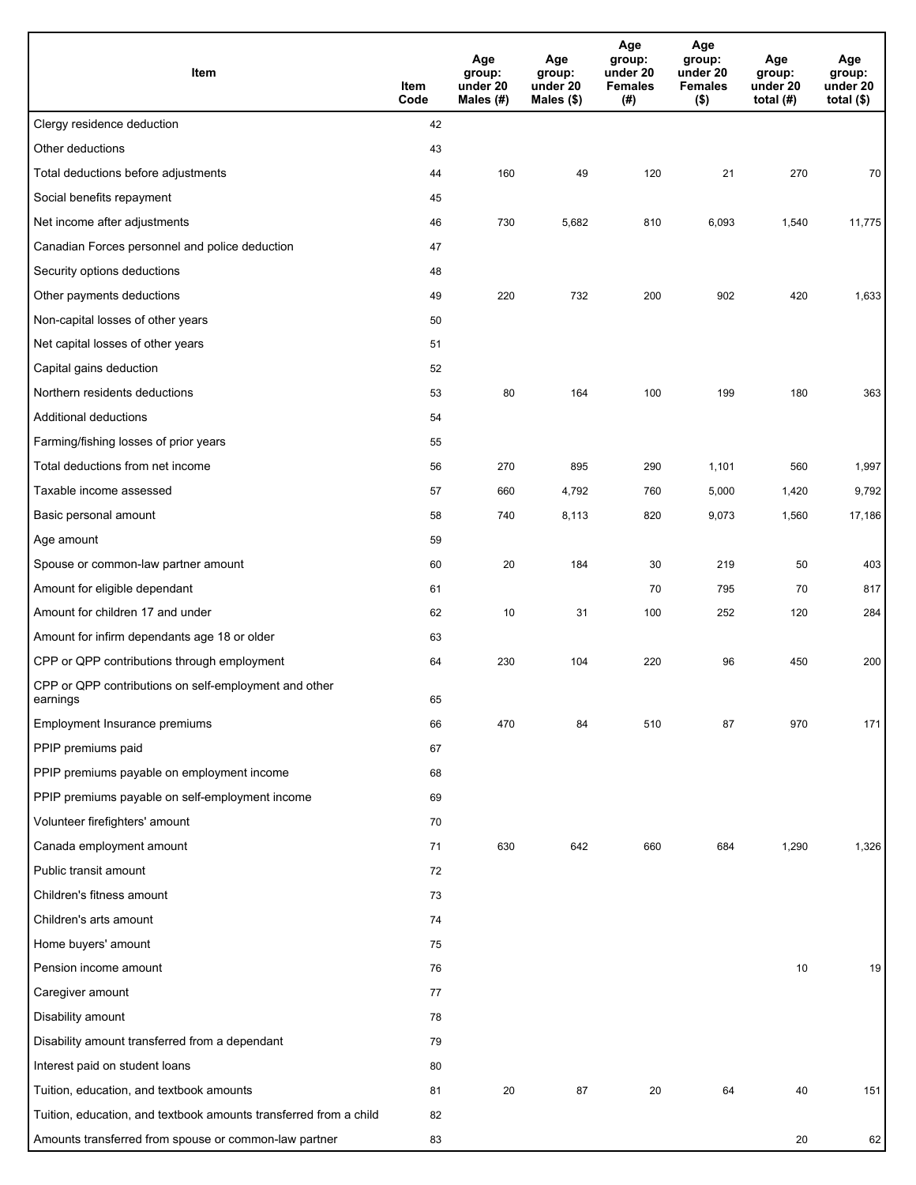| Item | Item Code | Age group: under 20 Males (#) | Age group: under 20 Males ($) | Age group: under 20 Females (#) | Age group: under 20 Females ($) | Age group: under 20 total (#) | Age group: under 20 total ($) |
|---|---|---|---|---|---|---|---|
| Clergy residence deduction | 42 | | | | | | |
| Other deductions | 43 | | | | | | |
| Total deductions before adjustments | 44 | 160 | 49 | 120 | 21 | 270 | 70 |
| Social benefits repayment | 45 | | | | | | |
| Net income after adjustments | 46 | 730 | 5,682 | 810 | 6,093 | 1,540 | 11,775 |
| Canadian Forces personnel and police deduction | 47 | | | | | | |
| Security options deductions | 48 | | | | | | |
| Other payments deductions | 49 | 220 | 732 | 200 | 902 | 420 | 1,633 |
| Non-capital losses of other years | 50 | | | | | | |
| Net capital losses of other years | 51 | | | | | | |
| Capital gains deduction | 52 | | | | | | |
| Northern residents deductions | 53 | 80 | 164 | 100 | 199 | 180 | 363 |
| Additional deductions | 54 | | | | | | |
| Farming/fishing losses of prior years | 55 | | | | | | |
| Total deductions from net income | 56 | 270 | 895 | 290 | 1,101 | 560 | 1,997 |
| Taxable income assessed | 57 | 660 | 4,792 | 760 | 5,000 | 1,420 | 9,792 |
| Basic personal amount | 58 | 740 | 8,113 | 820 | 9,073 | 1,560 | 17,186 |
| Age amount | 59 | | | | | | |
| Spouse or common-law partner amount | 60 | 20 | 184 | 30 | 219 | 50 | 403 |
| Amount for eligible dependant | 61 | | | 70 | 795 | 70 | 817 |
| Amount for children 17 and under | 62 | 10 | 31 | 100 | 252 | 120 | 284 |
| Amount for infirm dependants age 18 or older | 63 | | | | | | |
| CPP or QPP contributions through employment | 64 | 230 | 104 | 220 | 96 | 450 | 200 |
| CPP or QPP contributions on self-employment and other earnings | 65 | | | | | | |
| Employment Insurance premiums | 66 | 470 | 84 | 510 | 87 | 970 | 171 |
| PPIP premiums paid | 67 | | | | | | |
| PPIP premiums payable on employment income | 68 | | | | | | |
| PPIP premiums payable on self-employment income | 69 | | | | | | |
| Volunteer firefighters' amount | 70 | | | | | | |
| Canada employment amount | 71 | 630 | 642 | 660 | 684 | 1,290 | 1,326 |
| Public transit amount | 72 | | | | | | |
| Children's fitness amount | 73 | | | | | | |
| Children's arts amount | 74 | | | | | | |
| Home buyers' amount | 75 | | | | | | |
| Pension income amount | 76 | | | | | 10 | 19 |
| Caregiver amount | 77 | | | | | | |
| Disability amount | 78 | | | | | | |
| Disability amount transferred from a dependant | 79 | | | | | | |
| Interest paid on student loans | 80 | | | | | | |
| Tuition, education, and textbook amounts | 81 | 20 | 87 | 20 | 64 | 40 | 151 |
| Tuition, education, and textbook amounts transferred from a child | 82 | | | | | | |
| Amounts transferred from spouse or common-law partner | 83 | | | | | 20 | 62 |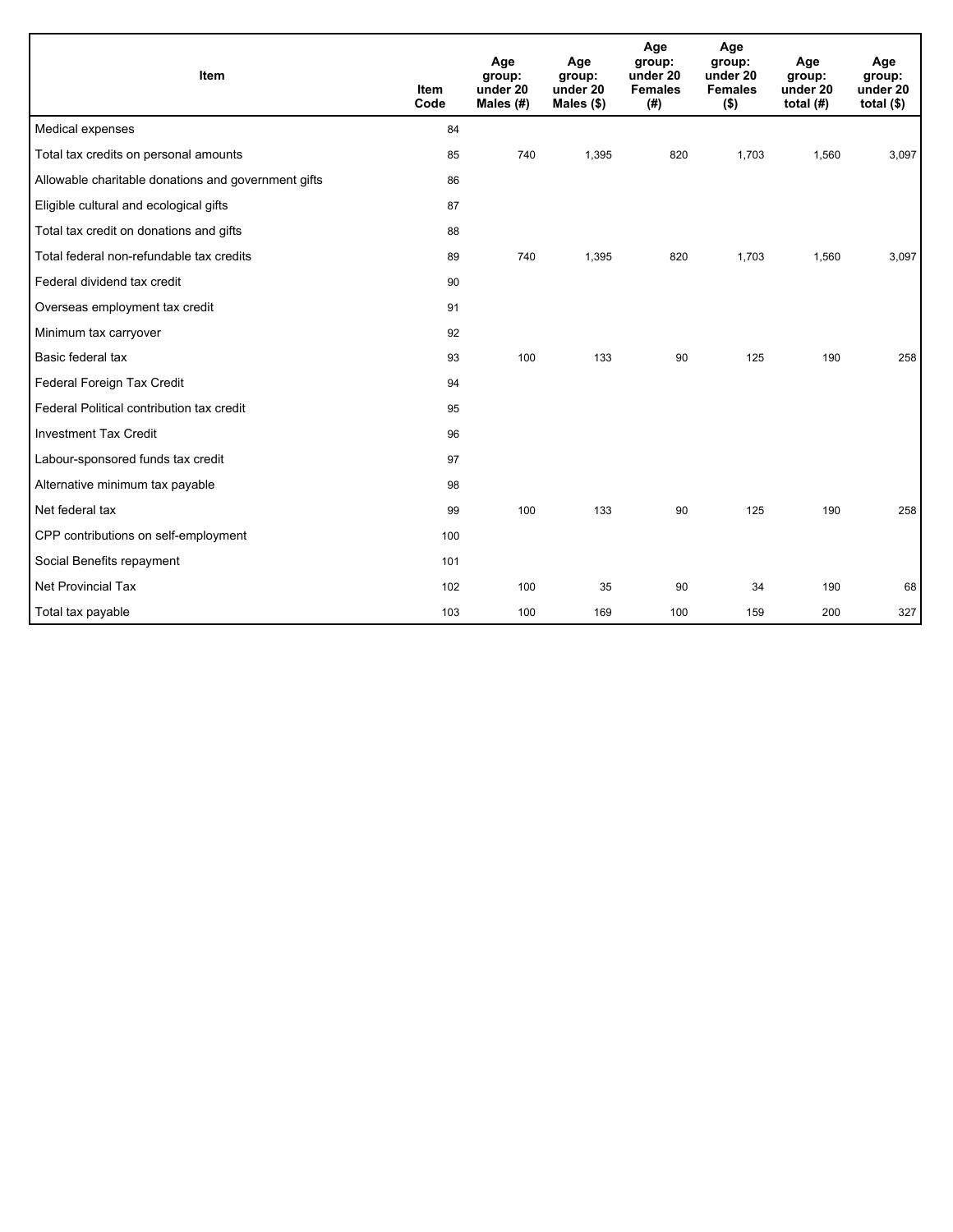| Item | Item Code | Age group: under 20 Males (#) | Age group: under 20 Males ($) | Age group: under 20 Females (#) | Age group: under 20 Females ($) | Age group: under 20 total (#) | Age group: under 20 total ($) |
|---|---|---|---|---|---|---|---|
| Medical expenses | 84 | | | | | | |
| Total tax credits on personal amounts | 85 | 740 | 1,395 | 820 | 1,703 | 1,560 | 3,097 |
| Allowable charitable donations and government gifts | 86 | | | | | | |
| Eligible cultural and ecological gifts | 87 | | | | | | |
| Total tax credit on donations and gifts | 88 | | | | | | |
| Total federal non-refundable tax credits | 89 | 740 | 1,395 | 820 | 1,703 | 1,560 | 3,097 |
| Federal dividend tax credit | 90 | | | | | | |
| Overseas employment tax credit | 91 | | | | | | |
| Minimum tax carryover | 92 | | | | | | |
| Basic federal tax | 93 | 100 | 133 | 90 | 125 | 190 | 258 |
| Federal Foreign Tax Credit | 94 | | | | | | |
| Federal Political contribution tax credit | 95 | | | | | | |
| Investment Tax Credit | 96 | | | | | | |
| Labour-sponsored funds tax credit | 97 | | | | | | |
| Alternative minimum tax payable | 98 | | | | | | |
| Net federal tax | 99 | 100 | 133 | 90 | 125 | 190 | 258 |
| CPP contributions on self-employment | 100 | | | | | | |
| Social Benefits repayment | 101 | | | | | | |
| Net Provincial Tax | 102 | 100 | 35 | 90 | 34 | 190 | 68 |
| Total tax payable | 103 | 100 | 169 | 100 | 159 | 200 | 327 |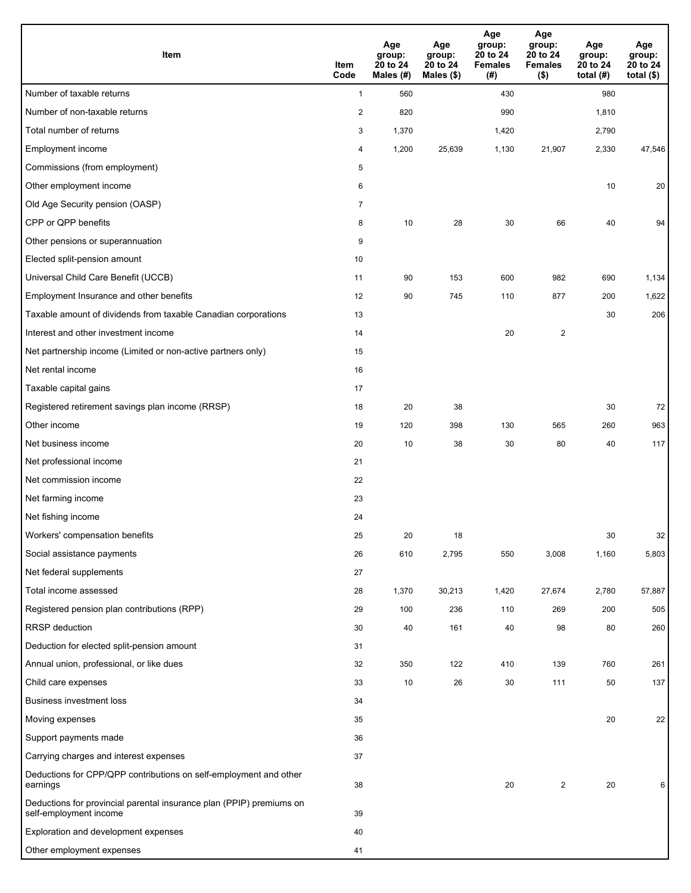| Item | Item Code | Age group: 20 to 24 Males (#) | Age group: 20 to 24 Males ($) | Age group: 20 to 24 Females (#) | Age group: 20 to 24 Females ($) | Age group: 20 to 24 total (#) | Age group: 20 to 24 total ($) |
|---|---|---|---|---|---|---|---|
| Number of taxable returns | 1 | 560 | | 430 | | 980 | |
| Number of non-taxable returns | 2 | 820 | | 990 | | 1,810 | |
| Total number of returns | 3 | 1,370 | | 1,420 | | 2,790 | |
| Employment income | 4 | 1,200 | 25,639 | 1,130 | 21,907 | 2,330 | 47,546 |
| Commissions (from employment) | 5 | | | | | | |
| Other employment income | 6 | | | | | 10 | 20 |
| Old Age Security pension (OASP) | 7 | | | | | | |
| CPP or QPP benefits | 8 | 10 | 28 | 30 | 66 | 40 | 94 |
| Other pensions or superannuation | 9 | | | | | | |
| Elected split-pension amount | 10 | | | | | | |
| Universal Child Care Benefit (UCCB) | 11 | 90 | 153 | 600 | 982 | 690 | 1,134 |
| Employment Insurance and other benefits | 12 | 90 | 745 | 110 | 877 | 200 | 1,622 |
| Taxable amount of dividends from taxable Canadian corporations | 13 | | | | | 30 | 206 |
| Interest and other investment income | 14 | | | 20 | 2 | | |
| Net partnership income (Limited or non-active partners only) | 15 | | | | | | |
| Net rental income | 16 | | | | | | |
| Taxable capital gains | 17 | | | | | | |
| Registered retirement savings plan income (RRSP) | 18 | 20 | 38 | | | 30 | 72 |
| Other income | 19 | 120 | 398 | 130 | 565 | 260 | 963 |
| Net business income | 20 | 10 | 38 | 30 | 80 | 40 | 117 |
| Net professional income | 21 | | | | | | |
| Net commission income | 22 | | | | | | |
| Net farming income | 23 | | | | | | |
| Net fishing income | 24 | | | | | | |
| Workers' compensation benefits | 25 | 20 | 18 | | | 30 | 32 |
| Social assistance payments | 26 | 610 | 2,795 | 550 | 3,008 | 1,160 | 5,803 |
| Net federal supplements | 27 | | | | | | |
| Total income assessed | 28 | 1,370 | 30,213 | 1,420 | 27,674 | 2,780 | 57,887 |
| Registered pension plan contributions (RPP) | 29 | 100 | 236 | 110 | 269 | 200 | 505 |
| RRSP deduction | 30 | 40 | 161 | 40 | 98 | 80 | 260 |
| Deduction for elected split-pension amount | 31 | | | | | | |
| Annual union, professional, or like dues | 32 | 350 | 122 | 410 | 139 | 760 | 261 |
| Child care expenses | 33 | 10 | 26 | 30 | 111 | 50 | 137 |
| Business investment loss | 34 | | | | | | |
| Moving expenses | 35 | | | | | 20 | 22 |
| Support payments made | 36 | | | | | | |
| Carrying charges and interest expenses | 37 | | | | | | |
| Deductions for CPP/QPP contributions on self-employment and other earnings | 38 | | | 20 | 2 | 20 | 6 |
| Deductions for provincial parental insurance plan (PPIP) premiums on self-employment income | 39 | | | | | | |
| Exploration and development expenses | 40 | | | | | | |
| Other employment expenses | 41 | | | | | | |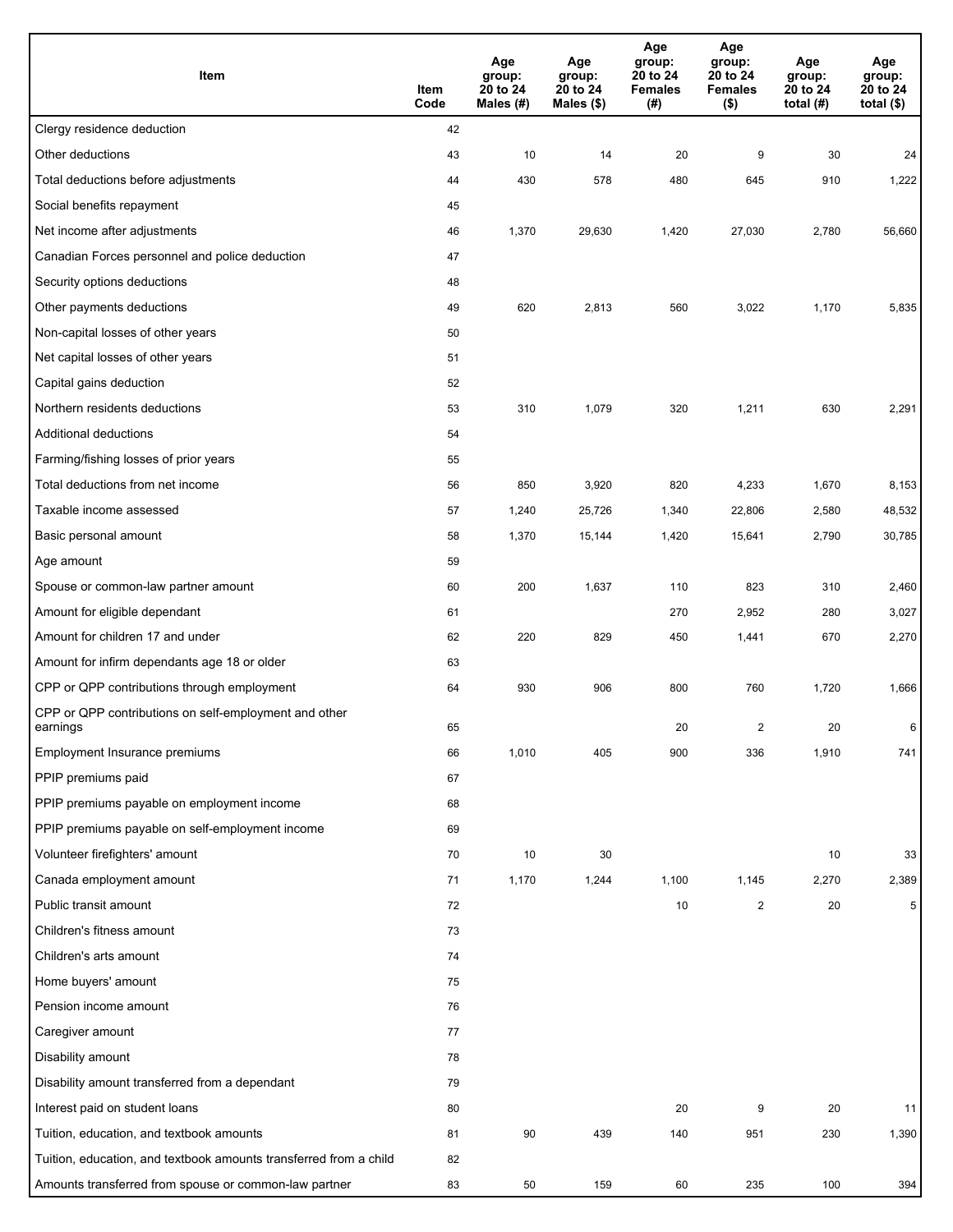| Item | Item Code | Age group: 20 to 24 Males (#) | Age group: 20 to 24 Males ($) | Age group: 20 to 24 Females (#) | Age group: 20 to 24 Females ($) | Age group: 20 to 24 total (#) | Age group: 20 to 24 total ($) |
|---|---|---|---|---|---|---|---|
| Clergy residence deduction | 42 | | | | | | |
| Other deductions | 43 | 10 | 14 | 20 | 9 | 30 | 24 |
| Total deductions before adjustments | 44 | 430 | 578 | 480 | 645 | 910 | 1,222 |
| Social benefits repayment | 45 | | | | | | |
| Net income after adjustments | 46 | 1,370 | 29,630 | 1,420 | 27,030 | 2,780 | 56,660 |
| Canadian Forces personnel and police deduction | 47 | | | | | | |
| Security options deductions | 48 | | | | | | |
| Other payments deductions | 49 | 620 | 2,813 | 560 | 3,022 | 1,170 | 5,835 |
| Non-capital losses of other years | 50 | | | | | | |
| Net capital losses of other years | 51 | | | | | | |
| Capital gains deduction | 52 | | | | | | |
| Northern residents deductions | 53 | 310 | 1,079 | 320 | 1,211 | 630 | 2,291 |
| Additional deductions | 54 | | | | | | |
| Farming/fishing losses of prior years | 55 | | | | | | |
| Total deductions from net income | 56 | 850 | 3,920 | 820 | 4,233 | 1,670 | 8,153 |
| Taxable income assessed | 57 | 1,240 | 25,726 | 1,340 | 22,806 | 2,580 | 48,532 |
| Basic personal amount | 58 | 1,370 | 15,144 | 1,420 | 15,641 | 2,790 | 30,785 |
| Age amount | 59 | | | | | | |
| Spouse or common-law partner amount | 60 | 200 | 1,637 | 110 | 823 | 310 | 2,460 |
| Amount for eligible dependant | 61 | | | 270 | 2,952 | 280 | 3,027 |
| Amount for children 17 and under | 62 | 220 | 829 | 450 | 1,441 | 670 | 2,270 |
| Amount for infirm dependants age 18 or older | 63 | | | | | | |
| CPP or QPP contributions through employment | 64 | 930 | 906 | 800 | 760 | 1,720 | 1,666 |
| CPP or QPP contributions on self-employment and other earnings | 65 | | | 20 | 2 | 20 | 6 |
| Employment Insurance premiums | 66 | 1,010 | 405 | 900 | 336 | 1,910 | 741 |
| PPIP premiums paid | 67 | | | | | | |
| PPIP premiums payable on employment income | 68 | | | | | | |
| PPIP premiums payable on self-employment income | 69 | | | | | | |
| Volunteer firefighters' amount | 70 | 10 | 30 | | | 10 | 33 |
| Canada employment amount | 71 | 1,170 | 1,244 | 1,100 | 1,145 | 2,270 | 2,389 |
| Public transit amount | 72 | | | 10 | 2 | 20 | 5 |
| Children's fitness amount | 73 | | | | | | |
| Children's arts amount | 74 | | | | | | |
| Home buyers' amount | 75 | | | | | | |
| Pension income amount | 76 | | | | | | |
| Caregiver amount | 77 | | | | | | |
| Disability amount | 78 | | | | | | |
| Disability amount transferred from a dependant | 79 | | | | | | |
| Interest paid on student loans | 80 | | | 20 | 9 | 20 | 11 |
| Tuition, education, and textbook amounts | 81 | 90 | 439 | 140 | 951 | 230 | 1,390 |
| Tuition, education, and textbook amounts transferred from a child | 82 | | | | | | |
| Amounts transferred from spouse or common-law partner | 83 | 50 | 159 | 60 | 235 | 100 | 394 |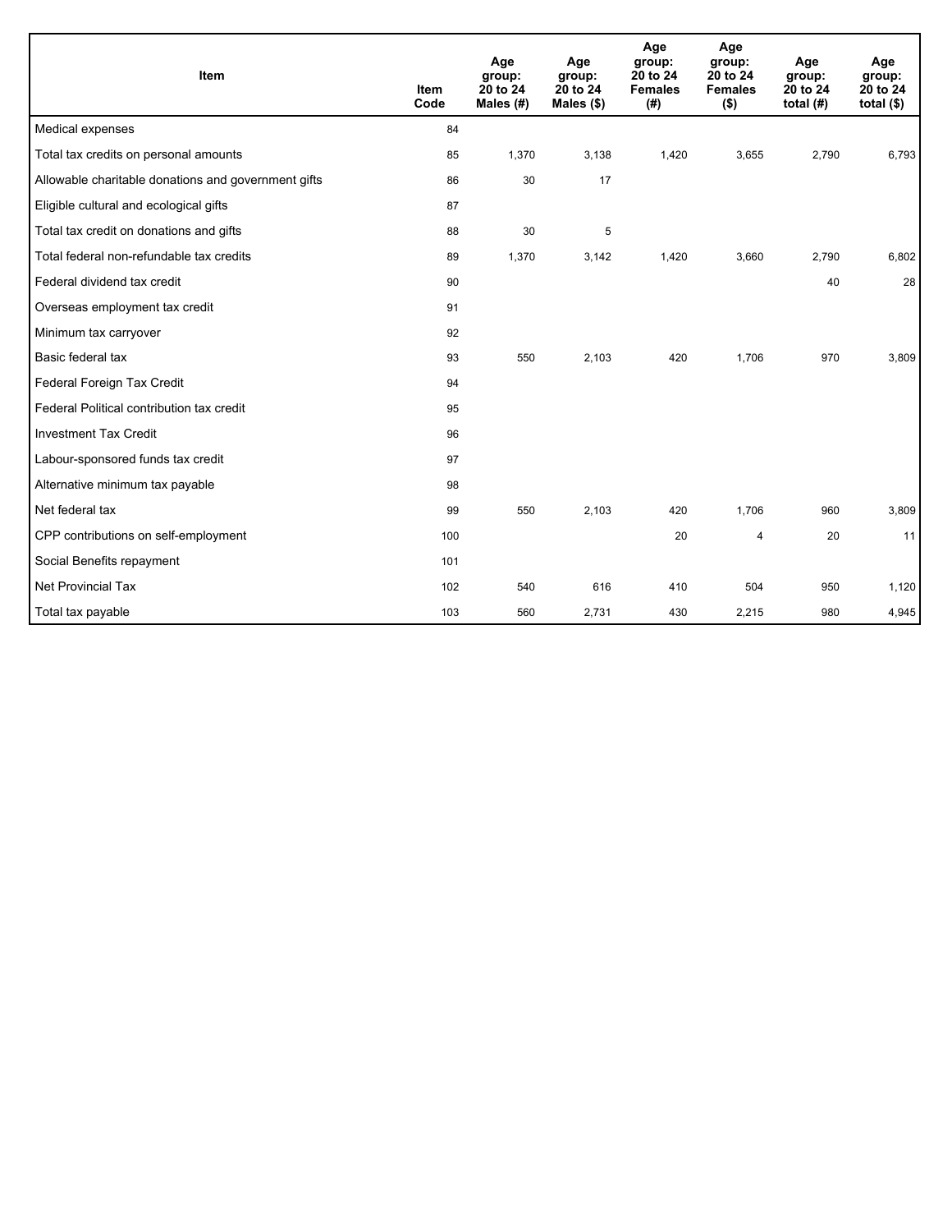| Item | Item Code | Age group: 20 to 24 Males (#) | Age group: 20 to 24 Males ($) | Age group: 20 to 24 Females (#) | Age group: 20 to 24 Females ($) | Age group: 20 to 24 total (#) | Age group: 20 to 24 total ($) |
|---|---|---|---|---|---|---|---|
| Medical expenses | 84 | | | | | | |
| Total tax credits on personal amounts | 85 | 1,370 | 3,138 | 1,420 | 3,655 | 2,790 | 6,793 |
| Allowable charitable donations and government gifts | 86 | 30 | 17 | | | | |
| Eligible cultural and ecological gifts | 87 | | | | | | |
| Total tax credit on donations and gifts | 88 | 30 | 5 | | | | |
| Total federal non-refundable tax credits | 89 | 1,370 | 3,142 | 1,420 | 3,660 | 2,790 | 6,802 |
| Federal dividend tax credit | 90 | | | | | 40 | 28 |
| Overseas employment tax credit | 91 | | | | | | |
| Minimum tax carryover | 92 | | | | | | |
| Basic federal tax | 93 | 550 | 2,103 | 420 | 1,706 | 970 | 3,809 |
| Federal Foreign Tax Credit | 94 | | | | | | |
| Federal Political contribution tax credit | 95 | | | | | | |
| Investment Tax Credit | 96 | | | | | | |
| Labour-sponsored funds tax credit | 97 | | | | | | |
| Alternative minimum tax payable | 98 | | | | | | |
| Net federal tax | 99 | 550 | 2,103 | 420 | 1,706 | 960 | 3,809 |
| CPP contributions on self-employment | 100 | | | 20 | 4 | 20 | 11 |
| Social Benefits repayment | 101 | | | | | | |
| Net Provincial Tax | 102 | 540 | 616 | 410 | 504 | 950 | 1,120 |
| Total tax payable | 103 | 560 | 2,731 | 430 | 2,215 | 980 | 4,945 |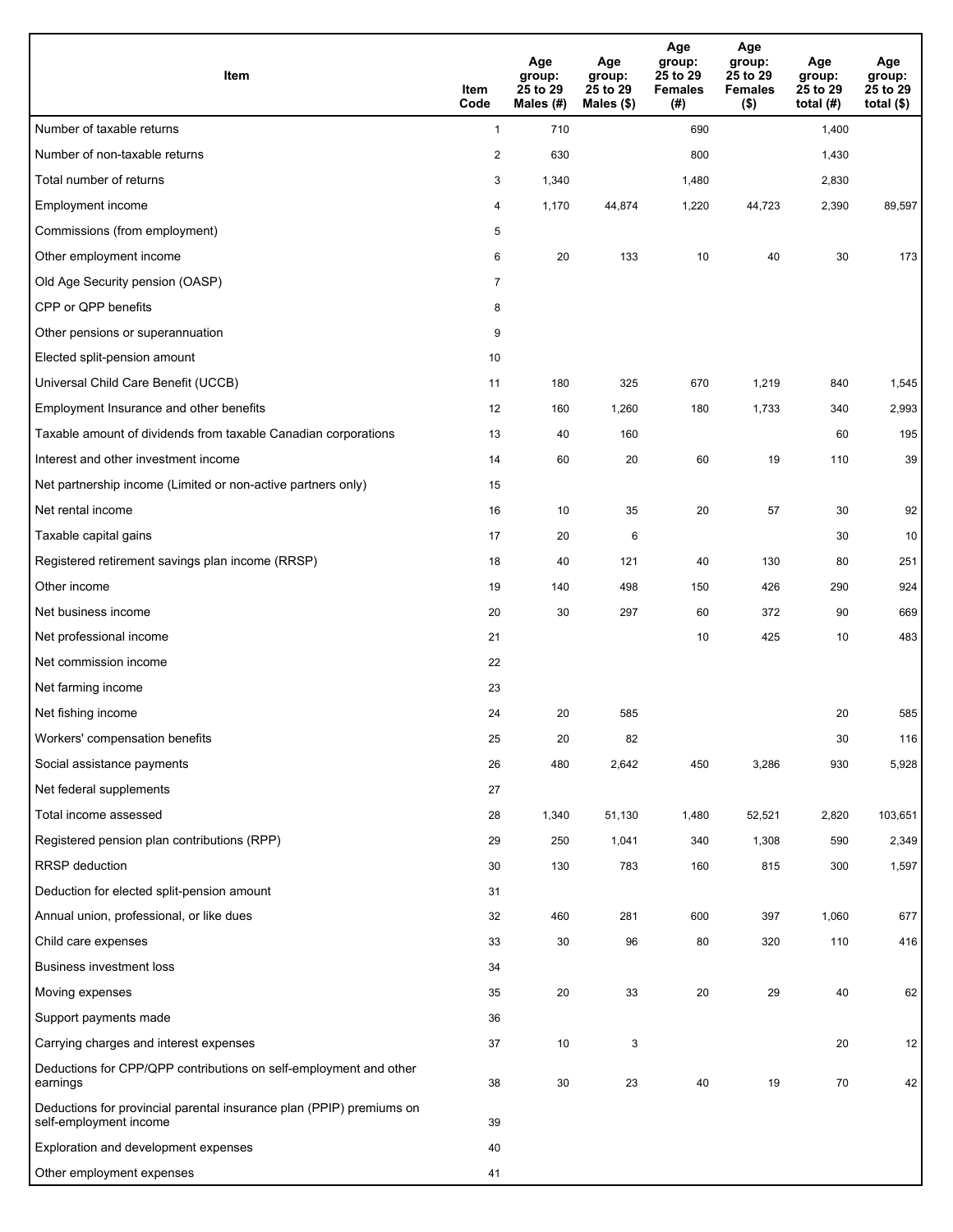| Item | Item Code | Age group: 25 to 29 Males (#) | Age group: 25 to 29 Males ($) | Age group: 25 to 29 Females (#) | Age group: 25 to 29 Females ($) | Age group: 25 to 29 total (#) | Age group: 25 to 29 total ($) |
|---|---|---|---|---|---|---|---|
| Number of taxable returns | 1 | 710 | | 690 | | 1,400 | |
| Number of non-taxable returns | 2 | 630 | | 800 | | 1,430 | |
| Total number of returns | 3 | 1,340 | | 1,480 | | 2,830 | |
| Employment income | 4 | 1,170 | 44,874 | 1,220 | 44,723 | 2,390 | 89,597 |
| Commissions (from employment) | 5 | | | | | | |
| Other employment income | 6 | 20 | 133 | 10 | 40 | 30 | 173 |
| Old Age Security pension (OASP) | 7 | | | | | | |
| CPP or QPP benefits | 8 | | | | | | |
| Other pensions or superannuation | 9 | | | | | | |
| Elected split-pension amount | 10 | | | | | | |
| Universal Child Care Benefit (UCCB) | 11 | 180 | 325 | 670 | 1,219 | 840 | 1,545 |
| Employment Insurance and other benefits | 12 | 160 | 1,260 | 180 | 1,733 | 340 | 2,993 |
| Taxable amount of dividends from taxable Canadian corporations | 13 | 40 | 160 | | | 60 | 195 |
| Interest and other investment income | 14 | 60 | 20 | 60 | 19 | 110 | 39 |
| Net partnership income (Limited or non-active partners only) | 15 | | | | | | |
| Net rental income | 16 | 10 | 35 | 20 | 57 | 30 | 92 |
| Taxable capital gains | 17 | 20 | 6 | | | 30 | 10 |
| Registered retirement savings plan income (RRSP) | 18 | 40 | 121 | 40 | 130 | 80 | 251 |
| Other income | 19 | 140 | 498 | 150 | 426 | 290 | 924 |
| Net business income | 20 | 30 | 297 | 60 | 372 | 90 | 669 |
| Net professional income | 21 | | | 10 | 425 | 10 | 483 |
| Net commission income | 22 | | | | | | |
| Net farming income | 23 | | | | | | |
| Net fishing income | 24 | 20 | 585 | | | 20 | 585 |
| Workers' compensation benefits | 25 | 20 | 82 | | | 30 | 116 |
| Social assistance payments | 26 | 480 | 2,642 | 450 | 3,286 | 930 | 5,928 |
| Net federal supplements | 27 | | | | | | |
| Total income assessed | 28 | 1,340 | 51,130 | 1,480 | 52,521 | 2,820 | 103,651 |
| Registered pension plan contributions (RPP) | 29 | 250 | 1,041 | 340 | 1,308 | 590 | 2,349 |
| RRSP deduction | 30 | 130 | 783 | 160 | 815 | 300 | 1,597 |
| Deduction for elected split-pension amount | 31 | | | | | | |
| Annual union, professional, or like dues | 32 | 460 | 281 | 600 | 397 | 1,060 | 677 |
| Child care expenses | 33 | 30 | 96 | 80 | 320 | 110 | 416 |
| Business investment loss | 34 | | | | | | |
| Moving expenses | 35 | 20 | 33 | 20 | 29 | 40 | 62 |
| Support payments made | 36 | | | | | | |
| Carrying charges and interest expenses | 37 | 10 | 3 | | | 20 | 12 |
| Deductions for CPP/QPP contributions on self-employment and other earnings | 38 | 30 | 23 | 40 | 19 | 70 | 42 |
| Deductions for provincial parental insurance plan (PPIP) premiums on self-employment income | 39 | | | | | | |
| Exploration and development expenses | 40 | | | | | | |
| Other employment expenses | 41 | | | | | | |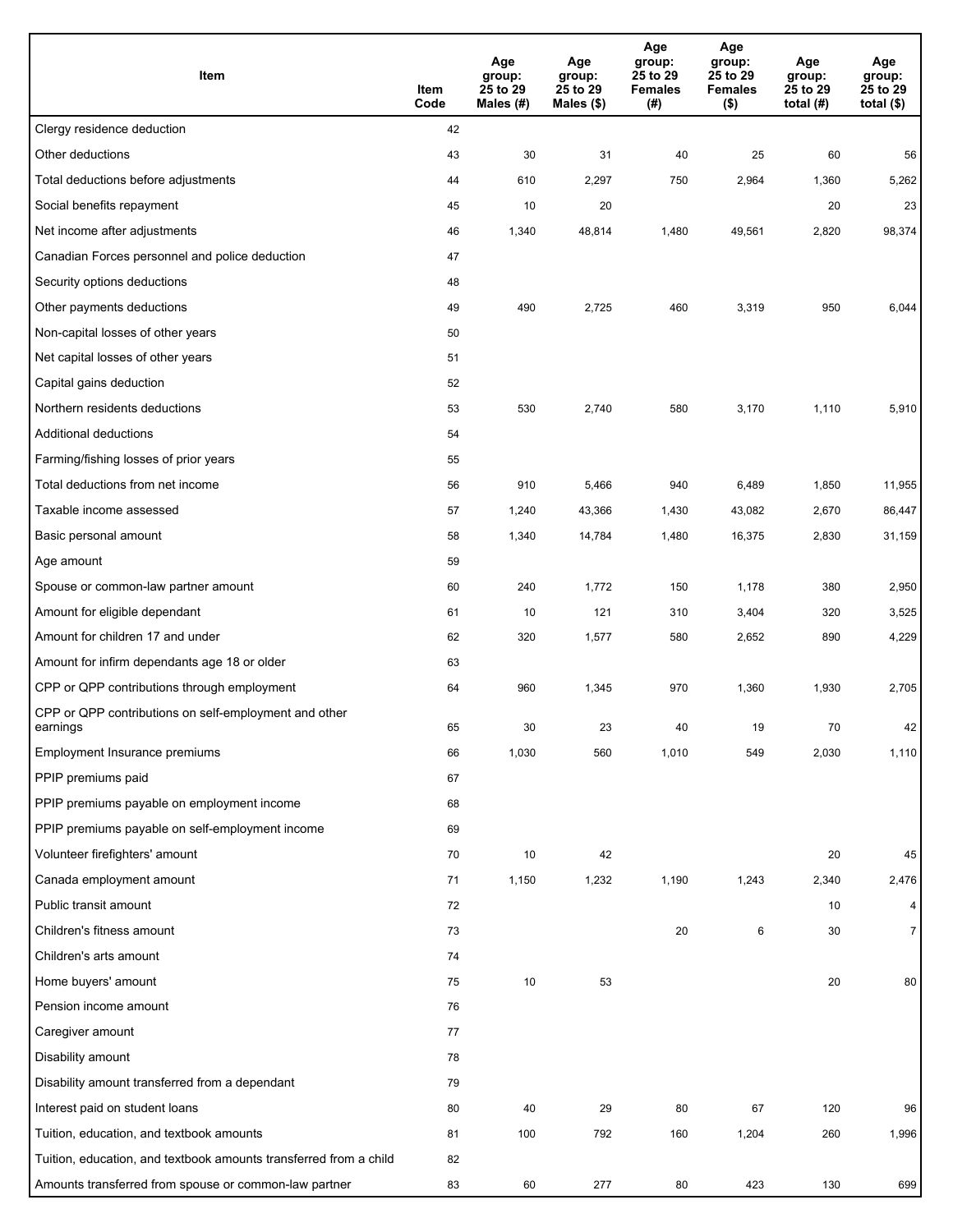| Item | Item Code | Age group: 25 to 29 Males (#) | Age group: 25 to 29 Males ($) | Age group: 25 to 29 Females (#) | Age group: 25 to 29 Females ($) | Age group: 25 to 29 total (#) | Age group: 25 to 29 total ($) |
|---|---|---|---|---|---|---|---|
| Clergy residence deduction | 42 | | | | | | |
| Other deductions | 43 | 30 | 31 | 40 | 25 | 60 | 56 |
| Total deductions before adjustments | 44 | 610 | 2,297 | 750 | 2,964 | 1,360 | 5,262 |
| Social benefits repayment | 45 | 10 | 20 | | | 20 | 23 |
| Net income after adjustments | 46 | 1,340 | 48,814 | 1,480 | 49,561 | 2,820 | 98,374 |
| Canadian Forces personnel and police deduction | 47 | | | | | | |
| Security options deductions | 48 | | | | | | |
| Other payments deductions | 49 | 490 | 2,725 | 460 | 3,319 | 950 | 6,044 |
| Non-capital losses of other years | 50 | | | | | | |
| Net capital losses of other years | 51 | | | | | | |
| Capital gains deduction | 52 | | | | | | |
| Northern residents deductions | 53 | 530 | 2,740 | 580 | 3,170 | 1,110 | 5,910 |
| Additional deductions | 54 | | | | | | |
| Farming/fishing losses of prior years | 55 | | | | | | |
| Total deductions from net income | 56 | 910 | 5,466 | 940 | 6,489 | 1,850 | 11,955 |
| Taxable income assessed | 57 | 1,240 | 43,366 | 1,430 | 43,082 | 2,670 | 86,447 |
| Basic personal amount | 58 | 1,340 | 14,784 | 1,480 | 16,375 | 2,830 | 31,159 |
| Age amount | 59 | | | | | | |
| Spouse or common-law partner amount | 60 | 240 | 1,772 | 150 | 1,178 | 380 | 2,950 |
| Amount for eligible dependant | 61 | 10 | 121 | 310 | 3,404 | 320 | 3,525 |
| Amount for children 17 and under | 62 | 320 | 1,577 | 580 | 2,652 | 890 | 4,229 |
| Amount for infirm dependants age 18 or older | 63 | | | | | | |
| CPP or QPP contributions through employment | 64 | 960 | 1,345 | 970 | 1,360 | 1,930 | 2,705 |
| CPP or QPP contributions on self-employment and other earnings | 65 | 30 | 23 | 40 | 19 | 70 | 42 |
| Employment Insurance premiums | 66 | 1,030 | 560 | 1,010 | 549 | 2,030 | 1,110 |
| PPIP premiums paid | 67 | | | | | | |
| PPIP premiums payable on employment income | 68 | | | | | | |
| PPIP premiums payable on self-employment income | 69 | | | | | | |
| Volunteer firefighters' amount | 70 | 10 | 42 | | | 20 | 45 |
| Canada employment amount | 71 | 1,150 | 1,232 | 1,190 | 1,243 | 2,340 | 2,476 |
| Public transit amount | 72 | | | | | 10 | 4 |
| Children's fitness amount | 73 | | | 20 | 6 | 30 | 7 |
| Children's arts amount | 74 | | | | | | |
| Home buyers' amount | 75 | 10 | 53 | | | 20 | 80 |
| Pension income amount | 76 | | | | | | |
| Caregiver amount | 77 | | | | | | |
| Disability amount | 78 | | | | | | |
| Disability amount transferred from a dependant | 79 | | | | | | |
| Interest paid on student loans | 80 | 40 | 29 | 80 | 67 | 120 | 96 |
| Tuition, education, and textbook amounts | 81 | 100 | 792 | 160 | 1,204 | 260 | 1,996 |
| Tuition, education, and textbook amounts transferred from a child | 82 | | | | | | |
| Amounts transferred from spouse or common-law partner | 83 | 60 | 277 | 80 | 423 | 130 | 699 |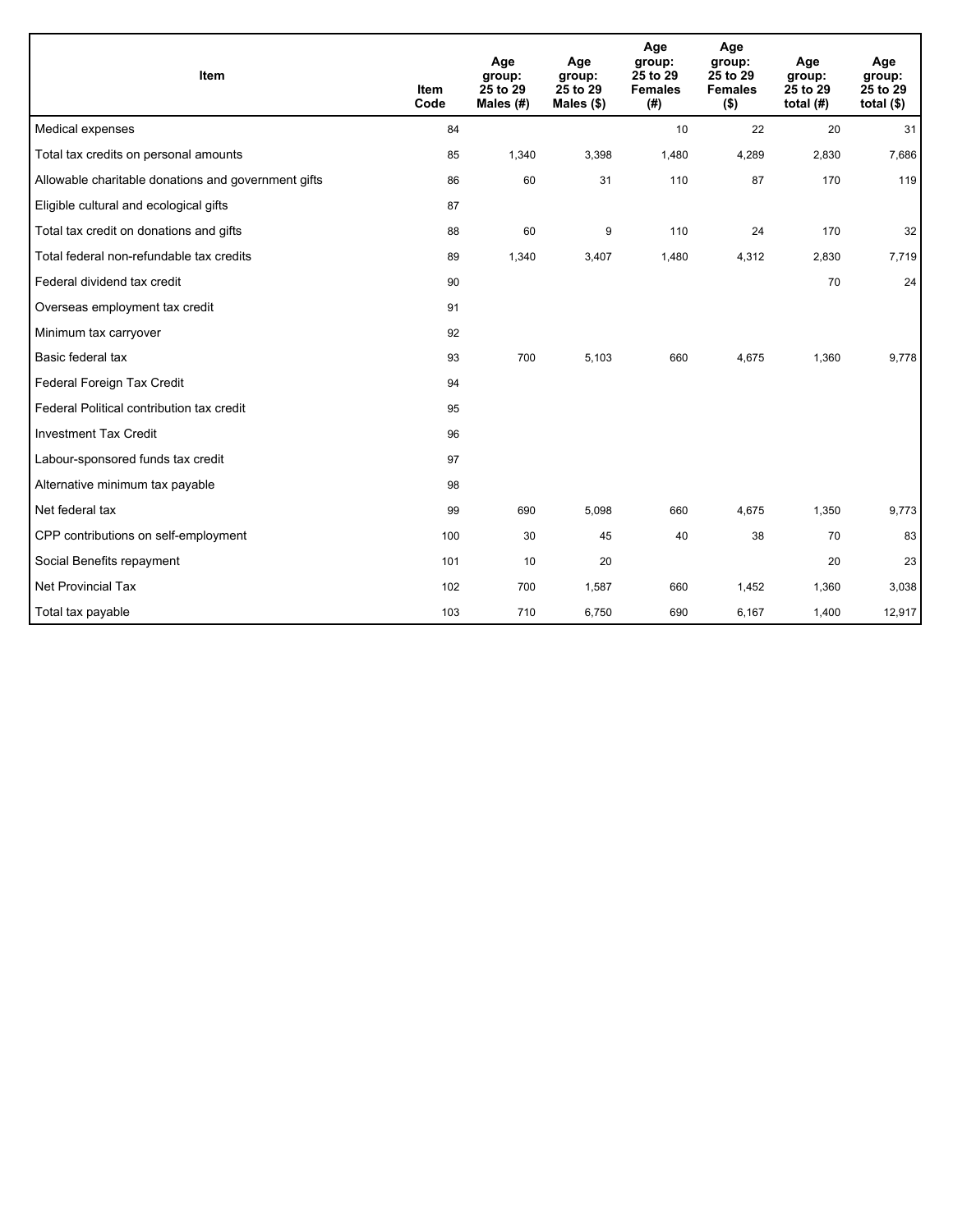| Item | Item Code | Age group: 25 to 29 Males (#) | Age group: 25 to 29 Males ($) | Age group: 25 to 29 Females (#) | Age group: 25 to 29 Females ($) | Age group: 25 to 29 total (#) | Age group: 25 to 29 total ($) |
|---|---|---|---|---|---|---|---|
| Medical expenses | 84 | | | 10 | 22 | 20 | 31 |
| Total tax credits on personal amounts | 85 | 1,340 | 3,398 | 1,480 | 4,289 | 2,830 | 7,686 |
| Allowable charitable donations and government gifts | 86 | 60 | 31 | 110 | 87 | 170 | 119 |
| Eligible cultural and ecological gifts | 87 | | | | | | |
| Total tax credit on donations and gifts | 88 | 60 | 9 | 110 | 24 | 170 | 32 |
| Total federal non-refundable tax credits | 89 | 1,340 | 3,407 | 1,480 | 4,312 | 2,830 | 7,719 |
| Federal dividend tax credit | 90 | | | | | 70 | 24 |
| Overseas employment tax credit | 91 | | | | | | |
| Minimum tax carryover | 92 | | | | | | |
| Basic federal tax | 93 | 700 | 5,103 | 660 | 4,675 | 1,360 | 9,778 |
| Federal Foreign Tax Credit | 94 | | | | | | |
| Federal Political contribution tax credit | 95 | | | | | | |
| Investment Tax Credit | 96 | | | | | | |
| Labour-sponsored funds tax credit | 97 | | | | | | |
| Alternative minimum tax payable | 98 | | | | | | |
| Net federal tax | 99 | 690 | 5,098 | 660 | 4,675 | 1,350 | 9,773 |
| CPP contributions on self-employment | 100 | 30 | 45 | 40 | 38 | 70 | 83 |
| Social Benefits repayment | 101 | 10 | 20 | | | 20 | 23 |
| Net Provincial Tax | 102 | 700 | 1,587 | 660 | 1,452 | 1,360 | 3,038 |
| Total tax payable | 103 | 710 | 6,750 | 690 | 6,167 | 1,400 | 12,917 |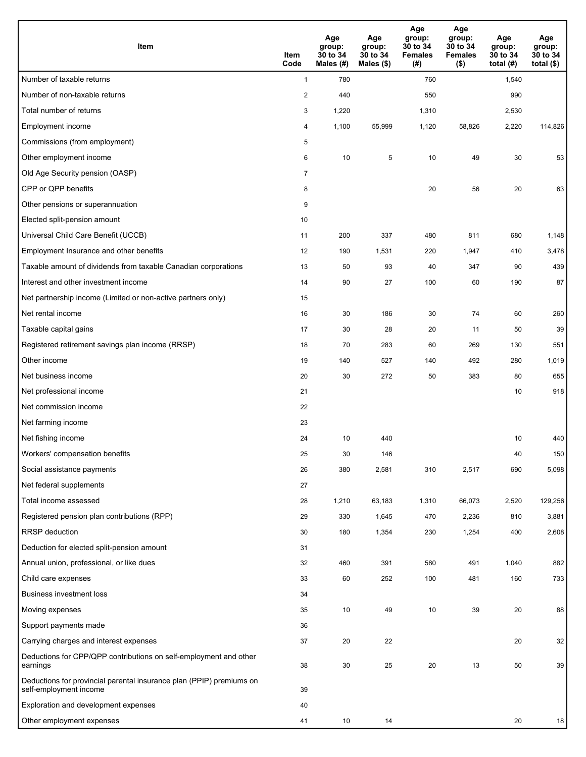| Item | Item Code | Age group: 30 to 34 Males (#) | Age group: 30 to 34 Males ($) | Age group: 30 to 34 Females (#) | Age group: 30 to 34 Females ($) | Age group: 30 to 34 total (#) | Age group: 30 to 34 total ($) |
|---|---|---|---|---|---|---|---|
| Number of taxable returns | 1 | 780 | | 760 | | 1,540 | |
| Number of non-taxable returns | 2 | 440 | | 550 | | 990 | |
| Total number of returns | 3 | 1,220 | | 1,310 | | 2,530 | |
| Employment income | 4 | 1,100 | 55,999 | 1,120 | 58,826 | 2,220 | 114,826 |
| Commissions (from employment) | 5 | | | | | | |
| Other employment income | 6 | 10 | 5 | 10 | 49 | 30 | 53 |
| Old Age Security pension (OASP) | 7 | | | | | | |
| CPP or QPP benefits | 8 | | | 20 | 56 | 20 | 63 |
| Other pensions or superannuation | 9 | | | | | | |
| Elected split-pension amount | 10 | | | | | | |
| Universal Child Care Benefit (UCCB) | 11 | 200 | 337 | 480 | 811 | 680 | 1,148 |
| Employment Insurance and other benefits | 12 | 190 | 1,531 | 220 | 1,947 | 410 | 3,478 |
| Taxable amount of dividends from taxable Canadian corporations | 13 | 50 | 93 | 40 | 347 | 90 | 439 |
| Interest and other investment income | 14 | 90 | 27 | 100 | 60 | 190 | 87 |
| Net partnership income (Limited or non-active partners only) | 15 | | | | | | |
| Net rental income | 16 | 30 | 186 | 30 | 74 | 60 | 260 |
| Taxable capital gains | 17 | 30 | 28 | 20 | 11 | 50 | 39 |
| Registered retirement savings plan income (RRSP) | 18 | 70 | 283 | 60 | 269 | 130 | 551 |
| Other income | 19 | 140 | 527 | 140 | 492 | 280 | 1,019 |
| Net business income | 20 | 30 | 272 | 50 | 383 | 80 | 655 |
| Net professional income | 21 | | | | | 10 | 918 |
| Net commission income | 22 | | | | | | |
| Net farming income | 23 | | | | | | |
| Net fishing income | 24 | 10 | 440 | | | 10 | 440 |
| Workers' compensation benefits | 25 | 30 | 146 | | | 40 | 150 |
| Social assistance payments | 26 | 380 | 2,581 | 310 | 2,517 | 690 | 5,098 |
| Net federal supplements | 27 | | | | | | |
| Total income assessed | 28 | 1,210 | 63,183 | 1,310 | 66,073 | 2,520 | 129,256 |
| Registered pension plan contributions (RPP) | 29 | 330 | 1,645 | 470 | 2,236 | 810 | 3,881 |
| RRSP deduction | 30 | 180 | 1,354 | 230 | 1,254 | 400 | 2,608 |
| Deduction for elected split-pension amount | 31 | | | | | | |
| Annual union, professional, or like dues | 32 | 460 | 391 | 580 | 491 | 1,040 | 882 |
| Child care expenses | 33 | 60 | 252 | 100 | 481 | 160 | 733 |
| Business investment loss | 34 | | | | | | |
| Moving expenses | 35 | 10 | 49 | 10 | 39 | 20 | 88 |
| Support payments made | 36 | | | | | | |
| Carrying charges and interest expenses | 37 | 20 | 22 | | | 20 | 32 |
| Deductions for CPP/QPP contributions on self-employment and other earnings | 38 | 30 | 25 | 20 | 13 | 50 | 39 |
| Deductions for provincial parental insurance plan (PPIP) premiums on self-employment income | 39 | | | | | | |
| Exploration and development expenses | 40 | | | | | | |
| Other employment expenses | 41 | 10 | 14 | | | 20 | 18 |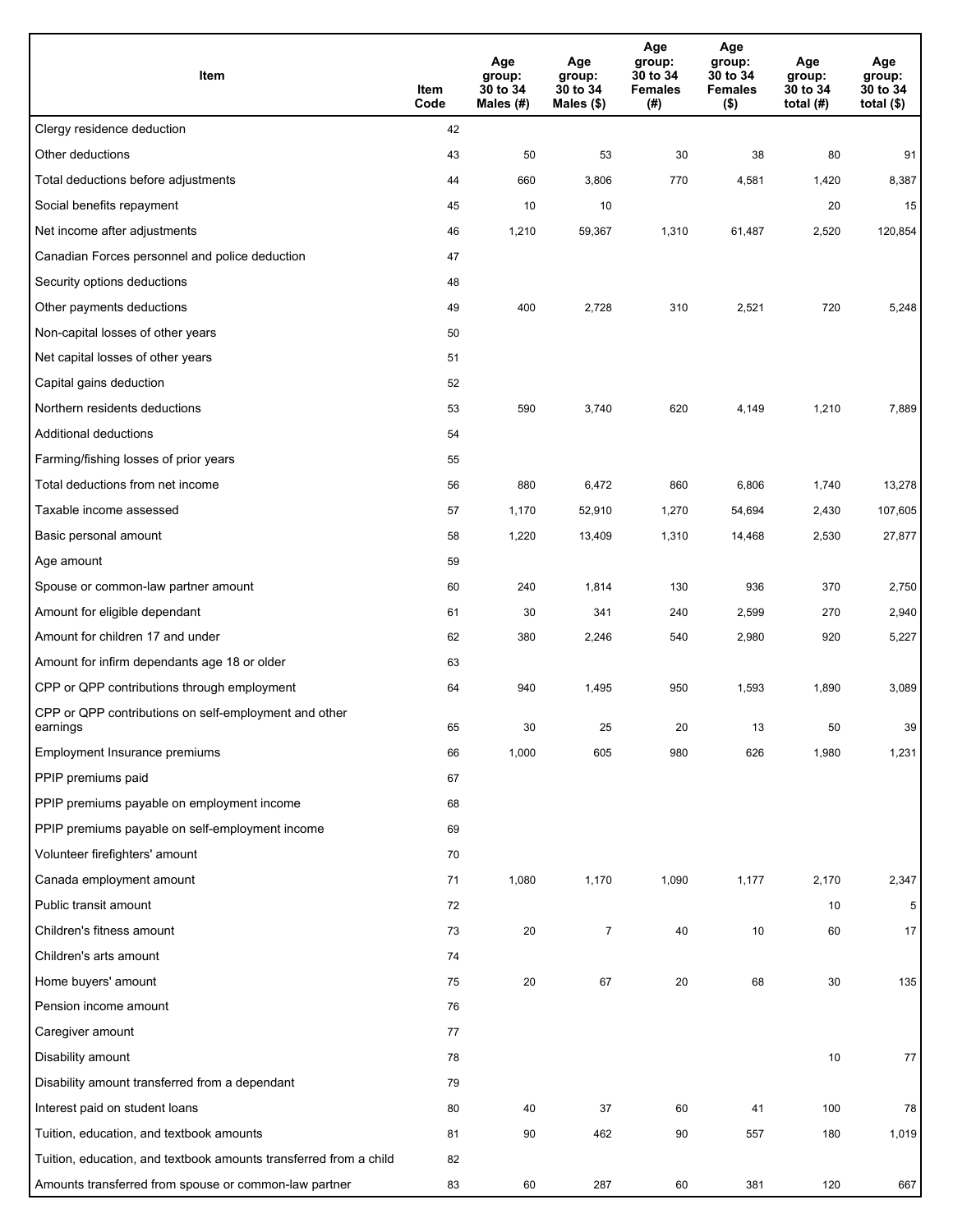| Item | Item Code | Age group: 30 to 34 Males (#) | Age group: 30 to 34 Males ($) | Age group: 30 to 34 Females (#) | Age group: 30 to 34 Females ($) | Age group: 30 to 34 total (#) | Age group: 30 to 34 total ($) |
|---|---|---|---|---|---|---|---|
| Clergy residence deduction | 42 | | | | | | |
| Other deductions | 43 | 50 | 53 | 30 | 38 | 80 | 91 |
| Total deductions before adjustments | 44 | 660 | 3,806 | 770 | 4,581 | 1,420 | 8,387 |
| Social benefits repayment | 45 | 10 | 10 | | | 20 | 15 |
| Net income after adjustments | 46 | 1,210 | 59,367 | 1,310 | 61,487 | 2,520 | 120,854 |
| Canadian Forces personnel and police deduction | 47 | | | | | | |
| Security options deductions | 48 | | | | | | |
| Other payments deductions | 49 | 400 | 2,728 | 310 | 2,521 | 720 | 5,248 |
| Non-capital losses of other years | 50 | | | | | | |
| Net capital losses of other years | 51 | | | | | | |
| Capital gains deduction | 52 | | | | | | |
| Northern residents deductions | 53 | 590 | 3,740 | 620 | 4,149 | 1,210 | 7,889 |
| Additional deductions | 54 | | | | | | |
| Farming/fishing losses of prior years | 55 | | | | | | |
| Total deductions from net income | 56 | 880 | 6,472 | 860 | 6,806 | 1,740 | 13,278 |
| Taxable income assessed | 57 | 1,170 | 52,910 | 1,270 | 54,694 | 2,430 | 107,605 |
| Basic personal amount | 58 | 1,220 | 13,409 | 1,310 | 14,468 | 2,530 | 27,877 |
| Age amount | 59 | | | | | | |
| Spouse or common-law partner amount | 60 | 240 | 1,814 | 130 | 936 | 370 | 2,750 |
| Amount for eligible dependant | 61 | 30 | 341 | 240 | 2,599 | 270 | 2,940 |
| Amount for children 17 and under | 62 | 380 | 2,246 | 540 | 2,980 | 920 | 5,227 |
| Amount for infirm dependants age 18 or older | 63 | | | | | | |
| CPP or QPP contributions through employment | 64 | 940 | 1,495 | 950 | 1,593 | 1,890 | 3,089 |
| CPP or QPP contributions on self-employment and other earnings | 65 | 30 | 25 | 20 | 13 | 50 | 39 |
| Employment Insurance premiums | 66 | 1,000 | 605 | 980 | 626 | 1,980 | 1,231 |
| PPIP premiums paid | 67 | | | | | | |
| PPIP premiums payable on employment income | 68 | | | | | | |
| PPIP premiums payable on self-employment income | 69 | | | | | | |
| Volunteer firefighters' amount | 70 | | | | | | |
| Canada employment amount | 71 | 1,080 | 1,170 | 1,090 | 1,177 | 2,170 | 2,347 |
| Public transit amount | 72 | | | | | 10 | 5 |
| Children's fitness amount | 73 | 20 | 7 | 40 | 10 | 60 | 17 |
| Children's arts amount | 74 | | | | | | |
| Home buyers' amount | 75 | 20 | 67 | 20 | 68 | 30 | 135 |
| Pension income amount | 76 | | | | | | |
| Caregiver amount | 77 | | | | | | |
| Disability amount | 78 | | | | | 10 | 77 |
| Disability amount transferred from a dependant | 79 | | | | | | |
| Interest paid on student loans | 80 | 40 | 37 | 60 | 41 | 100 | 78 |
| Tuition, education, and textbook amounts | 81 | 90 | 462 | 90 | 557 | 180 | 1,019 |
| Tuition, education, and textbook amounts transferred from a child | 82 | | | | | | |
| Amounts transferred from spouse or common-law partner | 83 | 60 | 287 | 60 | 381 | 120 | 667 |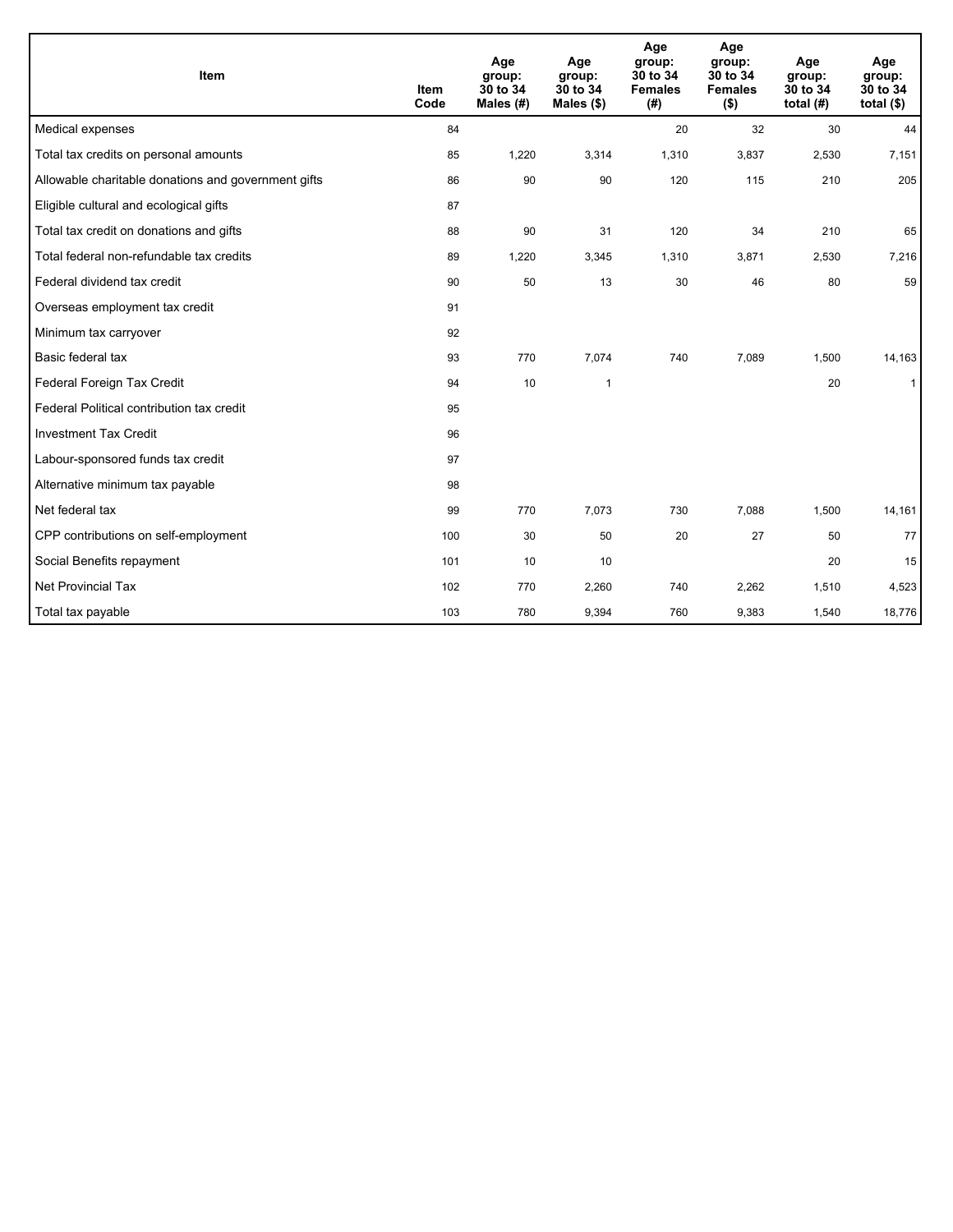| Item | Item Code | Age group: 30 to 34 Males (#) | Age group: 30 to 34 Males ($) | Age group: 30 to 34 Females (#) | Age group: 30 to 34 Females ($) | Age group: 30 to 34 total (#) | Age group: 30 to 34 total ($) |
|---|---|---|---|---|---|---|---|
| Medical expenses | 84 | | | 20 | 32 | 30 | 44 |
| Total tax credits on personal amounts | 85 | 1,220 | 3,314 | 1,310 | 3,837 | 2,530 | 7,151 |
| Allowable charitable donations and government gifts | 86 | 90 | 90 | 120 | 115 | 210 | 205 |
| Eligible cultural and ecological gifts | 87 | | | | | | |
| Total tax credit on donations and gifts | 88 | 90 | 31 | 120 | 34 | 210 | 65 |
| Total federal non-refundable tax credits | 89 | 1,220 | 3,345 | 1,310 | 3,871 | 2,530 | 7,216 |
| Federal dividend tax credit | 90 | 50 | 13 | 30 | 46 | 80 | 59 |
| Overseas employment tax credit | 91 | | | | | | |
| Minimum tax carryover | 92 | | | | | | |
| Basic federal tax | 93 | 770 | 7,074 | 740 | 7,089 | 1,500 | 14,163 |
| Federal Foreign Tax Credit | 94 | 10 | 1 | | | 20 | 1 |
| Federal Political contribution tax credit | 95 | | | | | | |
| Investment Tax Credit | 96 | | | | | | |
| Labour-sponsored funds tax credit | 97 | | | | | | |
| Alternative minimum tax payable | 98 | | | | | | |
| Net federal tax | 99 | 770 | 7,073 | 730 | 7,088 | 1,500 | 14,161 |
| CPP contributions on self-employment | 100 | 30 | 50 | 20 | 27 | 50 | 77 |
| Social Benefits repayment | 101 | 10 | 10 | | | 20 | 15 |
| Net Provincial Tax | 102 | 770 | 2,260 | 740 | 2,262 | 1,510 | 4,523 |
| Total tax payable | 103 | 780 | 9,394 | 760 | 9,383 | 1,540 | 18,776 |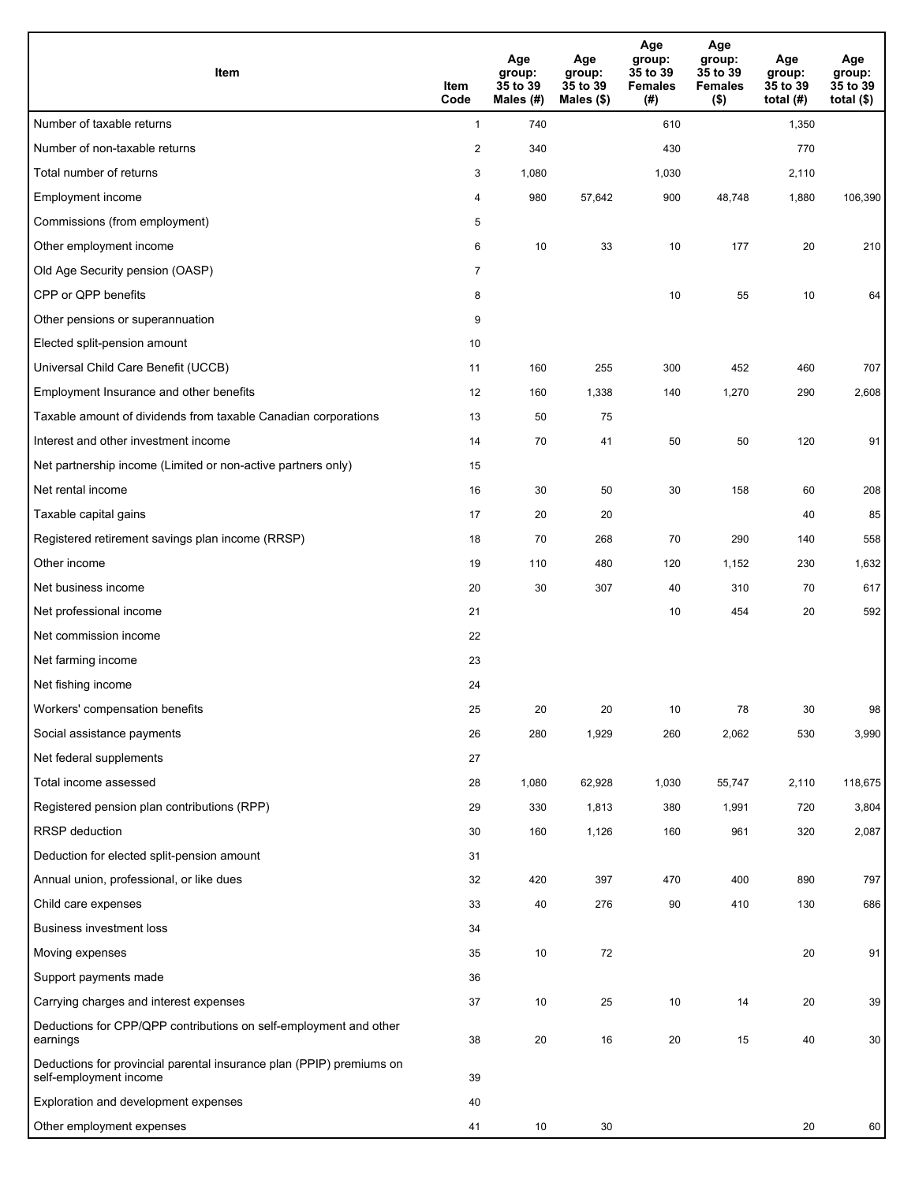| Item | Item Code | Age group: 35 to 39 Males (#) | Age group: 35 to 39 Males ($) | Age group: 35 to 39 Females (#) | Age group: 35 to 39 Females ($) | Age group: 35 to 39 total (#) | Age group: 35 to 39 total ($) |
|---|---|---|---|---|---|---|---|
| Number of taxable returns | 1 | 740 | | 610 | | 1,350 | |
| Number of non-taxable returns | 2 | 340 | | 430 | | 770 | |
| Total number of returns | 3 | 1,080 | | 1,030 | | 2,110 | |
| Employment income | 4 | 980 | 57,642 | 900 | 48,748 | 1,880 | 106,390 |
| Commissions (from employment) | 5 | | | | | | |
| Other employment income | 6 | 10 | 33 | 10 | 177 | 20 | 210 |
| Old Age Security pension (OASP) | 7 | | | | | | |
| CPP or QPP benefits | 8 | | | 10 | 55 | 10 | 64 |
| Other pensions or superannuation | 9 | | | | | | |
| Elected split-pension amount | 10 | | | | | | |
| Universal Child Care Benefit (UCCB) | 11 | 160 | 255 | 300 | 452 | 460 | 707 |
| Employment Insurance and other benefits | 12 | 160 | 1,338 | 140 | 1,270 | 290 | 2,608 |
| Taxable amount of dividends from taxable Canadian corporations | 13 | 50 | 75 | | | | |
| Interest and other investment income | 14 | 70 | 41 | 50 | 50 | 120 | 91 |
| Net partnership income (Limited or non-active partners only) | 15 | | | | | | |
| Net rental income | 16 | 30 | 50 | 30 | 158 | 60 | 208 |
| Taxable capital gains | 17 | 20 | 20 | | | 40 | 85 |
| Registered retirement savings plan income (RRSP) | 18 | 70 | 268 | 70 | 290 | 140 | 558 |
| Other income | 19 | 110 | 480 | 120 | 1,152 | 230 | 1,632 |
| Net business income | 20 | 30 | 307 | 40 | 310 | 70 | 617 |
| Net professional income | 21 | | | 10 | 454 | 20 | 592 |
| Net commission income | 22 | | | | | | |
| Net farming income | 23 | | | | | | |
| Net fishing income | 24 | | | | | | |
| Workers' compensation benefits | 25 | 20 | 20 | 10 | 78 | 30 | 98 |
| Social assistance payments | 26 | 280 | 1,929 | 260 | 2,062 | 530 | 3,990 |
| Net federal supplements | 27 | | | | | | |
| Total income assessed | 28 | 1,080 | 62,928 | 1,030 | 55,747 | 2,110 | 118,675 |
| Registered pension plan contributions (RPP) | 29 | 330 | 1,813 | 380 | 1,991 | 720 | 3,804 |
| RRSP deduction | 30 | 160 | 1,126 | 160 | 961 | 320 | 2,087 |
| Deduction for elected split-pension amount | 31 | | | | | | |
| Annual union, professional, or like dues | 32 | 420 | 397 | 470 | 400 | 890 | 797 |
| Child care expenses | 33 | 40 | 276 | 90 | 410 | 130 | 686 |
| Business investment loss | 34 | | | | | | |
| Moving expenses | 35 | 10 | 72 | | | 20 | 91 |
| Support payments made | 36 | | | | | | |
| Carrying charges and interest expenses | 37 | 10 | 25 | 10 | 14 | 20 | 39 |
| Deductions for CPP/QPP contributions on self-employment and other earnings | 38 | 20 | 16 | 20 | 15 | 40 | 30 |
| Deductions for provincial parental insurance plan (PPIP) premiums on self-employment income | 39 | | | | | | |
| Exploration and development expenses | 40 | | | | | | |
| Other employment expenses | 41 | 10 | 30 | | | 20 | 60 |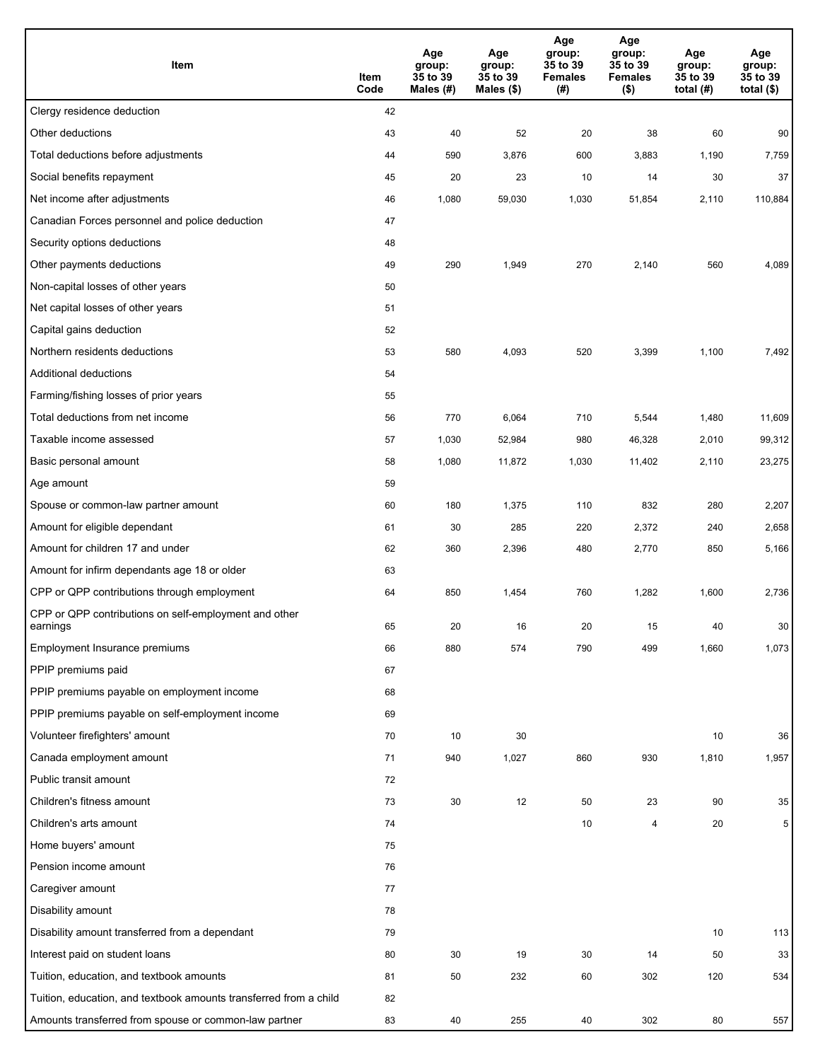| Item | Item Code | Age group: 35 to 39 Males (#) | Age group: 35 to 39 Males ($) | Age group: 35 to 39 Females (#) | Age group: 35 to 39 Females ($) | Age group: 35 to 39 total (#) | Age group: 35 to 39 total ($) |
|---|---|---|---|---|---|---|---|
| Clergy residence deduction | 42 | | | | | | |
| Other deductions | 43 | 40 | 52 | 20 | 38 | 60 | 90 |
| Total deductions before adjustments | 44 | 590 | 3,876 | 600 | 3,883 | 1,190 | 7,759 |
| Social benefits repayment | 45 | 20 | 23 | 10 | 14 | 30 | 37 |
| Net income after adjustments | 46 | 1,080 | 59,030 | 1,030 | 51,854 | 2,110 | 110,884 |
| Canadian Forces personnel and police deduction | 47 | | | | | | |
| Security options deductions | 48 | | | | | | |
| Other payments deductions | 49 | 290 | 1,949 | 270 | 2,140 | 560 | 4,089 |
| Non-capital losses of other years | 50 | | | | | | |
| Net capital losses of other years | 51 | | | | | | |
| Capital gains deduction | 52 | | | | | | |
| Northern residents deductions | 53 | 580 | 4,093 | 520 | 3,399 | 1,100 | 7,492 |
| Additional deductions | 54 | | | | | | |
| Farming/fishing losses of prior years | 55 | | | | | | |
| Total deductions from net income | 56 | 770 | 6,064 | 710 | 5,544 | 1,480 | 11,609 |
| Taxable income assessed | 57 | 1,030 | 52,984 | 980 | 46,328 | 2,010 | 99,312 |
| Basic personal amount | 58 | 1,080 | 11,872 | 1,030 | 11,402 | 2,110 | 23,275 |
| Age amount | 59 | | | | | | |
| Spouse or common-law partner amount | 60 | 180 | 1,375 | 110 | 832 | 280 | 2,207 |
| Amount for eligible dependant | 61 | 30 | 285 | 220 | 2,372 | 240 | 2,658 |
| Amount for children 17 and under | 62 | 360 | 2,396 | 480 | 2,770 | 850 | 5,166 |
| Amount for infirm dependants age 18 or older | 63 | | | | | | |
| CPP or QPP contributions through employment | 64 | 850 | 1,454 | 760 | 1,282 | 1,600 | 2,736 |
| CPP or QPP contributions on self-employment and other earnings | 65 | 20 | 16 | 20 | 15 | 40 | 30 |
| Employment Insurance premiums | 66 | 880 | 574 | 790 | 499 | 1,660 | 1,073 |
| PPIP premiums paid | 67 | | | | | | |
| PPIP premiums payable on employment income | 68 | | | | | | |
| PPIP premiums payable on self-employment income | 69 | | | | | | |
| Volunteer firefighters' amount | 70 | 10 | 30 | | | 10 | 36 |
| Canada employment amount | 71 | 940 | 1,027 | 860 | 930 | 1,810 | 1,957 |
| Public transit amount | 72 | | | | | | |
| Children's fitness amount | 73 | 30 | 12 | 50 | 23 | 90 | 35 |
| Children's arts amount | 74 | | | 10 | 4 | 20 | 5 |
| Home buyers' amount | 75 | | | | | | |
| Pension income amount | 76 | | | | | | |
| Caregiver amount | 77 | | | | | | |
| Disability amount | 78 | | | | | | |
| Disability amount transferred from a dependant | 79 | | | | | 10 | 113 |
| Interest paid on student loans | 80 | 30 | 19 | 30 | 14 | 50 | 33 |
| Tuition, education, and textbook amounts | 81 | 50 | 232 | 60 | 302 | 120 | 534 |
| Tuition, education, and textbook amounts transferred from a child | 82 | | | | | | |
| Amounts transferred from spouse or common-law partner | 83 | 40 | 255 | 40 | 302 | 80 | 557 |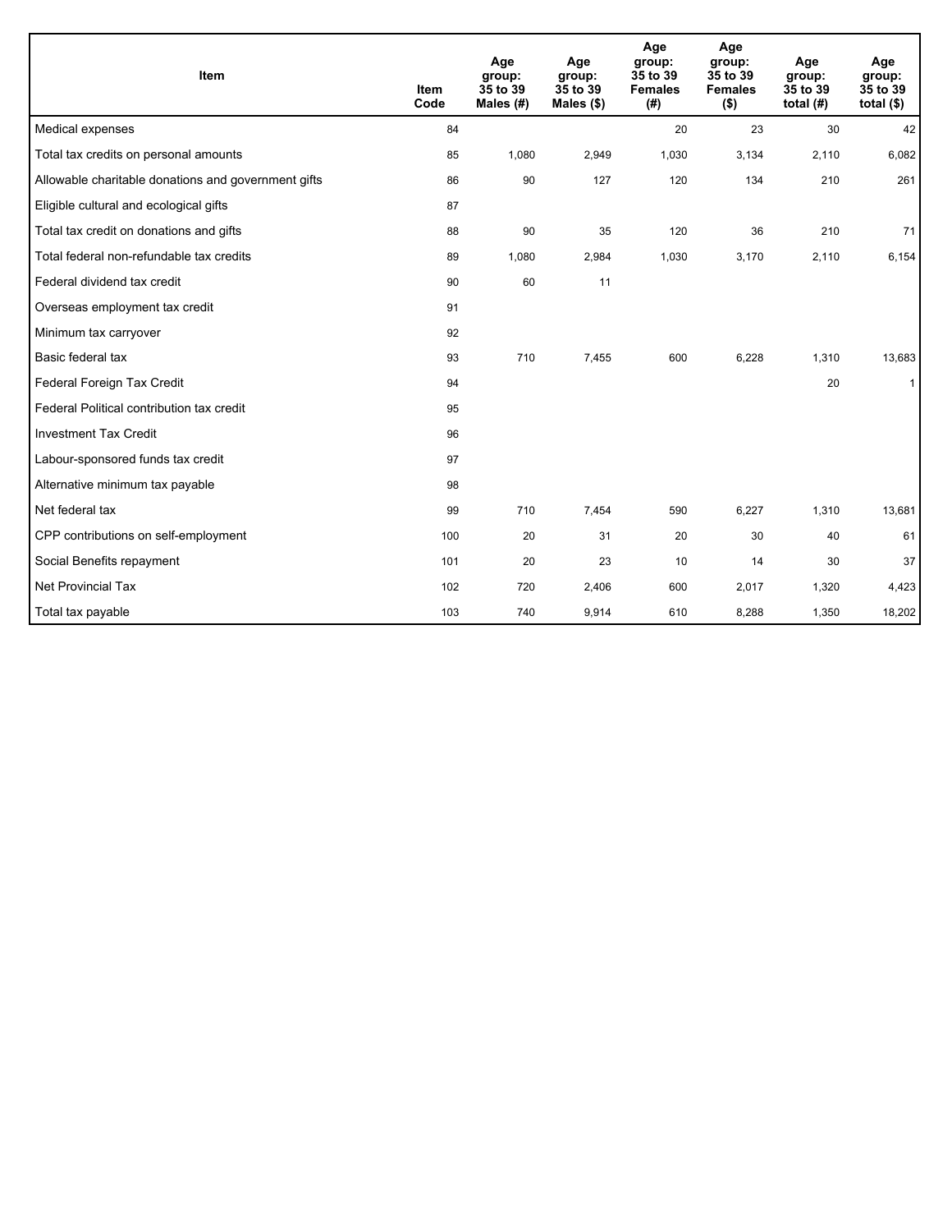| Item | Item Code | Age group: 35 to 39 Males (#) | Age group: 35 to 39 Males ($) | Age group: 35 to 39 Females (#) | Age group: 35 to 39 Females ($) | Age group: 35 to 39 total (#) | Age group: 35 to 39 total ($) |
| --- | --- | --- | --- | --- | --- | --- | --- |
| Medical expenses | 84 | | | 20 | 23 | 30 | 42 |
| Total tax credits on personal amounts | 85 | 1,080 | 2,949 | 1,030 | 3,134 | 2,110 | 6,082 |
| Allowable charitable donations and government gifts | 86 | 90 | 127 | 120 | 134 | 210 | 261 |
| Eligible cultural and ecological gifts | 87 | | | | | | |
| Total tax credit on donations and gifts | 88 | 90 | 35 | 120 | 36 | 210 | 71 |
| Total federal non-refundable tax credits | 89 | 1,080 | 2,984 | 1,030 | 3,170 | 2,110 | 6,154 |
| Federal dividend tax credit | 90 | 60 | 11 | | | | |
| Overseas employment tax credit | 91 | | | | | | |
| Minimum tax carryover | 92 | | | | | | |
| Basic federal tax | 93 | 710 | 7,455 | 600 | 6,228 | 1,310 | 13,683 |
| Federal Foreign Tax Credit | 94 | | | | | 20 | 1 |
| Federal Political contribution tax credit | 95 | | | | | | |
| Investment Tax Credit | 96 | | | | | | |
| Labour-sponsored funds tax credit | 97 | | | | | | |
| Alternative minimum tax payable | 98 | | | | | | |
| Net federal tax | 99 | 710 | 7,454 | 590 | 6,227 | 1,310 | 13,681 |
| CPP contributions on self-employment | 100 | 20 | 31 | 20 | 30 | 40 | 61 |
| Social Benefits repayment | 101 | 20 | 23 | 10 | 14 | 30 | 37 |
| Net Provincial Tax | 102 | 720 | 2,406 | 600 | 2,017 | 1,320 | 4,423 |
| Total tax payable | 103 | 740 | 9,914 | 610 | 8,288 | 1,350 | 18,202 |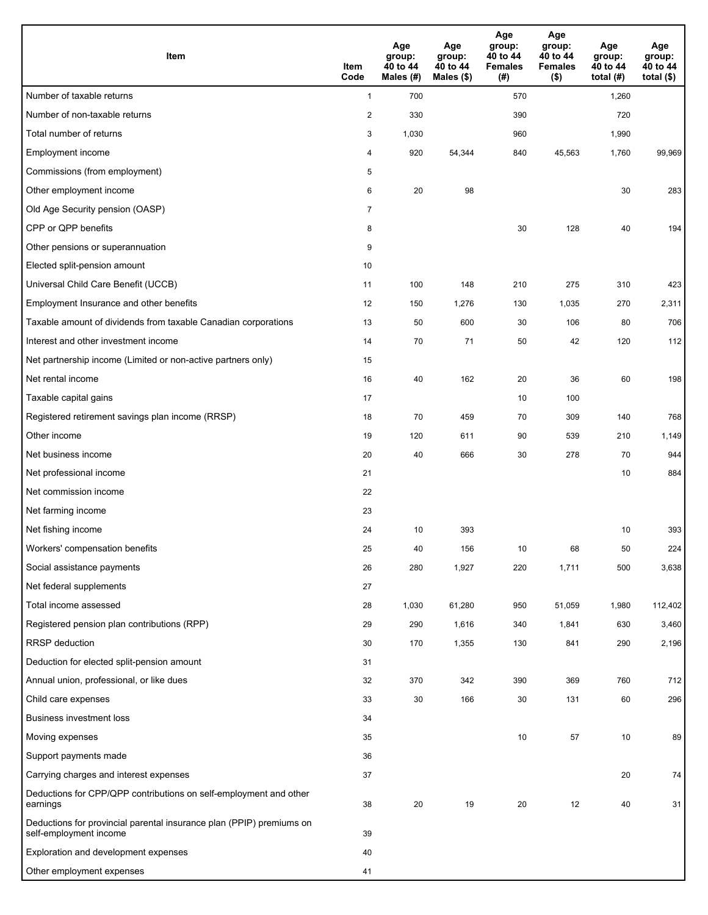| Item | Item Code | Age group: 40 to 44 Males (#) | Age group: 40 to 44 Males ($) | Age group: 40 to 44 Females (#) | Age group: 40 to 44 Females ($) | Age group: 40 to 44 total (#) | Age group: 40 to 44 total ($) |
|---|---|---|---|---|---|---|---|
| Number of taxable returns | 1 | 700 | | 570 | | 1,260 | |
| Number of non-taxable returns | 2 | 330 | | 390 | | 720 | |
| Total number of returns | 3 | 1,030 | | 960 | | 1,990 | |
| Employment income | 4 | 920 | 54,344 | 840 | 45,563 | 1,760 | 99,969 |
| Commissions (from employment) | 5 | | | | | | |
| Other employment income | 6 | 20 | 98 | | | 30 | 283 |
| Old Age Security pension (OASP) | 7 | | | | | | |
| CPP or QPP benefits | 8 | | | 30 | 128 | 40 | 194 |
| Other pensions or superannuation | 9 | | | | | | |
| Elected split-pension amount | 10 | | | | | | |
| Universal Child Care Benefit (UCCB) | 11 | 100 | 148 | 210 | 275 | 310 | 423 |
| Employment Insurance and other benefits | 12 | 150 | 1,276 | 130 | 1,035 | 270 | 2,311 |
| Taxable amount of dividends from taxable Canadian corporations | 13 | 50 | 600 | 30 | 106 | 80 | 706 |
| Interest and other investment income | 14 | 70 | 71 | 50 | 42 | 120 | 112 |
| Net partnership income (Limited or non-active partners only) | 15 | | | | | | |
| Net rental income | 16 | 40 | 162 | 20 | 36 | 60 | 198 |
| Taxable capital gains | 17 | | | 10 | 100 | | |
| Registered retirement savings plan income (RRSP) | 18 | 70 | 459 | 70 | 309 | 140 | 768 |
| Other income | 19 | 120 | 611 | 90 | 539 | 210 | 1,149 |
| Net business income | 20 | 40 | 666 | 30 | 278 | 70 | 944 |
| Net professional income | 21 | | | | | 10 | 884 |
| Net commission income | 22 | | | | | | |
| Net farming income | 23 | | | | | | |
| Net fishing income | 24 | 10 | 393 | | | 10 | 393 |
| Workers' compensation benefits | 25 | 40 | 156 | 10 | 68 | 50 | 224 |
| Social assistance payments | 26 | 280 | 1,927 | 220 | 1,711 | 500 | 3,638 |
| Net federal supplements | 27 | | | | | | |
| Total income assessed | 28 | 1,030 | 61,280 | 950 | 51,059 | 1,980 | 112,402 |
| Registered pension plan contributions (RPP) | 29 | 290 | 1,616 | 340 | 1,841 | 630 | 3,460 |
| RRSP deduction | 30 | 170 | 1,355 | 130 | 841 | 290 | 2,196 |
| Deduction for elected split-pension amount | 31 | | | | | | |
| Annual union, professional, or like dues | 32 | 370 | 342 | 390 | 369 | 760 | 712 |
| Child care expenses | 33 | 30 | 166 | 30 | 131 | 60 | 296 |
| Business investment loss | 34 | | | | | | |
| Moving expenses | 35 | | | 10 | 57 | 10 | 89 |
| Support payments made | 36 | | | | | | |
| Carrying charges and interest expenses | 37 | | | | | 20 | 74 |
| Deductions for CPP/QPP contributions on self-employment and other earnings | 38 | 20 | 19 | 20 | 12 | 40 | 31 |
| Deductions for provincial parental insurance plan (PPIP) premiums on self-employment income | 39 | | | | | | |
| Exploration and development expenses | 40 | | | | | | |
| Other employment expenses | 41 | | | | | | |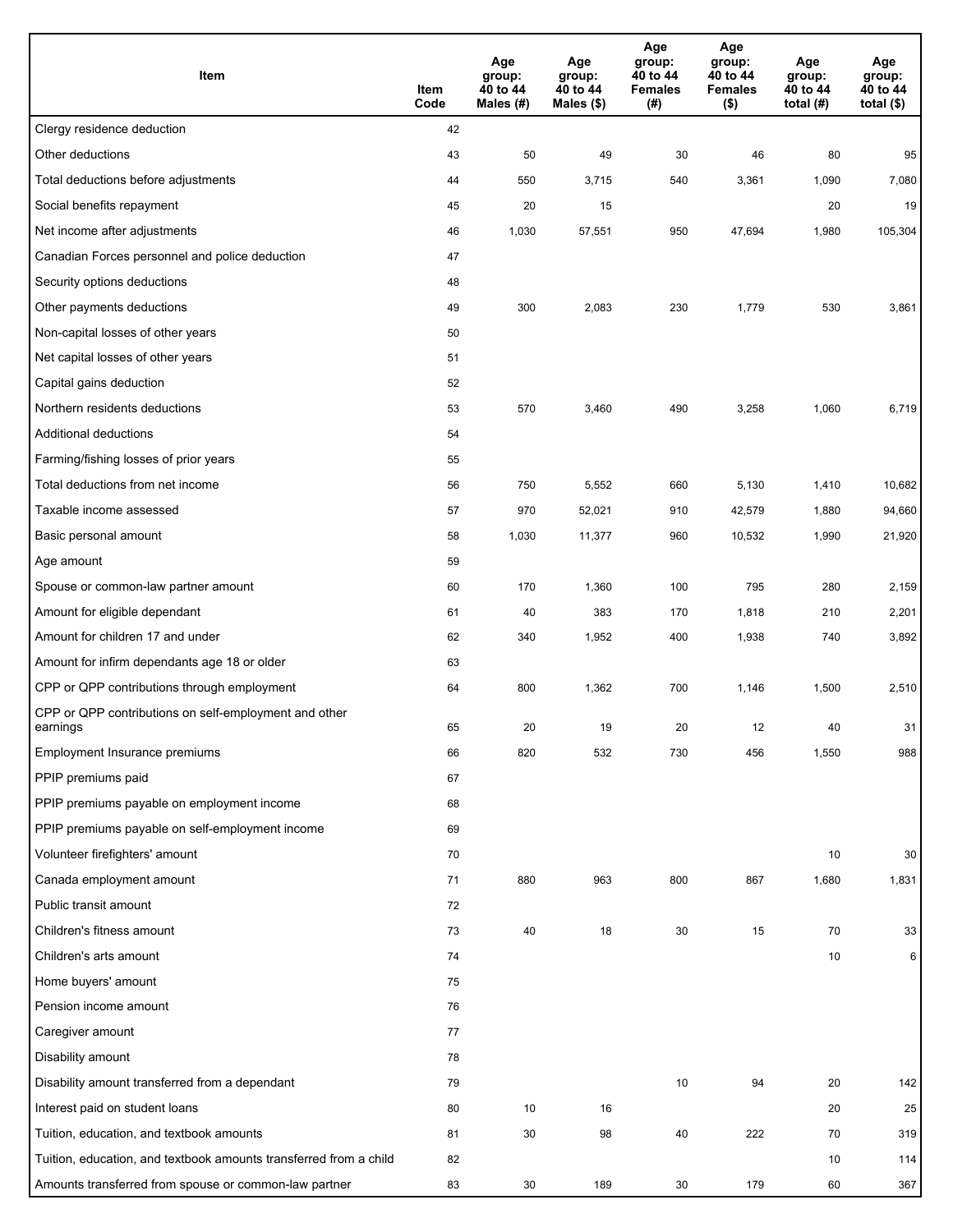| Item | Item Code | Age group: 40 to 44 Males (#) | Age group: 40 to 44 Males ($) | Age group: 40 to 44 Females (#) | Age group: 40 to 44 Females ($) | Age group: 40 to 44 total (#) | Age group: 40 to 44 total ($) |
|---|---|---|---|---|---|---|---|
| Clergy residence deduction | 42 | | | | | | |
| Other deductions | 43 | 50 | 49 | 30 | 46 | 80 | 95 |
| Total deductions before adjustments | 44 | 550 | 3,715 | 540 | 3,361 | 1,090 | 7,080 |
| Social benefits repayment | 45 | 20 | 15 | | | 20 | 19 |
| Net income after adjustments | 46 | 1,030 | 57,551 | 950 | 47,694 | 1,980 | 105,304 |
| Canadian Forces personnel and police deduction | 47 | | | | | | |
| Security options deductions | 48 | | | | | | |
| Other payments deductions | 49 | 300 | 2,083 | 230 | 1,779 | 530 | 3,861 |
| Non-capital losses of other years | 50 | | | | | | |
| Net capital losses of other years | 51 | | | | | | |
| Capital gains deduction | 52 | | | | | | |
| Northern residents deductions | 53 | 570 | 3,460 | 490 | 3,258 | 1,060 | 6,719 |
| Additional deductions | 54 | | | | | | |
| Farming/fishing losses of prior years | 55 | | | | | | |
| Total deductions from net income | 56 | 750 | 5,552 | 660 | 5,130 | 1,410 | 10,682 |
| Taxable income assessed | 57 | 970 | 52,021 | 910 | 42,579 | 1,880 | 94,660 |
| Basic personal amount | 58 | 1,030 | 11,377 | 960 | 10,532 | 1,990 | 21,920 |
| Age amount | 59 | | | | | | |
| Spouse or common-law partner amount | 60 | 170 | 1,360 | 100 | 795 | 280 | 2,159 |
| Amount for eligible dependant | 61 | 40 | 383 | 170 | 1,818 | 210 | 2,201 |
| Amount for children 17 and under | 62 | 340 | 1,952 | 400 | 1,938 | 740 | 3,892 |
| Amount for infirm dependants age 18 or older | 63 | | | | | | |
| CPP or QPP contributions through employment | 64 | 800 | 1,362 | 700 | 1,146 | 1,500 | 2,510 |
| CPP or QPP contributions on self-employment and other earnings | 65 | 20 | 19 | 20 | 12 | 40 | 31 |
| Employment Insurance premiums | 66 | 820 | 532 | 730 | 456 | 1,550 | 988 |
| PPIP premiums paid | 67 | | | | | | |
| PPIP premiums payable on employment income | 68 | | | | | | |
| PPIP premiums payable on self-employment income | 69 | | | | | | |
| Volunteer firefighters' amount | 70 | | | | | 10 | 30 |
| Canada employment amount | 71 | 880 | 963 | 800 | 867 | 1,680 | 1,831 |
| Public transit amount | 72 | | | | | | |
| Children's fitness amount | 73 | 40 | 18 | 30 | 15 | 70 | 33 |
| Children's arts amount | 74 | | | | | 10 | 6 |
| Home buyers' amount | 75 | | | | | | |
| Pension income amount | 76 | | | | | | |
| Caregiver amount | 77 | | | | | | |
| Disability amount | 78 | | | | | | |
| Disability amount transferred from a dependant | 79 | | | 10 | 94 | 20 | 142 |
| Interest paid on student loans | 80 | 10 | 16 | | | 20 | 25 |
| Tuition, education, and textbook amounts | 81 | 30 | 98 | 40 | 222 | 70 | 319 |
| Tuition, education, and textbook amounts transferred from a child | 82 | | | | | 10 | 114 |
| Amounts transferred from spouse or common-law partner | 83 | 30 | 189 | 30 | 179 | 60 | 367 |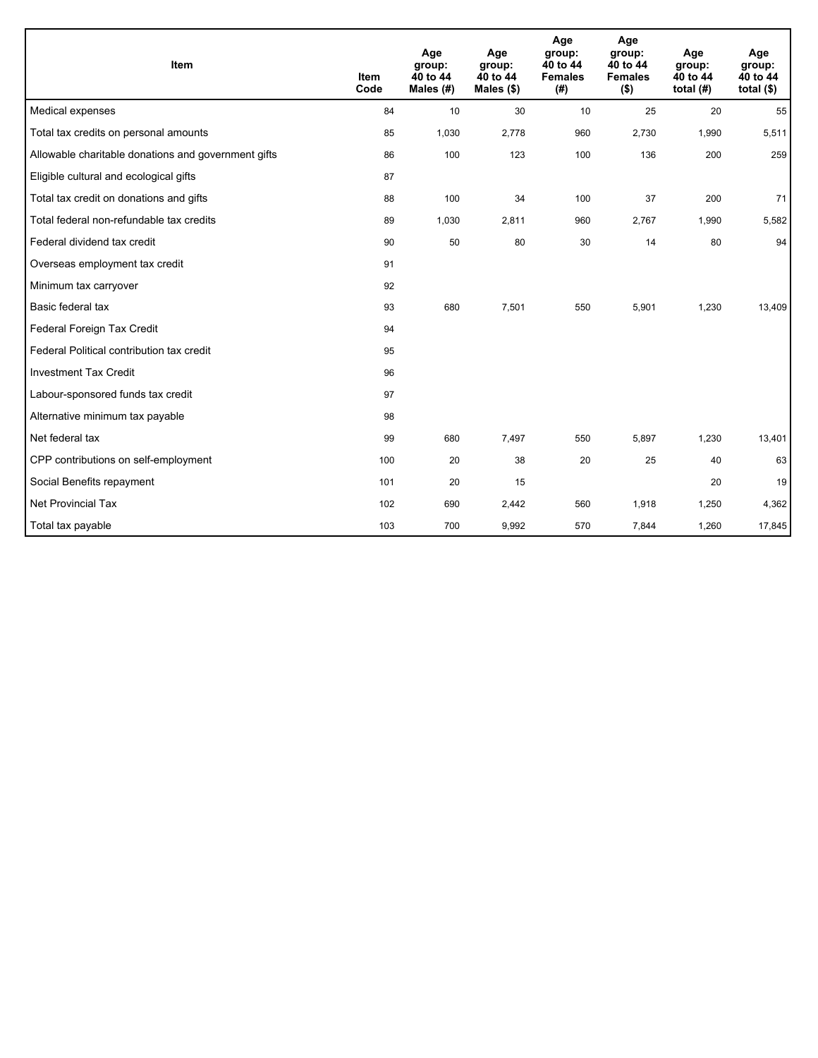| Item | Item Code | Age group: 40 to 44 Males (#) | Age group: 40 to 44 Males ($) | Age group: 40 to 44 Females (#) | Age group: 40 to 44 Females ($) | Age group: 40 to 44 total (#) | Age group: 40 to 44 total ($) |
| --- | --- | --- | --- | --- | --- | --- | --- |
| Medical expenses | 84 | 10 | 30 | 10 | 25 | 20 | 55 |
| Total tax credits on personal amounts | 85 | 1,030 | 2,778 | 960 | 2,730 | 1,990 | 5,511 |
| Allowable charitable donations and government gifts | 86 | 100 | 123 | 100 | 136 | 200 | 259 |
| Eligible cultural and ecological gifts | 87 | | | | | | |
| Total tax credit on donations and gifts | 88 | 100 | 34 | 100 | 37 | 200 | 71 |
| Total federal non-refundable tax credits | 89 | 1,030 | 2,811 | 960 | 2,767 | 1,990 | 5,582 |
| Federal dividend tax credit | 90 | 50 | 80 | 30 | 14 | 80 | 94 |
| Overseas employment tax credit | 91 | | | | | | |
| Minimum tax carryover | 92 | | | | | | |
| Basic federal tax | 93 | 680 | 7,501 | 550 | 5,901 | 1,230 | 13,409 |
| Federal Foreign Tax Credit | 94 | | | | | | |
| Federal Political contribution tax credit | 95 | | | | | | |
| Investment Tax Credit | 96 | | | | | | |
| Labour-sponsored funds tax credit | 97 | | | | | | |
| Alternative minimum tax payable | 98 | | | | | | |
| Net federal tax | 99 | 680 | 7,497 | 550 | 5,897 | 1,230 | 13,401 |
| CPP contributions on self-employment | 100 | 20 | 38 | 20 | 25 | 40 | 63 |
| Social Benefits repayment | 101 | 20 | 15 | | | 20 | 19 |
| Net Provincial Tax | 102 | 690 | 2,442 | 560 | 1,918 | 1,250 | 4,362 |
| Total tax payable | 103 | 700 | 9,992 | 570 | 7,844 | 1,260 | 17,845 |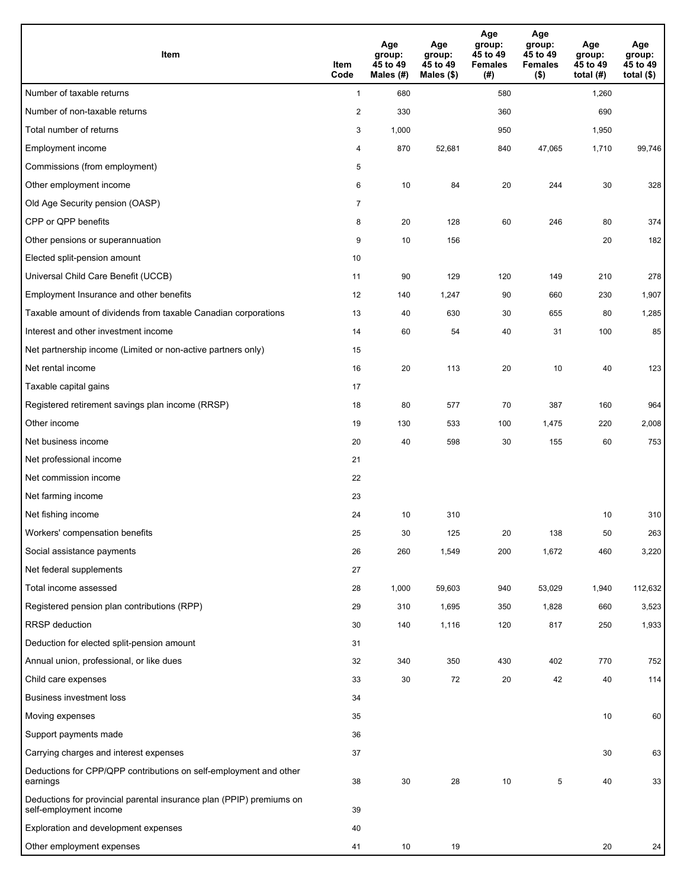| Item | Item Code | Age group: 45 to 49 Males (#) | Age group: 45 to 49 Males ($) | Age group: 45 to 49 Females (#) | Age group: 45 to 49 Females ($) | Age group: 45 to 49 total (#) | Age group: 45 to 49 total ($) |
|---|---|---|---|---|---|---|---|
| Number of taxable returns | 1 | 680 | | 580 | | 1,260 | |
| Number of non-taxable returns | 2 | 330 | | 360 | | 690 | |
| Total number of returns | 3 | 1,000 | | 950 | | 1,950 | |
| Employment income | 4 | 870 | 52,681 | 840 | 47,065 | 1,710 | 99,746 |
| Commissions (from employment) | 5 | | | | | | |
| Other employment income | 6 | 10 | 84 | 20 | 244 | 30 | 328 |
| Old Age Security pension (OASP) | 7 | | | | | | |
| CPP or QPP benefits | 8 | 20 | 128 | 60 | 246 | 80 | 374 |
| Other pensions or superannuation | 9 | 10 | 156 | | | 20 | 182 |
| Elected split-pension amount | 10 | | | | | | |
| Universal Child Care Benefit (UCCB) | 11 | 90 | 129 | 120 | 149 | 210 | 278 |
| Employment Insurance and other benefits | 12 | 140 | 1,247 | 90 | 660 | 230 | 1,907 |
| Taxable amount of dividends from taxable Canadian corporations | 13 | 40 | 630 | 30 | 655 | 80 | 1,285 |
| Interest and other investment income | 14 | 60 | 54 | 40 | 31 | 100 | 85 |
| Net partnership income (Limited or non-active partners only) | 15 | | | | | | |
| Net rental income | 16 | 20 | 113 | 20 | 10 | 40 | 123 |
| Taxable capital gains | 17 | | | | | | |
| Registered retirement savings plan income (RRSP) | 18 | 80 | 577 | 70 | 387 | 160 | 964 |
| Other income | 19 | 130 | 533 | 100 | 1,475 | 220 | 2,008 |
| Net business income | 20 | 40 | 598 | 30 | 155 | 60 | 753 |
| Net professional income | 21 | | | | | | |
| Net commission income | 22 | | | | | | |
| Net farming income | 23 | | | | | | |
| Net fishing income | 24 | 10 | 310 | | | 10 | 310 |
| Workers' compensation benefits | 25 | 30 | 125 | 20 | 138 | 50 | 263 |
| Social assistance payments | 26 | 260 | 1,549 | 200 | 1,672 | 460 | 3,220 |
| Net federal supplements | 27 | | | | | | |
| Total income assessed | 28 | 1,000 | 59,603 | 940 | 53,029 | 1,940 | 112,632 |
| Registered pension plan contributions (RPP) | 29 | 310 | 1,695 | 350 | 1,828 | 660 | 3,523 |
| RRSP deduction | 30 | 140 | 1,116 | 120 | 817 | 250 | 1,933 |
| Deduction for elected split-pension amount | 31 | | | | | | |
| Annual union, professional, or like dues | 32 | 340 | 350 | 430 | 402 | 770 | 752 |
| Child care expenses | 33 | 30 | 72 | 20 | 42 | 40 | 114 |
| Business investment loss | 34 | | | | | | |
| Moving expenses | 35 | | | | | 10 | 60 |
| Support payments made | 36 | | | | | | |
| Carrying charges and interest expenses | 37 | | | | | 30 | 63 |
| Deductions for CPP/QPP contributions on self-employment and other earnings | 38 | 30 | 28 | 10 | 5 | 40 | 33 |
| Deductions for provincial parental insurance plan (PPIP) premiums on self-employment income | 39 | | | | | | |
| Exploration and development expenses | 40 | | | | | | |
| Other employment expenses | 41 | 10 | 19 | | | 20 | 24 |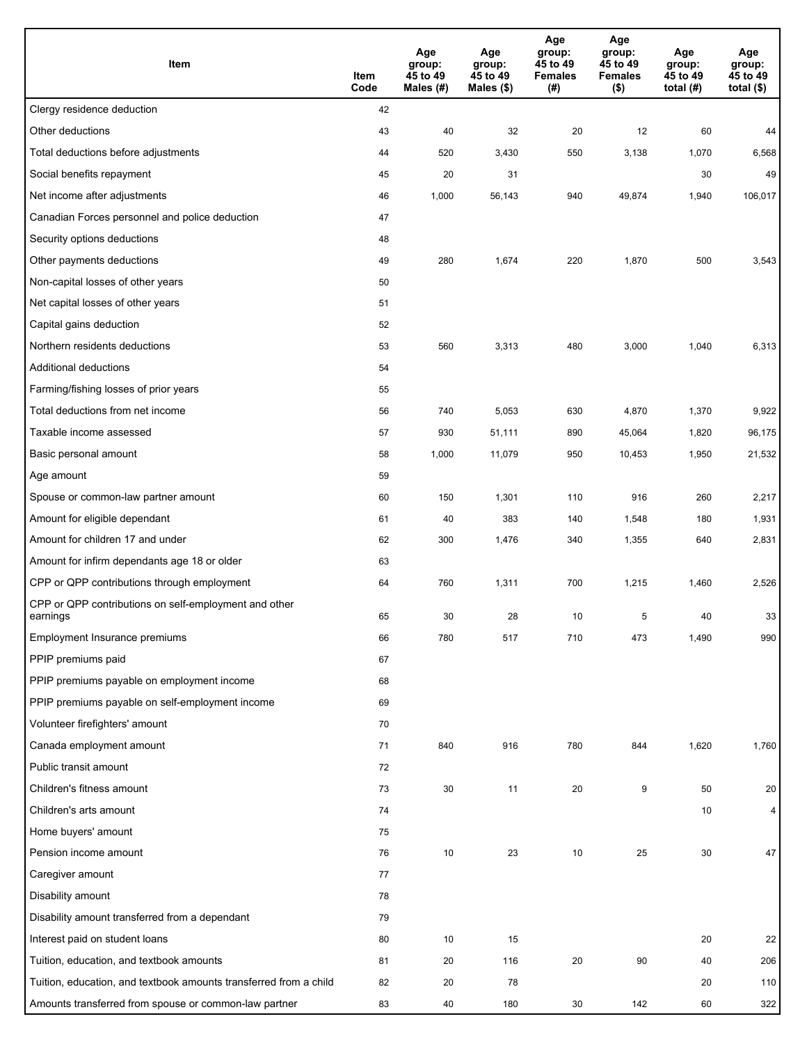| Item | Item Code | Age group: 45 to 49 Males (#) | Age group: 45 to 49 Males ($) | Age group: 45 to 49 Females (#) | Age group: 45 to 49 Females ($) | Age group: 45 to 49 total (#) | Age group: 45 to 49 total ($) |
|---|---|---|---|---|---|---|---|
| Clergy residence deduction | 42 | | | | | | |
| Other deductions | 43 | 40 | 32 | 20 | 12 | 60 | 44 |
| Total deductions before adjustments | 44 | 520 | 3,430 | 550 | 3,138 | 1,070 | 6,568 |
| Social benefits repayment | 45 | 20 | 31 | | | 30 | 49 |
| Net income after adjustments | 46 | 1,000 | 56,143 | 940 | 49,874 | 1,940 | 106,017 |
| Canadian Forces personnel and police deduction | 47 | | | | | | |
| Security options deductions | 48 | | | | | | |
| Other payments deductions | 49 | 280 | 1,674 | 220 | 1,870 | 500 | 3,543 |
| Non-capital losses of other years | 50 | | | | | | |
| Net capital losses of other years | 51 | | | | | | |
| Capital gains deduction | 52 | | | | | | |
| Northern residents deductions | 53 | 560 | 3,313 | 480 | 3,000 | 1,040 | 6,313 |
| Additional deductions | 54 | | | | | | |
| Farming/fishing losses of prior years | 55 | | | | | | |
| Total deductions from net income | 56 | 740 | 5,053 | 630 | 4,870 | 1,370 | 9,922 |
| Taxable income assessed | 57 | 930 | 51,111 | 890 | 45,064 | 1,820 | 96,175 |
| Basic personal amount | 58 | 1,000 | 11,079 | 950 | 10,453 | 1,950 | 21,532 |
| Age amount | 59 | | | | | | |
| Spouse or common-law partner amount | 60 | 150 | 1,301 | 110 | 916 | 260 | 2,217 |
| Amount for eligible dependant | 61 | 40 | 383 | 140 | 1,548 | 180 | 1,931 |
| Amount for children 17 and under | 62 | 300 | 1,476 | 340 | 1,355 | 640 | 2,831 |
| Amount for infirm dependants age 18 or older | 63 | | | | | | |
| CPP or QPP contributions through employment | 64 | 760 | 1,311 | 700 | 1,215 | 1,460 | 2,526 |
| CPP or QPP contributions on self-employment and other earnings | 65 | 30 | 28 | 10 | 5 | 40 | 33 |
| Employment Insurance premiums | 66 | 780 | 517 | 710 | 473 | 1,490 | 990 |
| PPIP premiums paid | 67 | | | | | | |
| PPIP premiums payable on employment income | 68 | | | | | | |
| PPIP premiums payable on self-employment income | 69 | | | | | | |
| Volunteer firefighters' amount | 70 | | | | | | |
| Canada employment amount | 71 | 840 | 916 | 780 | 844 | 1,620 | 1,760 |
| Public transit amount | 72 | | | | | | |
| Children's fitness amount | 73 | 30 | 11 | 20 | 9 | 50 | 20 |
| Children's arts amount | 74 | | | | | 10 | 4 |
| Home buyers' amount | 75 | | | | | | |
| Pension income amount | 76 | 10 | 23 | 10 | 25 | 30 | 47 |
| Caregiver amount | 77 | | | | | | |
| Disability amount | 78 | | | | | | |
| Disability amount transferred from a dependant | 79 | | | | | | |
| Interest paid on student loans | 80 | 10 | 15 | | | 20 | 22 |
| Tuition, education, and textbook amounts | 81 | 20 | 116 | 20 | 90 | 40 | 206 |
| Tuition, education, and textbook amounts transferred from a child | 82 | 20 | 78 | | | 20 | 110 |
| Amounts transferred from spouse or common-law partner | 83 | 40 | 180 | 30 | 142 | 60 | 322 |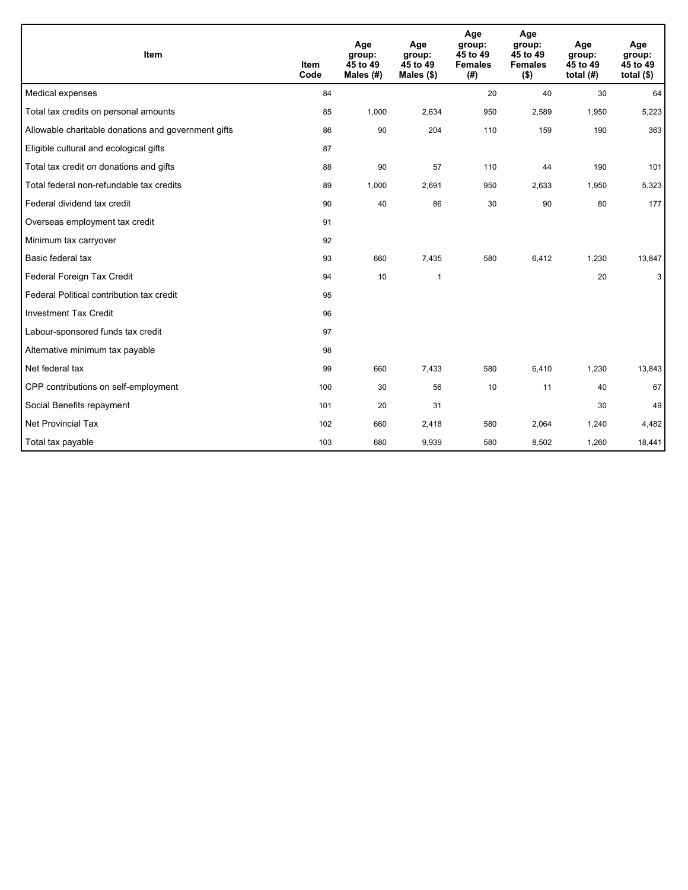| Item | Item Code | Age group: 45 to 49 Males (#) | Age group: 45 to 49 Males ($) | Age group: 45 to 49 Females (#) | Age group: 45 to 49 Females ($) | Age group: 45 to 49 total (#) | Age group: 45 to 49 total ($) |
|---|---|---|---|---|---|---|---|
| Medical expenses | 84 | | | 20 | 40 | 30 | 64 |
| Total tax credits on personal amounts | 85 | 1,000 | 2,634 | 950 | 2,589 | 1,950 | 5,223 |
| Allowable charitable donations and government gifts | 86 | 90 | 204 | 110 | 159 | 190 | 363 |
| Eligible cultural and ecological gifts | 87 | | | | | | |
| Total tax credit on donations and gifts | 88 | 90 | 57 | 110 | 44 | 190 | 101 |
| Total federal non-refundable tax credits | 89 | 1,000 | 2,691 | 950 | 2,633 | 1,950 | 5,323 |
| Federal dividend tax credit | 90 | 40 | 86 | 30 | 90 | 80 | 177 |
| Overseas employment tax credit | 91 | | | | | | |
| Minimum tax carryover | 92 | | | | | | |
| Basic federal tax | 93 | 660 | 7,435 | 580 | 6,412 | 1,230 | 13,847 |
| Federal Foreign Tax Credit | 94 | 10 | 1 | | | 20 | 3 |
| Federal Political contribution tax credit | 95 | | | | | | |
| Investment Tax Credit | 96 | | | | | | |
| Labour-sponsored funds tax credit | 97 | | | | | | |
| Alternative minimum tax payable | 98 | | | | | | |
| Net federal tax | 99 | 660 | 7,433 | 580 | 6,410 | 1,230 | 13,843 |
| CPP contributions on self-employment | 100 | 30 | 56 | 10 | 11 | 40 | 67 |
| Social Benefits repayment | 101 | 20 | 31 | | | 30 | 49 |
| Net Provincial Tax | 102 | 660 | 2,418 | 580 | 2,064 | 1,240 | 4,482 |
| Total tax payable | 103 | 680 | 9,939 | 580 | 8,502 | 1,260 | 18,441 |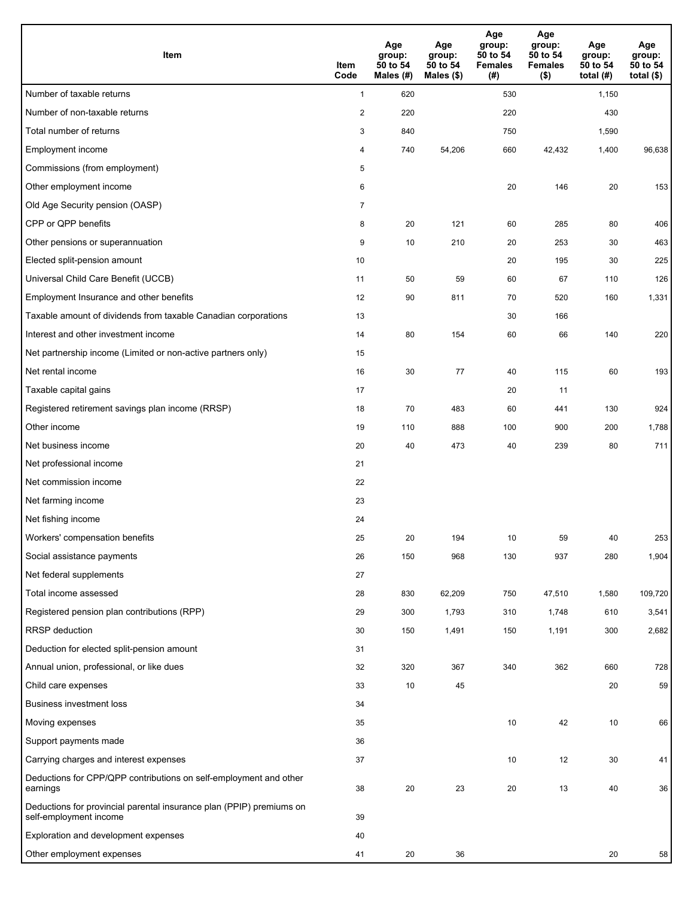| Item | Item Code | Age group: 50 to 54 Males (#) | Age group: 50 to 54 Males ($) | Age group: 50 to 54 Females (#) | Age group: 50 to 54 Females ($) | Age group: 50 to 54 total (#) | Age group: 50 to 54 total ($) |
|---|---|---|---|---|---|---|---|
| Number of taxable returns | 1 | 620 | | 530 | | 1,150 | |
| Number of non-taxable returns | 2 | 220 | | 220 | | 430 | |
| Total number of returns | 3 | 840 | | 750 | | 1,590 | |
| Employment income | 4 | 740 | 54,206 | 660 | 42,432 | 1,400 | 96,638 |
| Commissions (from employment) | 5 | | | | | | |
| Other employment income | 6 | | | 20 | 146 | 20 | 153 |
| Old Age Security pension (OASP) | 7 | | | | | | |
| CPP or QPP benefits | 8 | 20 | 121 | 60 | 285 | 80 | 406 |
| Other pensions or superannuation | 9 | 10 | 210 | 20 | 253 | 30 | 463 |
| Elected split-pension amount | 10 | | | 20 | 195 | 30 | 225 |
| Universal Child Care Benefit (UCCB) | 11 | 50 | 59 | 60 | 67 | 110 | 126 |
| Employment Insurance and other benefits | 12 | 90 | 811 | 70 | 520 | 160 | 1,331 |
| Taxable amount of dividends from taxable Canadian corporations | 13 | | | 30 | 166 | | |
| Interest and other investment income | 14 | 80 | 154 | 60 | 66 | 140 | 220 |
| Net partnership income (Limited or non-active partners only) | 15 | | | | | | |
| Net rental income | 16 | 30 | 77 | 40 | 115 | 60 | 193 |
| Taxable capital gains | 17 | | | 20 | 11 | | |
| Registered retirement savings plan income (RRSP) | 18 | 70 | 483 | 60 | 441 | 130 | 924 |
| Other income | 19 | 110 | 888 | 100 | 900 | 200 | 1,788 |
| Net business income | 20 | 40 | 473 | 40 | 239 | 80 | 711 |
| Net professional income | 21 | | | | | | |
| Net commission income | 22 | | | | | | |
| Net farming income | 23 | | | | | | |
| Net fishing income | 24 | | | | | | |
| Workers' compensation benefits | 25 | 20 | 194 | 10 | 59 | 40 | 253 |
| Social assistance payments | 26 | 150 | 968 | 130 | 937 | 280 | 1,904 |
| Net federal supplements | 27 | | | | | | |
| Total income assessed | 28 | 830 | 62,209 | 750 | 47,510 | 1,580 | 109,720 |
| Registered pension plan contributions (RPP) | 29 | 300 | 1,793 | 310 | 1,748 | 610 | 3,541 |
| RRSP deduction | 30 | 150 | 1,491 | 150 | 1,191 | 300 | 2,682 |
| Deduction for elected split-pension amount | 31 | | | | | | |
| Annual union, professional, or like dues | 32 | 320 | 367 | 340 | 362 | 660 | 728 |
| Child care expenses | 33 | 10 | 45 | | | 20 | 59 |
| Business investment loss | 34 | | | | | | |
| Moving expenses | 35 | | | 10 | 42 | 10 | 66 |
| Support payments made | 36 | | | | | | |
| Carrying charges and interest expenses | 37 | | | 10 | 12 | 30 | 41 |
| Deductions for CPP/QPP contributions on self-employment and other earnings | 38 | 20 | 23 | 20 | 13 | 40 | 36 |
| Deductions for provincial parental insurance plan (PPIP) premiums on self-employment income | 39 | | | | | | |
| Exploration and development expenses | 40 | | | | | | |
| Other employment expenses | 41 | 20 | 36 | | | 20 | 58 |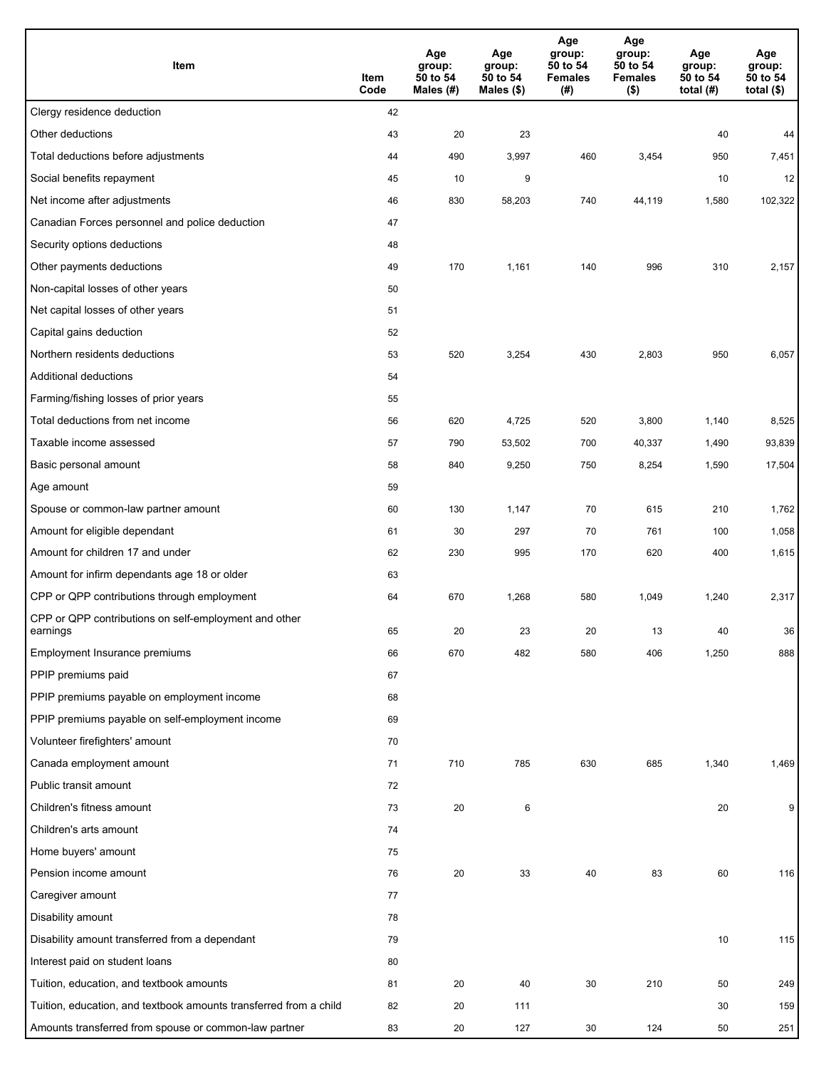| Item | Item Code | Age group: 50 to 54 Males (#) | Age group: 50 to 54 Males ($) | Age group: 50 to 54 Females (#) | Age group: 50 to 54 Females ($) | Age group: 50 to 54 total (#) | Age group: 50 to 54 total ($) |
|---|---|---|---|---|---|---|---|
| Clergy residence deduction | 42 | | | | | | |
| Other deductions | 43 | 20 | 23 | | | 40 | 44 |
| Total deductions before adjustments | 44 | 490 | 3,997 | 460 | 3,454 | 950 | 7,451 |
| Social benefits repayment | 45 | 10 | 9 | | | 10 | 12 |
| Net income after adjustments | 46 | 830 | 58,203 | 740 | 44,119 | 1,580 | 102,322 |
| Canadian Forces personnel and police deduction | 47 | | | | | | |
| Security options deductions | 48 | | | | | | |
| Other payments deductions | 49 | 170 | 1,161 | 140 | 996 | 310 | 2,157 |
| Non-capital losses of other years | 50 | | | | | | |
| Net capital losses of other years | 51 | | | | | | |
| Capital gains deduction | 52 | | | | | | |
| Northern residents deductions | 53 | 520 | 3,254 | 430 | 2,803 | 950 | 6,057 |
| Additional deductions | 54 | | | | | | |
| Farming/fishing losses of prior years | 55 | | | | | | |
| Total deductions from net income | 56 | 620 | 4,725 | 520 | 3,800 | 1,140 | 8,525 |
| Taxable income assessed | 57 | 790 | 53,502 | 700 | 40,337 | 1,490 | 93,839 |
| Basic personal amount | 58 | 840 | 9,250 | 750 | 8,254 | 1,590 | 17,504 |
| Age amount | 59 | | | | | | |
| Spouse or common-law partner amount | 60 | 130 | 1,147 | 70 | 615 | 210 | 1,762 |
| Amount for eligible dependant | 61 | 30 | 297 | 70 | 761 | 100 | 1,058 |
| Amount for children 17 and under | 62 | 230 | 995 | 170 | 620 | 400 | 1,615 |
| Amount for infirm dependants age 18 or older | 63 | | | | | | |
| CPP or QPP contributions through employment | 64 | 670 | 1,268 | 580 | 1,049 | 1,240 | 2,317 |
| CPP or QPP contributions on self-employment and other earnings | 65 | 20 | 23 | 20 | 13 | 40 | 36 |
| Employment Insurance premiums | 66 | 670 | 482 | 580 | 406 | 1,250 | 888 |
| PPIP premiums paid | 67 | | | | | | |
| PPIP premiums payable on employment income | 68 | | | | | | |
| PPIP premiums payable on self-employment income | 69 | | | | | | |
| Volunteer firefighters' amount | 70 | | | | | | |
| Canada employment amount | 71 | 710 | 785 | 630 | 685 | 1,340 | 1,469 |
| Public transit amount | 72 | | | | | | |
| Children's fitness amount | 73 | 20 | 6 | | | 20 | 9 |
| Children's arts amount | 74 | | | | | | |
| Home buyers' amount | 75 | | | | | | |
| Pension income amount | 76 | 20 | 33 | 40 | 83 | 60 | 116 |
| Caregiver amount | 77 | | | | | | |
| Disability amount | 78 | | | | | | |
| Disability amount transferred from a dependant | 79 | | | | | 10 | 115 |
| Interest paid on student loans | 80 | | | | | | |
| Tuition, education, and textbook amounts | 81 | 20 | 40 | 30 | 210 | 50 | 249 |
| Tuition, education, and textbook amounts transferred from a child | 82 | 20 | 111 | | | 30 | 159 |
| Amounts transferred from spouse or common-law partner | 83 | 20 | 127 | 30 | 124 | 50 | 251 |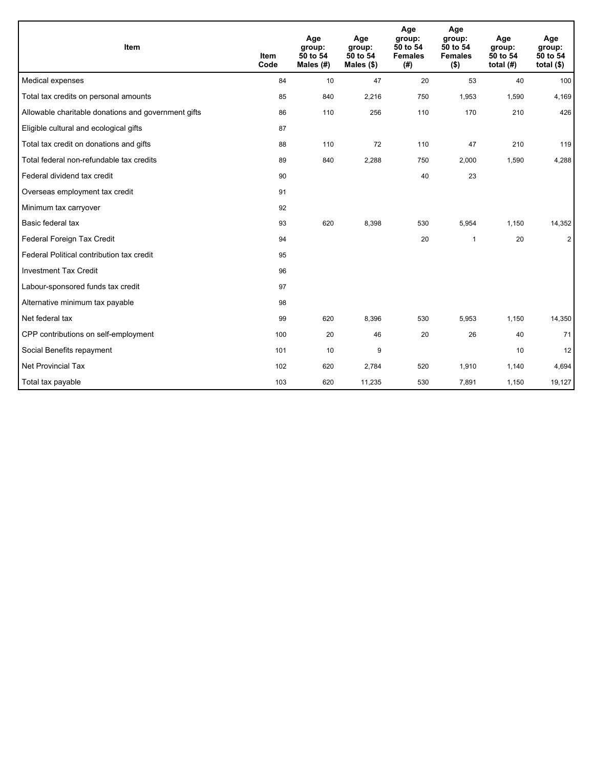| Item | Item Code | Age group: 50 to 54 Males (#) | Age group: 50 to 54 Males ($) | Age group: 50 to 54 Females (#) | Age group: 50 to 54 Females ($) | Age group: 50 to 54 total (#) | Age group: 50 to 54 total ($) |
|---|---|---|---|---|---|---|---|
| Medical expenses | 84 | 10 | 47 | 20 | 53 | 40 | 100 |
| Total tax credits on personal amounts | 85 | 840 | 2,216 | 750 | 1,953 | 1,590 | 4,169 |
| Allowable charitable donations and government gifts | 86 | 110 | 256 | 110 | 170 | 210 | 426 |
| Eligible cultural and ecological gifts | 87 | | | | | | |
| Total tax credit on donations and gifts | 88 | 110 | 72 | 110 | 47 | 210 | 119 |
| Total federal non-refundable tax credits | 89 | 840 | 2,288 | 750 | 2,000 | 1,590 | 4,288 |
| Federal dividend tax credit | 90 | | | 40 | 23 | | |
| Overseas employment tax credit | 91 | | | | | | |
| Minimum tax carryover | 92 | | | | | | |
| Basic federal tax | 93 | 620 | 8,398 | 530 | 5,954 | 1,150 | 14,352 |
| Federal Foreign Tax Credit | 94 | | | 20 | 1 | 20 | 2 |
| Federal Political contribution tax credit | 95 | | | | | | |
| Investment Tax Credit | 96 | | | | | | |
| Labour-sponsored funds tax credit | 97 | | | | | | |
| Alternative minimum tax payable | 98 | | | | | | |
| Net federal tax | 99 | 620 | 8,396 | 530 | 5,953 | 1,150 | 14,350 |
| CPP contributions on self-employment | 100 | 20 | 46 | 20 | 26 | 40 | 71 |
| Social Benefits repayment | 101 | 10 | 9 | | | 10 | 12 |
| Net Provincial Tax | 102 | 620 | 2,784 | 520 | 1,910 | 1,140 | 4,694 |
| Total tax payable | 103 | 620 | 11,235 | 530 | 7,891 | 1,150 | 19,127 |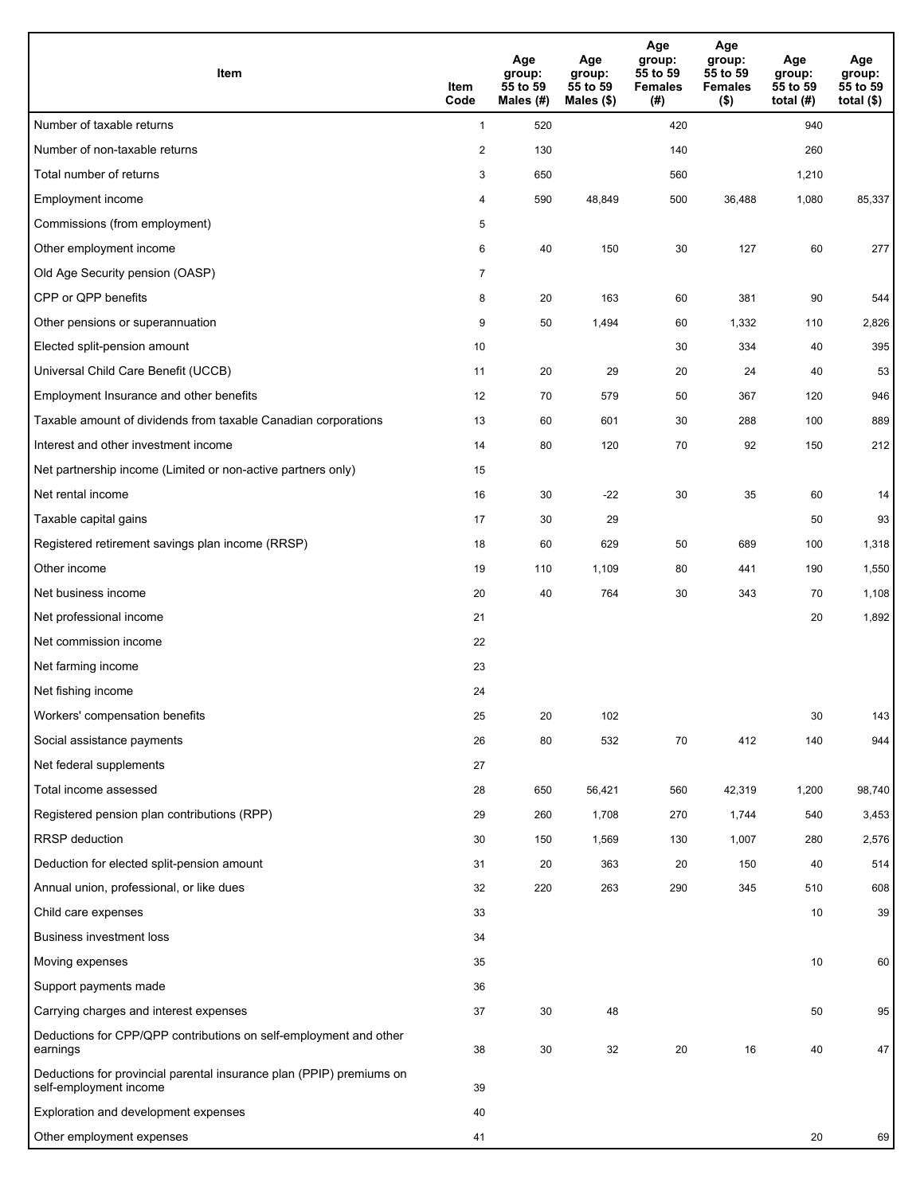| Item | Item Code | Age group: 55 to 59 Males (#) | Age group: 55 to 59 Males ($) | Age group: 55 to 59 Females (#) | Age group: 55 to 59 Females ($) | Age group: 55 to 59 total (#) | Age group: 55 to 59 total ($) |
|---|---|---|---|---|---|---|---|
| Number of taxable returns | 1 | 520 | | 420 | | 940 | |
| Number of non-taxable returns | 2 | 130 | | 140 | | 260 | |
| Total number of returns | 3 | 650 | | 560 | | 1,210 | |
| Employment income | 4 | 590 | 48,849 | 500 | 36,488 | 1,080 | 85,337 |
| Commissions (from employment) | 5 | | | | | | |
| Other employment income | 6 | 40 | 150 | 30 | 127 | 60 | 277 |
| Old Age Security pension (OASP) | 7 | | | | | | |
| CPP or QPP benefits | 8 | 20 | 163 | 60 | 381 | 90 | 544 |
| Other pensions or superannuation | 9 | 50 | 1,494 | 60 | 1,332 | 110 | 2,826 |
| Elected split-pension amount | 10 | | | 30 | 334 | 40 | 395 |
| Universal Child Care Benefit (UCCB) | 11 | 20 | 29 | 20 | 24 | 40 | 53 |
| Employment Insurance and other benefits | 12 | 70 | 579 | 50 | 367 | 120 | 946 |
| Taxable amount of dividends from taxable Canadian corporations | 13 | 60 | 601 | 30 | 288 | 100 | 889 |
| Interest and other investment income | 14 | 80 | 120 | 70 | 92 | 150 | 212 |
| Net partnership income (Limited or non-active partners only) | 15 | | | | | | |
| Net rental income | 16 | 30 | -22 | 30 | 35 | 60 | 14 |
| Taxable capital gains | 17 | 30 | 29 | | | 50 | 93 |
| Registered retirement savings plan income (RRSP) | 18 | 60 | 629 | 50 | 689 | 100 | 1,318 |
| Other income | 19 | 110 | 1,109 | 80 | 441 | 190 | 1,550 |
| Net business income | 20 | 40 | 764 | 30 | 343 | 70 | 1,108 |
| Net professional income | 21 | | | | | 20 | 1,892 |
| Net commission income | 22 | | | | | | |
| Net farming income | 23 | | | | | | |
| Net fishing income | 24 | | | | | | |
| Workers' compensation benefits | 25 | 20 | 102 | | | 30 | 143 |
| Social assistance payments | 26 | 80 | 532 | 70 | 412 | 140 | 944 |
| Net federal supplements | 27 | | | | | | |
| Total income assessed | 28 | 650 | 56,421 | 560 | 42,319 | 1,200 | 98,740 |
| Registered pension plan contributions (RPP) | 29 | 260 | 1,708 | 270 | 1,744 | 540 | 3,453 |
| RRSP deduction | 30 | 150 | 1,569 | 130 | 1,007 | 280 | 2,576 |
| Deduction for elected split-pension amount | 31 | 20 | 363 | 20 | 150 | 40 | 514 |
| Annual union, professional, or like dues | 32 | 220 | 263 | 290 | 345 | 510 | 608 |
| Child care expenses | 33 | | | | | 10 | 39 |
| Business investment loss | 34 | | | | | | |
| Moving expenses | 35 | | | | | 10 | 60 |
| Support payments made | 36 | | | | | | |
| Carrying charges and interest expenses | 37 | 30 | 48 | | | 50 | 95 |
| Deductions for CPP/QPP contributions on self-employment and other earnings | 38 | 30 | 32 | 20 | 16 | 40 | 47 |
| Deductions for provincial parental insurance plan (PPIP) premiums on self-employment income | 39 | | | | | | |
| Exploration and development expenses | 40 | | | | | | |
| Other employment expenses | 41 | | | | | 20 | 69 |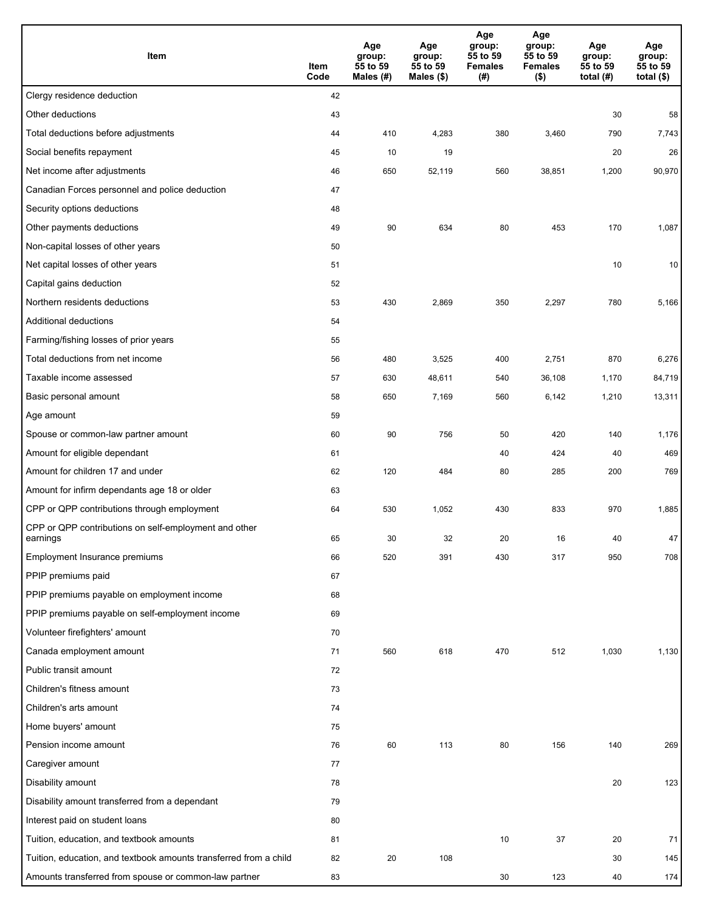| Item | Item Code | Age group: 55 to 59 Males (#) | Age group: 55 to 59 Males ($) | Age group: 55 to 59 Females (#) | Age group: 55 to 59 Females ($) | Age group: 55 to 59 total (#) | Age group: 55 to 59 total ($) |
|---|---|---|---|---|---|---|---|
| Clergy residence deduction | 42 | | | | | | |
| Other deductions | 43 | | | | | 30 | 58 |
| Total deductions before adjustments | 44 | 410 | 4,283 | 380 | 3,460 | 790 | 7,743 |
| Social benefits repayment | 45 | 10 | 19 | | | 20 | 26 |
| Net income after adjustments | 46 | 650 | 52,119 | 560 | 38,851 | 1,200 | 90,970 |
| Canadian Forces personnel and police deduction | 47 | | | | | | |
| Security options deductions | 48 | | | | | | |
| Other payments deductions | 49 | 90 | 634 | 80 | 453 | 170 | 1,087 |
| Non-capital losses of other years | 50 | | | | | | |
| Net capital losses of other years | 51 | | | | | 10 | 10 |
| Capital gains deduction | 52 | | | | | | |
| Northern residents deductions | 53 | 430 | 2,869 | 350 | 2,297 | 780 | 5,166 |
| Additional deductions | 54 | | | | | | |
| Farming/fishing losses of prior years | 55 | | | | | | |
| Total deductions from net income | 56 | 480 | 3,525 | 400 | 2,751 | 870 | 6,276 |
| Taxable income assessed | 57 | 630 | 48,611 | 540 | 36,108 | 1,170 | 84,719 |
| Basic personal amount | 58 | 650 | 7,169 | 560 | 6,142 | 1,210 | 13,311 |
| Age amount | 59 | | | | | | |
| Spouse or common-law partner amount | 60 | 90 | 756 | 50 | 420 | 140 | 1,176 |
| Amount for eligible dependant | 61 | | | 40 | 424 | 40 | 469 |
| Amount for children 17 and under | 62 | 120 | 484 | 80 | 285 | 200 | 769 |
| Amount for infirm dependants age 18 or older | 63 | | | | | | |
| CPP or QPP contributions through employment | 64 | 530 | 1,052 | 430 | 833 | 970 | 1,885 |
| CPP or QPP contributions on self-employment and other earnings | 65 | 30 | 32 | 20 | 16 | 40 | 47 |
| Employment Insurance premiums | 66 | 520 | 391 | 430 | 317 | 950 | 708 |
| PPIP premiums paid | 67 | | | | | | |
| PPIP premiums payable on employment income | 68 | | | | | | |
| PPIP premiums payable on self-employment income | 69 | | | | | | |
| Volunteer firefighters' amount | 70 | | | | | | |
| Canada employment amount | 71 | 560 | 618 | 470 | 512 | 1,030 | 1,130 |
| Public transit amount | 72 | | | | | | |
| Children's fitness amount | 73 | | | | | | |
| Children's arts amount | 74 | | | | | | |
| Home buyers' amount | 75 | | | | | | |
| Pension income amount | 76 | 60 | 113 | 80 | 156 | 140 | 269 |
| Caregiver amount | 77 | | | | | | |
| Disability amount | 78 | | | | | 20 | 123 |
| Disability amount transferred from a dependant | 79 | | | | | | |
| Interest paid on student loans | 80 | | | | | | |
| Tuition, education, and textbook amounts | 81 | | | 10 | 37 | 20 | 71 |
| Tuition, education, and textbook amounts transferred from a child | 82 | 20 | 108 | | | 30 | 145 |
| Amounts transferred from spouse or common-law partner | 83 | | | 30 | 123 | 40 | 174 |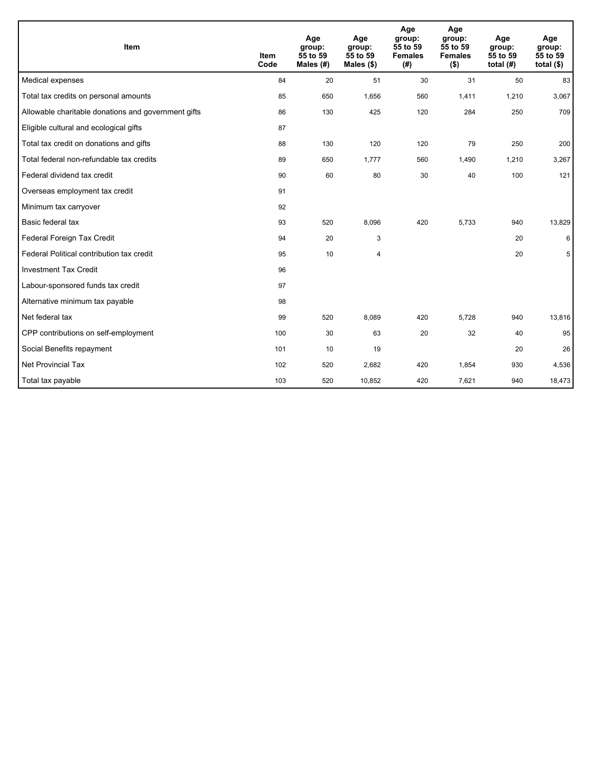| Item | Item Code | Age group: 55 to 59 Males (#) | Age group: 55 to 59 Males ($) | Age group: 55 to 59 Females (#) | Age group: 55 to 59 Females ($) | Age group: 55 to 59 total (#) | Age group: 55 to 59 total ($) |
|---|---|---|---|---|---|---|---|
| Medical expenses | 84 | 20 | 51 | 30 | 31 | 50 | 83 |
| Total tax credits on personal amounts | 85 | 650 | 1,656 | 560 | 1,411 | 1,210 | 3,067 |
| Allowable charitable donations and government gifts | 86 | 130 | 425 | 120 | 284 | 250 | 709 |
| Eligible cultural and ecological gifts | 87 | | | | | | |
| Total tax credit on donations and gifts | 88 | 130 | 120 | 120 | 79 | 250 | 200 |
| Total federal non-refundable tax credits | 89 | 650 | 1,777 | 560 | 1,490 | 1,210 | 3,267 |
| Federal dividend tax credit | 90 | 60 | 80 | 30 | 40 | 100 | 121 |
| Overseas employment tax credit | 91 | | | | | | |
| Minimum tax carryover | 92 | | | | | | |
| Basic federal tax | 93 | 520 | 8,096 | 420 | 5,733 | 940 | 13,829 |
| Federal Foreign Tax Credit | 94 | 20 | 3 | | | 20 | 6 |
| Federal Political contribution tax credit | 95 | 10 | 4 | | | 20 | 5 |
| Investment Tax Credit | 96 | | | | | | |
| Labour-sponsored funds tax credit | 97 | | | | | | |
| Alternative minimum tax payable | 98 | | | | | | |
| Net federal tax | 99 | 520 | 8,089 | 420 | 5,728 | 940 | 13,816 |
| CPP contributions on self-employment | 100 | 30 | 63 | 20 | 32 | 40 | 95 |
| Social Benefits repayment | 101 | 10 | 19 | | | 20 | 26 |
| Net Provincial Tax | 102 | 520 | 2,682 | 420 | 1,854 | 930 | 4,536 |
| Total tax payable | 103 | 520 | 10,852 | 420 | 7,621 | 940 | 18,473 |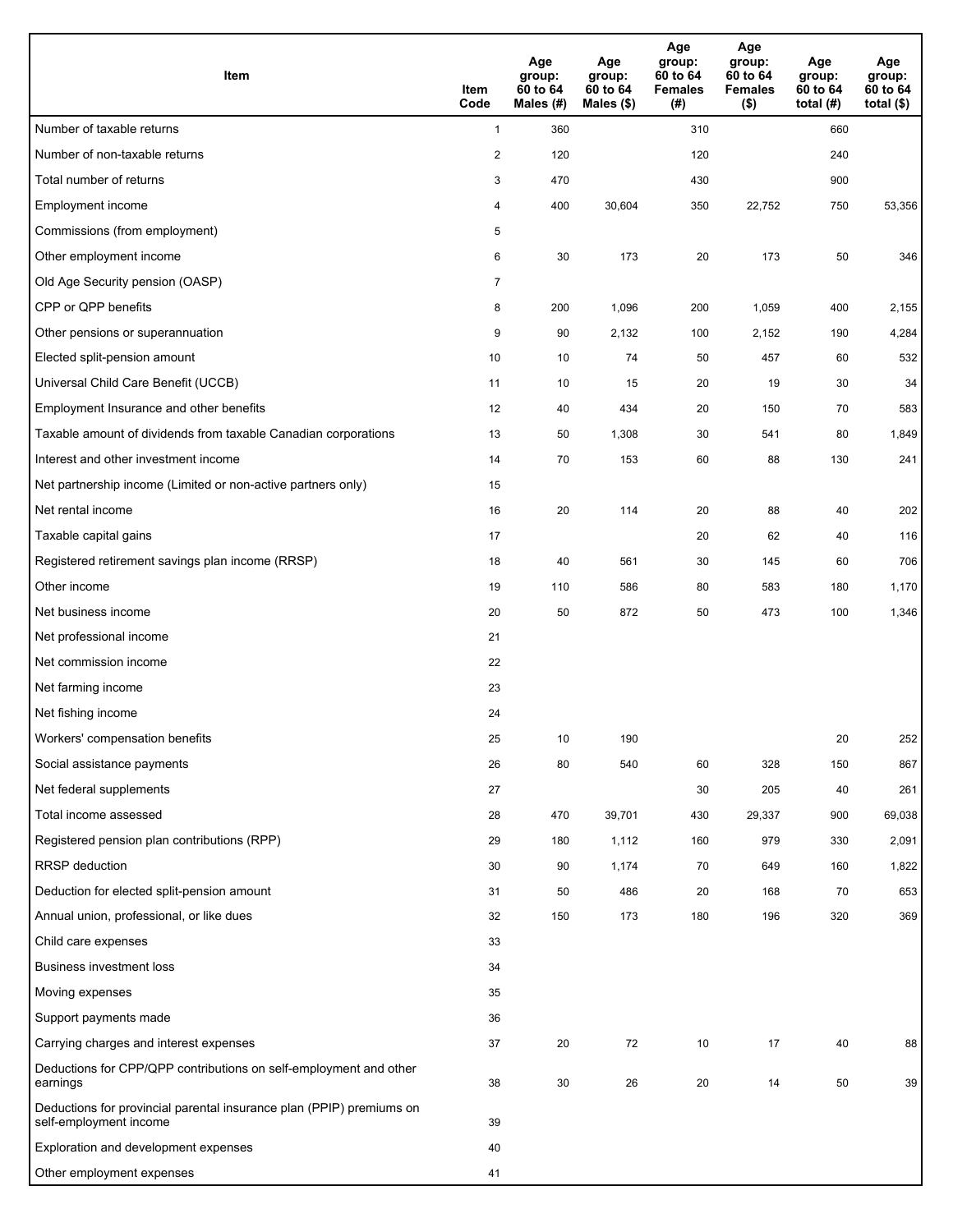| Item | Item Code | Age group: 60 to 64 Males (#) | Age group: 60 to 64 Males ($) | Age group: 60 to 64 Females (#) | Age group: 60 to 64 Females ($) | Age group: 60 to 64 total (#) | Age group: 60 to 64 total ($) |
|---|---|---|---|---|---|---|---|
| Number of taxable returns | 1 | 360 | | 310 | | 660 | |
| Number of non-taxable returns | 2 | 120 | | 120 | | 240 | |
| Total number of returns | 3 | 470 | | 430 | | 900 | |
| Employment income | 4 | 400 | 30,604 | 350 | 22,752 | 750 | 53,356 |
| Commissions (from employment) | 5 | | | | | | |
| Other employment income | 6 | 30 | 173 | 20 | 173 | 50 | 346 |
| Old Age Security pension (OASP) | 7 | | | | | | |
| CPP or QPP benefits | 8 | 200 | 1,096 | 200 | 1,059 | 400 | 2,155 |
| Other pensions or superannuation | 9 | 90 | 2,132 | 100 | 2,152 | 190 | 4,284 |
| Elected split-pension amount | 10 | 10 | 74 | 50 | 457 | 60 | 532 |
| Universal Child Care Benefit (UCCB) | 11 | 10 | 15 | 20 | 19 | 30 | 34 |
| Employment Insurance and other benefits | 12 | 40 | 434 | 20 | 150 | 70 | 583 |
| Taxable amount of dividends from taxable Canadian corporations | 13 | 50 | 1,308 | 30 | 541 | 80 | 1,849 |
| Interest and other investment income | 14 | 70 | 153 | 60 | 88 | 130 | 241 |
| Net partnership income (Limited or non-active partners only) | 15 | | | | | | |
| Net rental income | 16 | 20 | 114 | 20 | 88 | 40 | 202 |
| Taxable capital gains | 17 | | | 20 | 62 | 40 | 116 |
| Registered retirement savings plan income (RRSP) | 18 | 40 | 561 | 30 | 145 | 60 | 706 |
| Other income | 19 | 110 | 586 | 80 | 583 | 180 | 1,170 |
| Net business income | 20 | 50 | 872 | 50 | 473 | 100 | 1,346 |
| Net professional income | 21 | | | | | | |
| Net commission income | 22 | | | | | | |
| Net farming income | 23 | | | | | | |
| Net fishing income | 24 | | | | | | |
| Workers' compensation benefits | 25 | 10 | 190 | | | 20 | 252 |
| Social assistance payments | 26 | 80 | 540 | 60 | 328 | 150 | 867 |
| Net federal supplements | 27 | | | 30 | 205 | 40 | 261 |
| Total income assessed | 28 | 470 | 39,701 | 430 | 29,337 | 900 | 69,038 |
| Registered pension plan contributions (RPP) | 29 | 180 | 1,112 | 160 | 979 | 330 | 2,091 |
| RRSP deduction | 30 | 90 | 1,174 | 70 | 649 | 160 | 1,822 |
| Deduction for elected split-pension amount | 31 | 50 | 486 | 20 | 168 | 70 | 653 |
| Annual union, professional, or like dues | 32 | 150 | 173 | 180 | 196 | 320 | 369 |
| Child care expenses | 33 | | | | | | |
| Business investment loss | 34 | | | | | | |
| Moving expenses | 35 | | | | | | |
| Support payments made | 36 | | | | | | |
| Carrying charges and interest expenses | 37 | 20 | 72 | 10 | 17 | 40 | 88 |
| Deductions for CPP/QPP contributions on self-employment and other earnings | 38 | 30 | 26 | 20 | 14 | 50 | 39 |
| Deductions for provincial parental insurance plan (PPIP) premiums on self-employment income | 39 | | | | | | |
| Exploration and development expenses | 40 | | | | | | |
| Other employment expenses | 41 | | | | | | |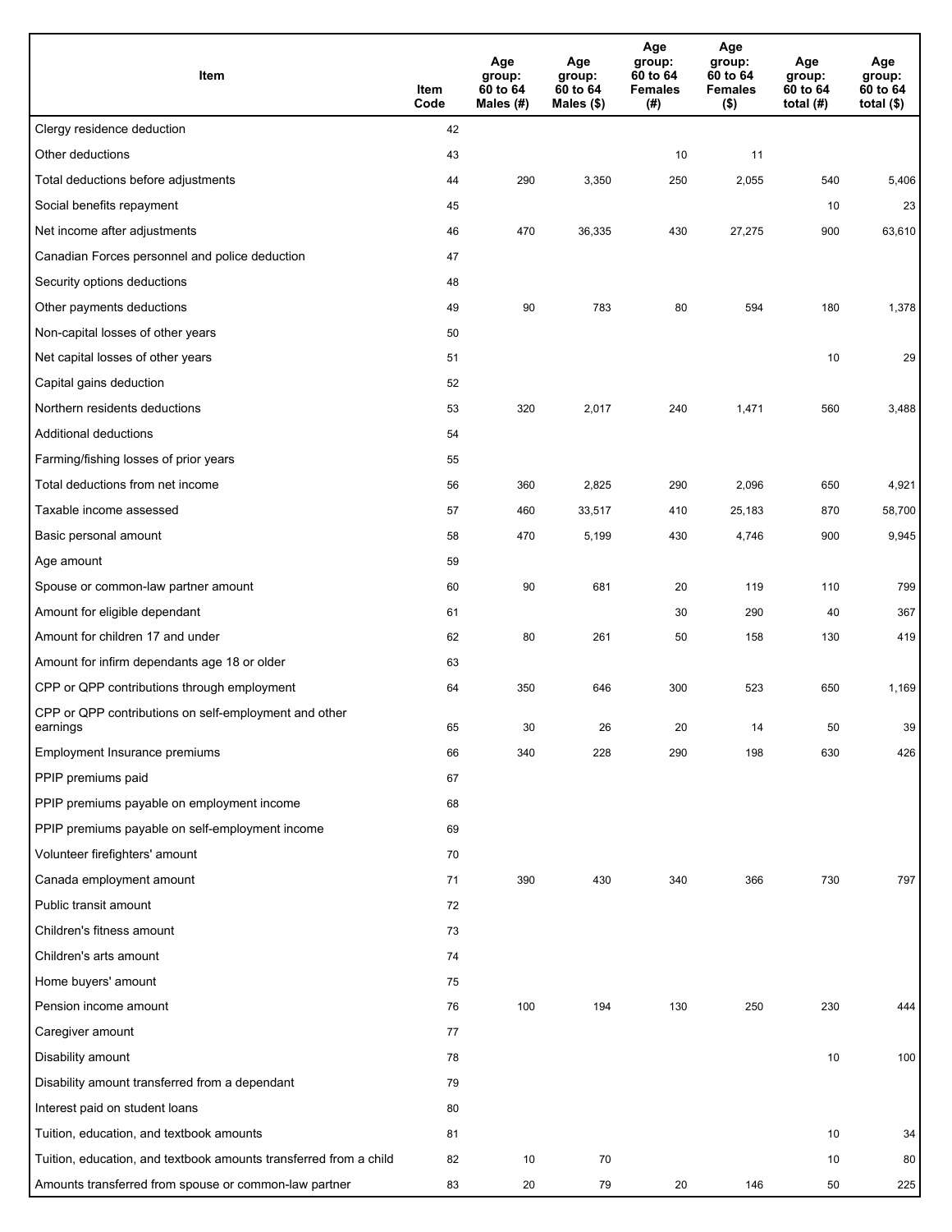| Item | Item Code | Age group: 60 to 64 Males (#) | Age group: 60 to 64 Males ($) | Age group: 60 to 64 Females (#) | Age group: 60 to 64 Females ($) | Age group: 60 to 64 total (#) | Age group: 60 to 64 total ($) |
|---|---|---|---|---|---|---|---|
| Clergy residence deduction | 42 | | | | | | |
| Other deductions | 43 | | | 10 | 11 | | |
| Total deductions before adjustments | 44 | 290 | 3,350 | 250 | 2,055 | 540 | 5,406 |
| Social benefits repayment | 45 | | | | | 10 | 23 |
| Net income after adjustments | 46 | 470 | 36,335 | 430 | 27,275 | 900 | 63,610 |
| Canadian Forces personnel and police deduction | 47 | | | | | | |
| Security options deductions | 48 | | | | | | |
| Other payments deductions | 49 | 90 | 783 | 80 | 594 | 180 | 1,378 |
| Non-capital losses of other years | 50 | | | | | | |
| Net capital losses of other years | 51 | | | | | 10 | 29 |
| Capital gains deduction | 52 | | | | | | |
| Northern residents deductions | 53 | 320 | 2,017 | 240 | 1,471 | 560 | 3,488 |
| Additional deductions | 54 | | | | | | |
| Farming/fishing losses of prior years | 55 | | | | | | |
| Total deductions from net income | 56 | 360 | 2,825 | 290 | 2,096 | 650 | 4,921 |
| Taxable income assessed | 57 | 460 | 33,517 | 410 | 25,183 | 870 | 58,700 |
| Basic personal amount | 58 | 470 | 5,199 | 430 | 4,746 | 900 | 9,945 |
| Age amount | 59 | | | | | | |
| Spouse or common-law partner amount | 60 | 90 | 681 | 20 | 119 | 110 | 799 |
| Amount for eligible dependant | 61 | | | 30 | 290 | 40 | 367 |
| Amount for children 17 and under | 62 | 80 | 261 | 50 | 158 | 130 | 419 |
| Amount for infirm dependants age 18 or older | 63 | | | | | | |
| CPP or QPP contributions through employment | 64 | 350 | 646 | 300 | 523 | 650 | 1,169 |
| CPP or QPP contributions on self-employment and other earnings | 65 | 30 | 26 | 20 | 14 | 50 | 39 |
| Employment Insurance premiums | 66 | 340 | 228 | 290 | 198 | 630 | 426 |
| PPIP premiums paid | 67 | | | | | | |
| PPIP premiums payable on employment income | 68 | | | | | | |
| PPIP premiums payable on self-employment income | 69 | | | | | | |
| Volunteer firefighters' amount | 70 | | | | | | |
| Canada employment amount | 71 | 390 | 430 | 340 | 366 | 730 | 797 |
| Public transit amount | 72 | | | | | | |
| Children's fitness amount | 73 | | | | | | |
| Children's arts amount | 74 | | | | | | |
| Home buyers' amount | 75 | | | | | | |
| Pension income amount | 76 | 100 | 194 | 130 | 250 | 230 | 444 |
| Caregiver amount | 77 | | | | | | |
| Disability amount | 78 | | | | | 10 | 100 |
| Disability amount transferred from a dependant | 79 | | | | | | |
| Interest paid on student loans | 80 | | | | | | |
| Tuition, education, and textbook amounts | 81 | | | | | 10 | 34 |
| Tuition, education, and textbook amounts transferred from a child | 82 | 10 | 70 | | | 10 | 80 |
| Amounts transferred from spouse or common-law partner | 83 | 20 | 79 | 20 | 146 | 50 | 225 |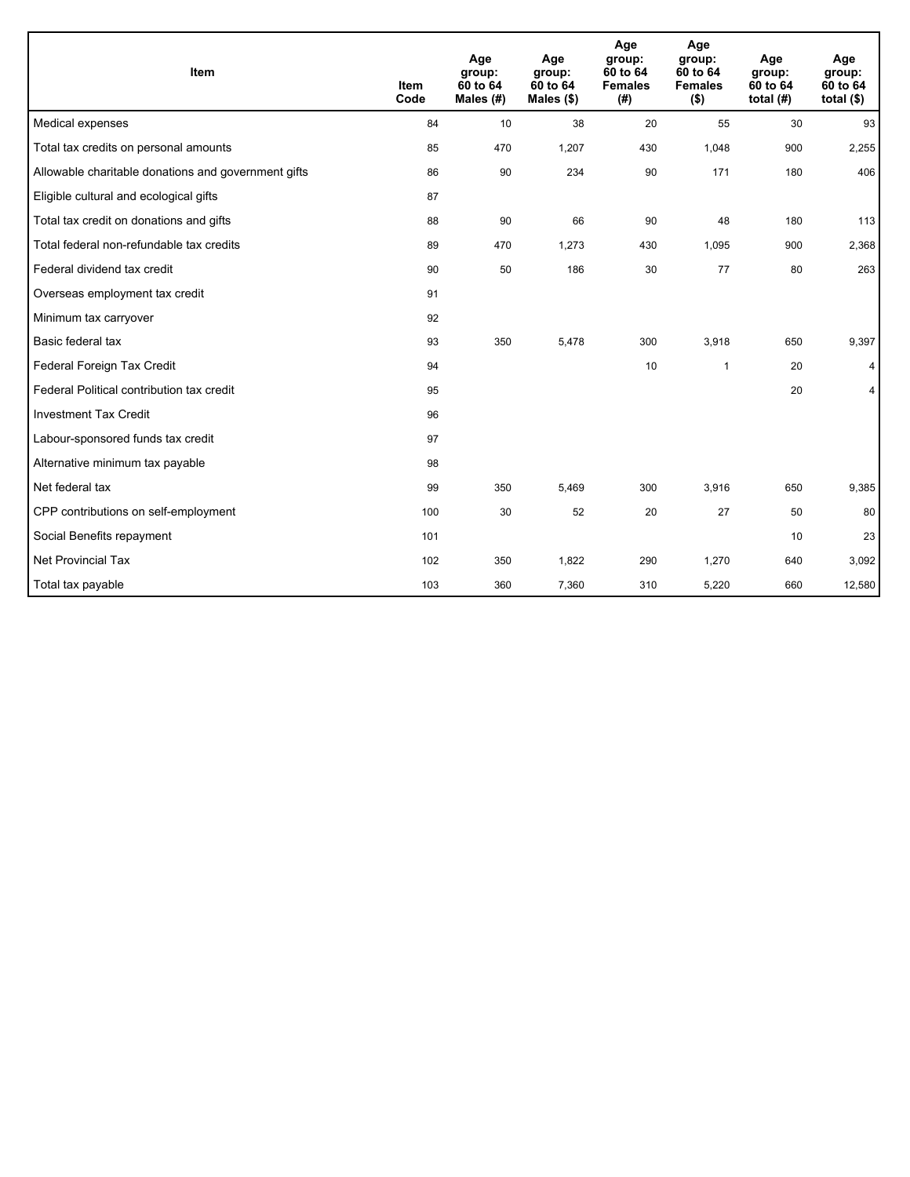| Item | Item Code | Age group: 60 to 64 Males (#) | Age group: 60 to 64 Males ($) | Age group: 60 to 64 Females (#) | Age group: 60 to 64 Females ($) | Age group: 60 to 64 total (#) | Age group: 60 to 64 total ($) |
|---|---|---|---|---|---|---|---|
| Medical expenses | 84 | 10 | 38 | 20 | 55 | 30 | 93 |
| Total tax credits on personal amounts | 85 | 470 | 1,207 | 430 | 1,048 | 900 | 2,255 |
| Allowable charitable donations and government gifts | 86 | 90 | 234 | 90 | 171 | 180 | 406 |
| Eligible cultural and ecological gifts | 87 | | | | | | |
| Total tax credit on donations and gifts | 88 | 90 | 66 | 90 | 48 | 180 | 113 |
| Total federal non-refundable tax credits | 89 | 470 | 1,273 | 430 | 1,095 | 900 | 2,368 |
| Federal dividend tax credit | 90 | 50 | 186 | 30 | 77 | 80 | 263 |
| Overseas employment tax credit | 91 | | | | | | |
| Minimum tax carryover | 92 | | | | | | |
| Basic federal tax | 93 | 350 | 5,478 | 300 | 3,918 | 650 | 9,397 |
| Federal Foreign Tax Credit | 94 | | | 10 | 1 | 20 | 4 |
| Federal Political contribution tax credit | 95 | | | | | 20 | 4 |
| Investment Tax Credit | 96 | | | | | | |
| Labour-sponsored funds tax credit | 97 | | | | | | |
| Alternative minimum tax payable | 98 | | | | | | |
| Net federal tax | 99 | 350 | 5,469 | 300 | 3,916 | 650 | 9,385 |
| CPP contributions on self-employment | 100 | 30 | 52 | 20 | 27 | 50 | 80 |
| Social Benefits repayment | 101 | | | | | 10 | 23 |
| Net Provincial Tax | 102 | 350 | 1,822 | 290 | 1,270 | 640 | 3,092 |
| Total tax payable | 103 | 360 | 7,360 | 310 | 5,220 | 660 | 12,580 |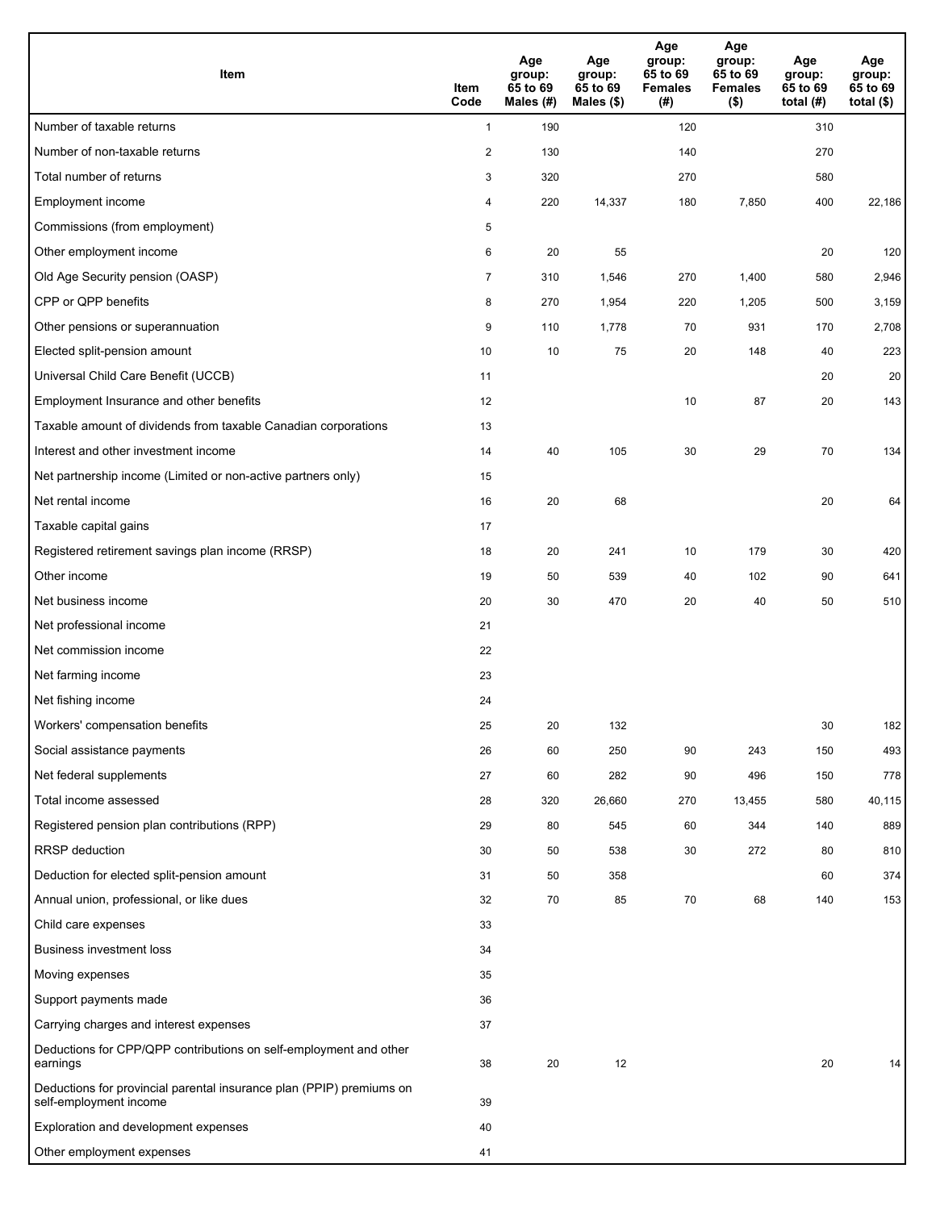| Item | Item Code | Age group: 65 to 69 Males (#) | Age group: 65 to 69 Males ($) | Age group: 65 to 69 Females (#) | Age group: 65 to 69 Females ($) | Age group: 65 to 69 total (#) | Age group: 65 to 69 total ($) |
|---|---|---|---|---|---|---|---|
| Number of taxable returns | 1 | 190 | | 120 | | 310 | |
| Number of non-taxable returns | 2 | 130 | | 140 | | 270 | |
| Total number of returns | 3 | 320 | | 270 | | 580 | |
| Employment income | 4 | 220 | 14,337 | 180 | 7,850 | 400 | 22,186 |
| Commissions (from employment) | 5 | | | | | | |
| Other employment income | 6 | 20 | 55 | | | 20 | 120 |
| Old Age Security pension (OASP) | 7 | 310 | 1,546 | 270 | 1,400 | 580 | 2,946 |
| CPP or QPP benefits | 8 | 270 | 1,954 | 220 | 1,205 | 500 | 3,159 |
| Other pensions or superannuation | 9 | 110 | 1,778 | 70 | 931 | 170 | 2,708 |
| Elected split-pension amount | 10 | 10 | 75 | 20 | 148 | 40 | 223 |
| Universal Child Care Benefit (UCCB) | 11 | | | | | 20 | 20 |
| Employment Insurance and other benefits | 12 | | | 10 | 87 | 20 | 143 |
| Taxable amount of dividends from taxable Canadian corporations | 13 | | | | | | |
| Interest and other investment income | 14 | 40 | 105 | 30 | 29 | 70 | 134 |
| Net partnership income (Limited or non-active partners only) | 15 | | | | | | |
| Net rental income | 16 | 20 | 68 | | | 20 | 64 |
| Taxable capital gains | 17 | | | | | | |
| Registered retirement savings plan income (RRSP) | 18 | 20 | 241 | 10 | 179 | 30 | 420 |
| Other income | 19 | 50 | 539 | 40 | 102 | 90 | 641 |
| Net business income | 20 | 30 | 470 | 20 | 40 | 50 | 510 |
| Net professional income | 21 | | | | | | |
| Net commission income | 22 | | | | | | |
| Net farming income | 23 | | | | | | |
| Net fishing income | 24 | | | | | | |
| Workers' compensation benefits | 25 | 20 | 132 | | | 30 | 182 |
| Social assistance payments | 26 | 60 | 250 | 90 | 243 | 150 | 493 |
| Net federal supplements | 27 | 60 | 282 | 90 | 496 | 150 | 778 |
| Total income assessed | 28 | 320 | 26,660 | 270 | 13,455 | 580 | 40,115 |
| Registered pension plan contributions (RPP) | 29 | 80 | 545 | 60 | 344 | 140 | 889 |
| RRSP deduction | 30 | 50 | 538 | 30 | 272 | 80 | 810 |
| Deduction for elected split-pension amount | 31 | 50 | 358 | | | 60 | 374 |
| Annual union, professional, or like dues | 32 | 70 | 85 | 70 | 68 | 140 | 153 |
| Child care expenses | 33 | | | | | | |
| Business investment loss | 34 | | | | | | |
| Moving expenses | 35 | | | | | | |
| Support payments made | 36 | | | | | | |
| Carrying charges and interest expenses | 37 | | | | | | |
| Deductions for CPP/QPP contributions on self-employment and other earnings | 38 | 20 | 12 | | | 20 | 14 |
| Deductions for provincial parental insurance plan (PPIP) premiums on self-employment income | 39 | | | | | | |
| Exploration and development expenses | 40 | | | | | | |
| Other employment expenses | 41 | | | | | | |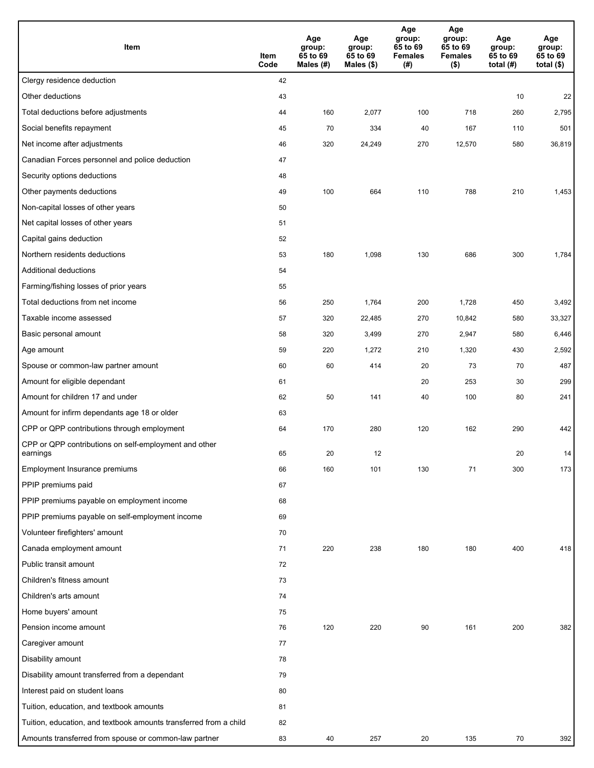| Item | Item Code | Age group: 65 to 69 Males (#) | Age group: 65 to 69 Males ($) | Age group: 65 to 69 Females (#) | Age group: 65 to 69 Females ($) | Age group: 65 to 69 total (#) | Age group: 65 to 69 total ($) |
|---|---|---|---|---|---|---|---|
| Clergy residence deduction | 42 | | | | | | |
| Other deductions | 43 | | | | | 10 | 22 |
| Total deductions before adjustments | 44 | 160 | 2,077 | 100 | 718 | 260 | 2,795 |
| Social benefits repayment | 45 | 70 | 334 | 40 | 167 | 110 | 501 |
| Net income after adjustments | 46 | 320 | 24,249 | 270 | 12,570 | 580 | 36,819 |
| Canadian Forces personnel and police deduction | 47 | | | | | | |
| Security options deductions | 48 | | | | | | |
| Other payments deductions | 49 | 100 | 664 | 110 | 788 | 210 | 1,453 |
| Non-capital losses of other years | 50 | | | | | | |
| Net capital losses of other years | 51 | | | | | | |
| Capital gains deduction | 52 | | | | | | |
| Northern residents deductions | 53 | 180 | 1,098 | 130 | 686 | 300 | 1,784 |
| Additional deductions | 54 | | | | | | |
| Farming/fishing losses of prior years | 55 | | | | | | |
| Total deductions from net income | 56 | 250 | 1,764 | 200 | 1,728 | 450 | 3,492 |
| Taxable income assessed | 57 | 320 | 22,485 | 270 | 10,842 | 580 | 33,327 |
| Basic personal amount | 58 | 320 | 3,499 | 270 | 2,947 | 580 | 6,446 |
| Age amount | 59 | 220 | 1,272 | 210 | 1,320 | 430 | 2,592 |
| Spouse or common-law partner amount | 60 | 60 | 414 | 20 | 73 | 70 | 487 |
| Amount for eligible dependant | 61 | | | 20 | 253 | 30 | 299 |
| Amount for children 17 and under | 62 | 50 | 141 | 40 | 100 | 80 | 241 |
| Amount for infirm dependants age 18 or older | 63 | | | | | | |
| CPP or QPP contributions through employment | 64 | 170 | 280 | 120 | 162 | 290 | 442 |
| CPP or QPP contributions on self-employment and other earnings | 65 | 20 | 12 | | | 20 | 14 |
| Employment Insurance premiums | 66 | 160 | 101 | 130 | 71 | 300 | 173 |
| PPIP premiums paid | 67 | | | | | | |
| PPIP premiums payable on employment income | 68 | | | | | | |
| PPIP premiums payable on self-employment income | 69 | | | | | | |
| Volunteer firefighters' amount | 70 | | | | | | |
| Canada employment amount | 71 | 220 | 238 | 180 | 180 | 400 | 418 |
| Public transit amount | 72 | | | | | | |
| Children's fitness amount | 73 | | | | | | |
| Children's arts amount | 74 | | | | | | |
| Home buyers' amount | 75 | | | | | | |
| Pension income amount | 76 | 120 | 220 | 90 | 161 | 200 | 382 |
| Caregiver amount | 77 | | | | | | |
| Disability amount | 78 | | | | | | |
| Disability amount transferred from a dependant | 79 | | | | | | |
| Interest paid on student loans | 80 | | | | | | |
| Tuition, education, and textbook amounts | 81 | | | | | | |
| Tuition, education, and textbook amounts transferred from a child | 82 | | | | | | |
| Amounts transferred from spouse or common-law partner | 83 | 40 | 257 | 20 | 135 | 70 | 392 |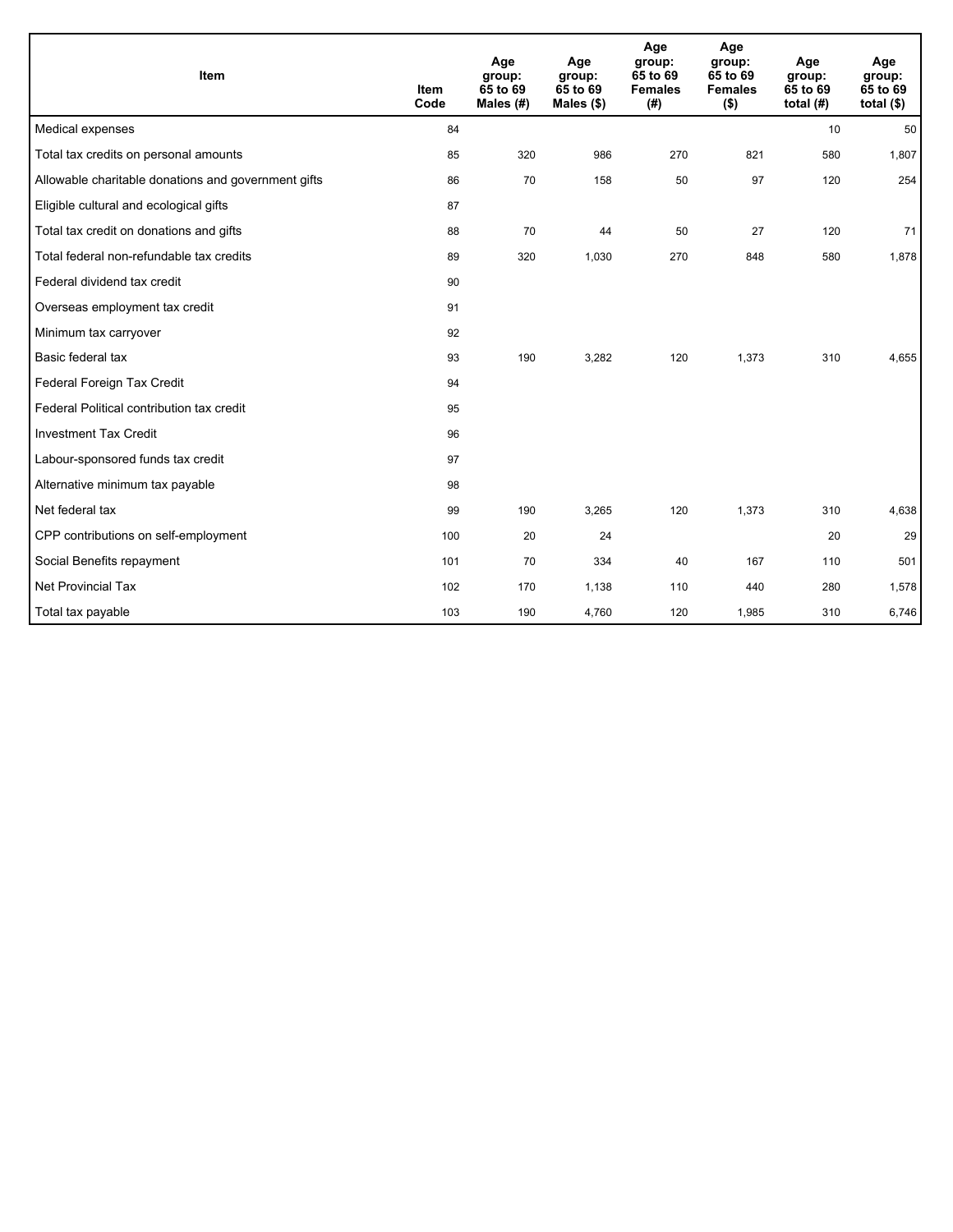| Item | Item Code | Age group: 65 to 69 Males (#) | Age group: 65 to 69 Males ($) | Age group: 65 to 69 Females (#) | Age group: 65 to 69 Females ($) | Age group: 65 to 69 total (#) | Age group: 65 to 69 total ($) |
|---|---|---|---|---|---|---|---|
| Medical expenses | 84 | | | | | 10 | 50 |
| Total tax credits on personal amounts | 85 | 320 | 986 | 270 | 821 | 580 | 1,807 |
| Allowable charitable donations and government gifts | 86 | 70 | 158 | 50 | 97 | 120 | 254 |
| Eligible cultural and ecological gifts | 87 | | | | | | |
| Total tax credit on donations and gifts | 88 | 70 | 44 | 50 | 27 | 120 | 71 |
| Total federal non-refundable tax credits | 89 | 320 | 1,030 | 270 | 848 | 580 | 1,878 |
| Federal dividend tax credit | 90 | | | | | | |
| Overseas employment tax credit | 91 | | | | | | |
| Minimum tax carryover | 92 | | | | | | |
| Basic federal tax | 93 | 190 | 3,282 | 120 | 1,373 | 310 | 4,655 |
| Federal Foreign Tax Credit | 94 | | | | | | |
| Federal Political contribution tax credit | 95 | | | | | | |
| Investment Tax Credit | 96 | | | | | | |
| Labour-sponsored funds tax credit | 97 | | | | | | |
| Alternative minimum tax payable | 98 | | | | | | |
| Net federal tax | 99 | 190 | 3,265 | 120 | 1,373 | 310 | 4,638 |
| CPP contributions on self-employment | 100 | 20 | 24 | | | 20 | 29 |
| Social Benefits repayment | 101 | 70 | 334 | 40 | 167 | 110 | 501 |
| Net Provincial Tax | 102 | 170 | 1,138 | 110 | 440 | 280 | 1,578 |
| Total tax payable | 103 | 190 | 4,760 | 120 | 1,985 | 310 | 6,746 |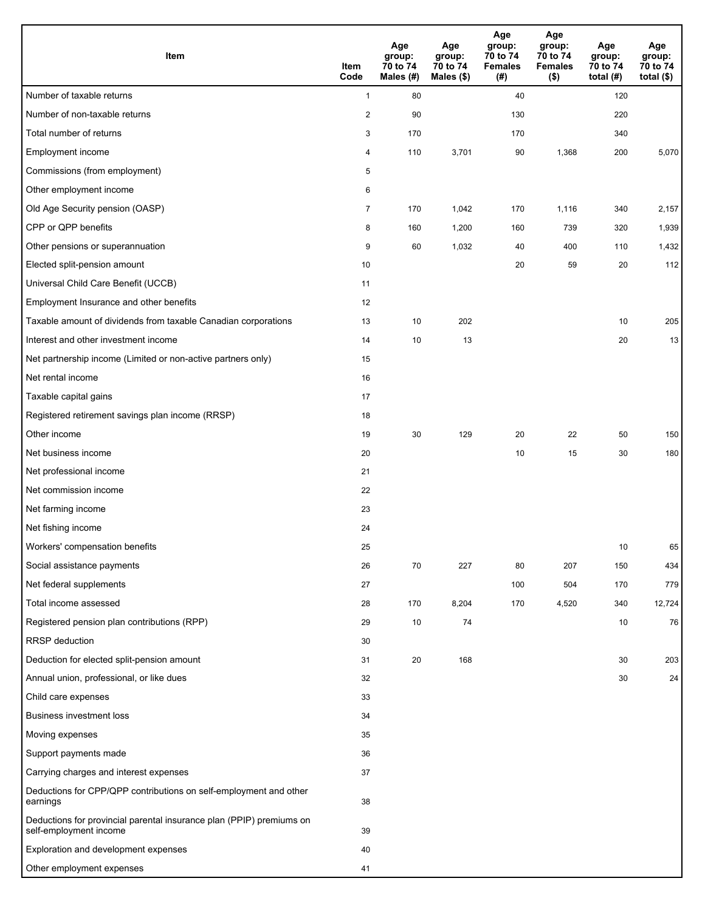| Item | Item Code | Age group: 70 to 74 Males (#) | Age group: 70 to 74 Males ($) | Age group: 70 to 74 Females (#) | Age group: 70 to 74 Females ($) | Age group: 70 to 74 total (#) | Age group: 70 to 74 total ($) |
|---|---|---|---|---|---|---|---|
| Number of taxable returns | 1 | 80 | | 40 | | 120 | |
| Number of non-taxable returns | 2 | 90 | | 130 | | 220 | |
| Total number of returns | 3 | 170 | | 170 | | 340 | |
| Employment income | 4 | 110 | 3,701 | 90 | 1,368 | 200 | 5,070 |
| Commissions (from employment) | 5 | | | | | | |
| Other employment income | 6 | | | | | | |
| Old Age Security pension (OASP) | 7 | 170 | 1,042 | 170 | 1,116 | 340 | 2,157 |
| CPP or QPP benefits | 8 | 160 | 1,200 | 160 | 739 | 320 | 1,939 |
| Other pensions or superannuation | 9 | 60 | 1,032 | 40 | 400 | 110 | 1,432 |
| Elected split-pension amount | 10 | | | 20 | 59 | 20 | 112 |
| Universal Child Care Benefit (UCCB) | 11 | | | | | | |
| Employment Insurance and other benefits | 12 | | | | | | |
| Taxable amount of dividends from taxable Canadian corporations | 13 | 10 | 202 | | | 10 | 205 |
| Interest and other investment income | 14 | 10 | 13 | | | 20 | 13 |
| Net partnership income (Limited or non-active partners only) | 15 | | | | | | |
| Net rental income | 16 | | | | | | |
| Taxable capital gains | 17 | | | | | | |
| Registered retirement savings plan income (RRSP) | 18 | | | | | | |
| Other income | 19 | 30 | 129 | 20 | 22 | 50 | 150 |
| Net business income | 20 | | | 10 | 15 | 30 | 180 |
| Net professional income | 21 | | | | | | |
| Net commission income | 22 | | | | | | |
| Net farming income | 23 | | | | | | |
| Net fishing income | 24 | | | | | | |
| Workers' compensation benefits | 25 | | | | | 10 | 65 |
| Social assistance payments | 26 | 70 | 227 | 80 | 207 | 150 | 434 |
| Net federal supplements | 27 | | | 100 | 504 | 170 | 779 |
| Total income assessed | 28 | 170 | 8,204 | 170 | 4,520 | 340 | 12,724 |
| Registered pension plan contributions (RPP) | 29 | 10 | 74 | | | 10 | 76 |
| RRSP deduction | 30 | | | | | | |
| Deduction for elected split-pension amount | 31 | 20 | 168 | | | 30 | 203 |
| Annual union, professional, or like dues | 32 | | | | | 30 | 24 |
| Child care expenses | 33 | | | | | | |
| Business investment loss | 34 | | | | | | |
| Moving expenses | 35 | | | | | | |
| Support payments made | 36 | | | | | | |
| Carrying charges and interest expenses | 37 | | | | | | |
| Deductions for CPP/QPP contributions on self-employment and other earnings | 38 | | | | | | |
| Deductions for provincial parental insurance plan (PPIP) premiums on self-employment income | 39 | | | | | | |
| Exploration and development expenses | 40 | | | | | | |
| Other employment expenses | 41 | | | | | | |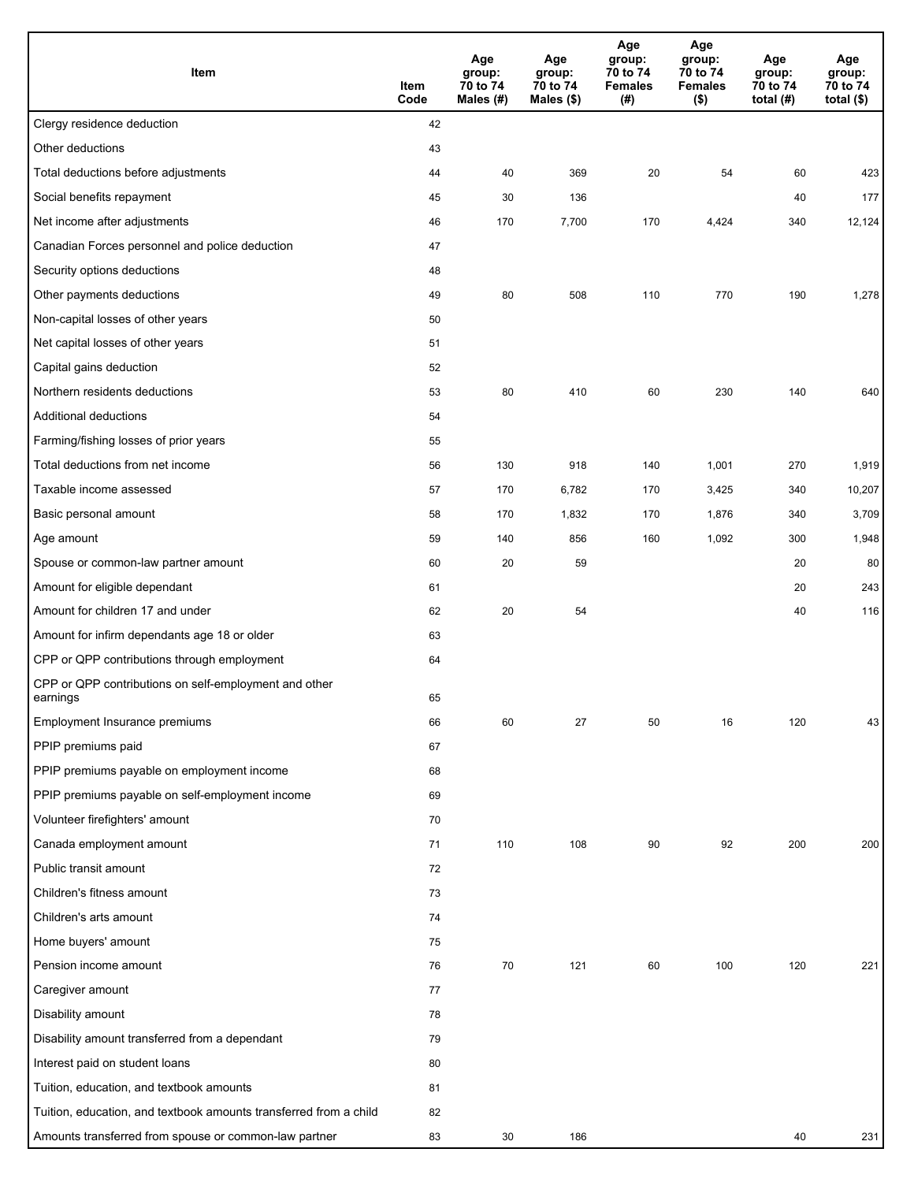| Item | Item Code | Age group: 70 to 74 Males (#) | Age group: 70 to 74 Males ($) | Age group: 70 to 74 Females (#) | Age group: 70 to 74 Females ($) | Age group: 70 to 74 total (#) | Age group: 70 to 74 total ($) |
|---|---|---|---|---|---|---|---|
| Clergy residence deduction | 42 | | | | | | |
| Other deductions | 43 | | | | | | |
| Total deductions before adjustments | 44 | 40 | 369 | 20 | 54 | 60 | 423 |
| Social benefits repayment | 45 | 30 | 136 | | | 40 | 177 |
| Net income after adjustments | 46 | 170 | 7,700 | 170 | 4,424 | 340 | 12,124 |
| Canadian Forces personnel and police deduction | 47 | | | | | | |
| Security options deductions | 48 | | | | | | |
| Other payments deductions | 49 | 80 | 508 | 110 | 770 | 190 | 1,278 |
| Non-capital losses of other years | 50 | | | | | | |
| Net capital losses of other years | 51 | | | | | | |
| Capital gains deduction | 52 | | | | | | |
| Northern residents deductions | 53 | 80 | 410 | 60 | 230 | 140 | 640 |
| Additional deductions | 54 | | | | | | |
| Farming/fishing losses of prior years | 55 | | | | | | |
| Total deductions from net income | 56 | 130 | 918 | 140 | 1,001 | 270 | 1,919 |
| Taxable income assessed | 57 | 170 | 6,782 | 170 | 3,425 | 340 | 10,207 |
| Basic personal amount | 58 | 170 | 1,832 | 170 | 1,876 | 340 | 3,709 |
| Age amount | 59 | 140 | 856 | 160 | 1,092 | 300 | 1,948 |
| Spouse or common-law partner amount | 60 | 20 | 59 | | | 20 | 80 |
| Amount for eligible dependant | 61 | | | | | 20 | 243 |
| Amount for children 17 and under | 62 | 20 | 54 | | | 40 | 116 |
| Amount for infirm dependants age 18 or older | 63 | | | | | | |
| CPP or QPP contributions through employment | 64 | | | | | | |
| CPP or QPP contributions on self-employment and other earnings | 65 | | | | | | |
| Employment Insurance premiums | 66 | 60 | 27 | 50 | 16 | 120 | 43 |
| PPIP premiums paid | 67 | | | | | | |
| PPIP premiums payable on employment income | 68 | | | | | | |
| PPIP premiums payable on self-employment income | 69 | | | | | | |
| Volunteer firefighters' amount | 70 | | | | | | |
| Canada employment amount | 71 | 110 | 108 | 90 | 92 | 200 | 200 |
| Public transit amount | 72 | | | | | | |
| Children's fitness amount | 73 | | | | | | |
| Children's arts amount | 74 | | | | | | |
| Home buyers' amount | 75 | | | | | | |
| Pension income amount | 76 | 70 | 121 | 60 | 100 | 120 | 221 |
| Caregiver amount | 77 | | | | | | |
| Disability amount | 78 | | | | | | |
| Disability amount transferred from a dependant | 79 | | | | | | |
| Interest paid on student loans | 80 | | | | | | |
| Tuition, education, and textbook amounts | 81 | | | | | | |
| Tuition, education, and textbook amounts transferred from a child | 82 | | | | | | |
| Amounts transferred from spouse or common-law partner | 83 | 30 | 186 | | | 40 | 231 |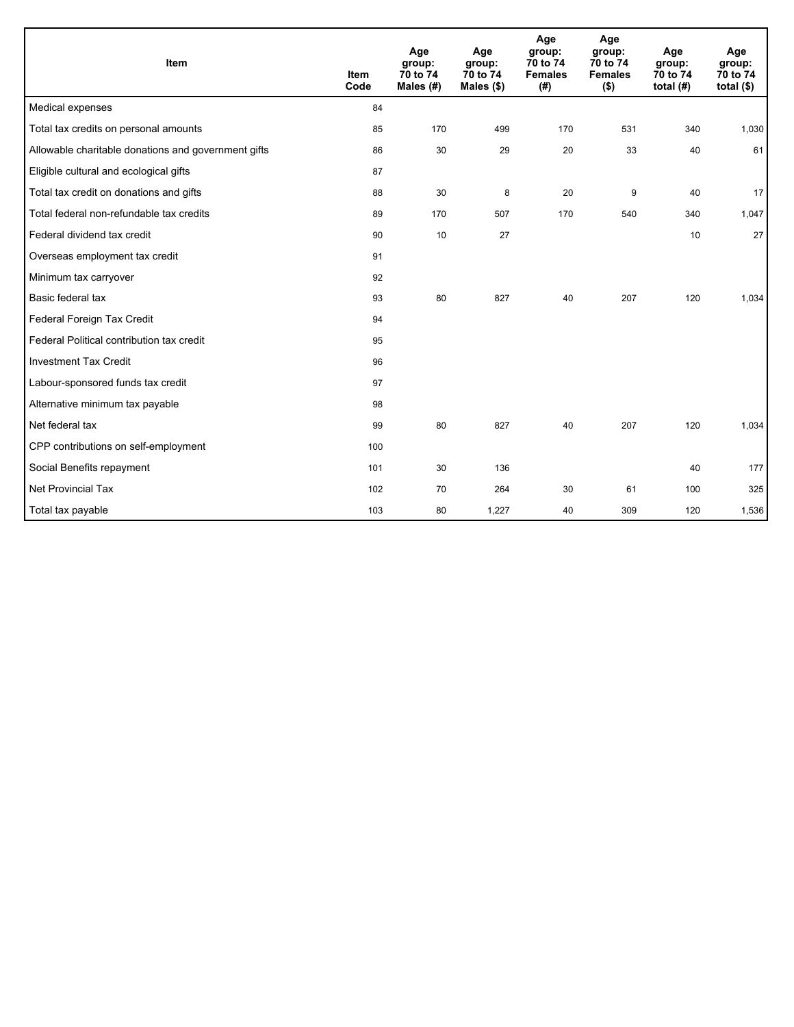| Item | Item Code | Age group: 70 to 74 Males (#) | Age group: 70 to 74 Males ($) | Age group: 70 to 74 Females (#) | Age group: 70 to 74 Females ($) | Age group: 70 to 74 total (#) | Age group: 70 to 74 total ($) |
| --- | --- | --- | --- | --- | --- | --- | --- |
| Medical expenses | 84 | | | | | | |
| Total tax credits on personal amounts | 85 | 170 | 499 | 170 | 531 | 340 | 1,030 |
| Allowable charitable donations and government gifts | 86 | 30 | 29 | 20 | 33 | 40 | 61 |
| Eligible cultural and ecological gifts | 87 | | | | | | |
| Total tax credit on donations and gifts | 88 | 30 | 8 | 20 | 9 | 40 | 17 |
| Total federal non-refundable tax credits | 89 | 170 | 507 | 170 | 540 | 340 | 1,047 |
| Federal dividend tax credit | 90 | 10 | 27 | | | 10 | 27 |
| Overseas employment tax credit | 91 | | | | | | |
| Minimum tax carryover | 92 | | | | | | |
| Basic federal tax | 93 | 80 | 827 | 40 | 207 | 120 | 1,034 |
| Federal Foreign Tax Credit | 94 | | | | | | |
| Federal Political contribution tax credit | 95 | | | | | | |
| Investment Tax Credit | 96 | | | | | | |
| Labour-sponsored funds tax credit | 97 | | | | | | |
| Alternative minimum tax payable | 98 | | | | | | |
| Net federal tax | 99 | 80 | 827 | 40 | 207 | 120 | 1,034 |
| CPP contributions on self-employment | 100 | | | | | | |
| Social Benefits repayment | 101 | 30 | 136 | | | 40 | 177 |
| Net Provincial Tax | 102 | 70 | 264 | 30 | 61 | 100 | 325 |
| Total tax payable | 103 | 80 | 1,227 | 40 | 309 | 120 | 1,536 |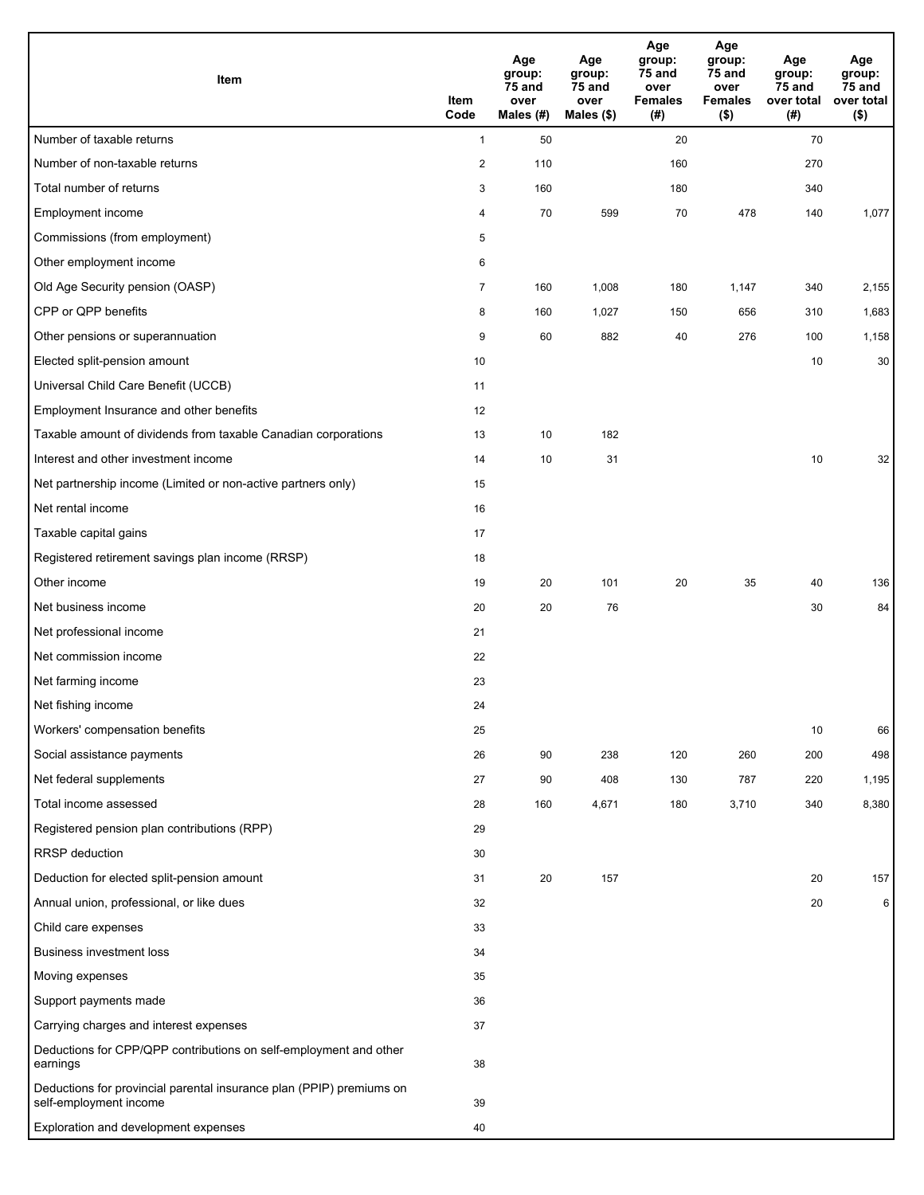| Item | Item Code | Age group: 75 and over Males (#) | Age group: 75 and over Males ($) | Age group: 75 and over Females (#) | Age group: 75 and over Females ($) | Age group: 75 and over total (#) | Age group: 75 and over total ($) |
|---|---|---|---|---|---|---|---|
| Number of taxable returns | 1 | 50 | | 20 | | 70 | |
| Number of non-taxable returns | 2 | 110 | | 160 | | 270 | |
| Total number of returns | 3 | 160 | | 180 | | 340 | |
| Employment income | 4 | 70 | 599 | 70 | 478 | 140 | 1,077 |
| Commissions (from employment) | 5 | | | | | | |
| Other employment income | 6 | | | | | | |
| Old Age Security pension (OASP) | 7 | 160 | 1,008 | 180 | 1,147 | 340 | 2,155 |
| CPP or QPP benefits | 8 | 160 | 1,027 | 150 | 656 | 310 | 1,683 |
| Other pensions or superannuation | 9 | 60 | 882 | 40 | 276 | 100 | 1,158 |
| Elected split-pension amount | 10 | | | | | 10 | 30 |
| Universal Child Care Benefit (UCCB) | 11 | | | | | | |
| Employment Insurance and other benefits | 12 | | | | | | |
| Taxable amount of dividends from taxable Canadian corporations | 13 | 10 | 182 | | | | |
| Interest and other investment income | 14 | 10 | 31 | | | 10 | 32 |
| Net partnership income (Limited or non-active partners only) | 15 | | | | | | |
| Net rental income | 16 | | | | | | |
| Taxable capital gains | 17 | | | | | | |
| Registered retirement savings plan income (RRSP) | 18 | | | | | | |
| Other income | 19 | 20 | 101 | 20 | 35 | 40 | 136 |
| Net business income | 20 | 20 | 76 | | | 30 | 84 |
| Net professional income | 21 | | | | | | |
| Net commission income | 22 | | | | | | |
| Net farming income | 23 | | | | | | |
| Net fishing income | 24 | | | | | | |
| Workers' compensation benefits | 25 | | | | | 10 | 66 |
| Social assistance payments | 26 | 90 | 238 | 120 | 260 | 200 | 498 |
| Net federal supplements | 27 | 90 | 408 | 130 | 787 | 220 | 1,195 |
| Total income assessed | 28 | 160 | 4,671 | 180 | 3,710 | 340 | 8,380 |
| Registered pension plan contributions (RPP) | 29 | | | | | | |
| RRSP deduction | 30 | | | | | | |
| Deduction for elected split-pension amount | 31 | 20 | 157 | | | 20 | 157 |
| Annual union, professional, or like dues | 32 | | | | | 20 | 6 |
| Child care expenses | 33 | | | | | | |
| Business investment loss | 34 | | | | | | |
| Moving expenses | 35 | | | | | | |
| Support payments made | 36 | | | | | | |
| Carrying charges and interest expenses | 37 | | | | | | |
| Deductions for CPP/QPP contributions on self-employment and other earnings | 38 | | | | | | |
| Deductions for provincial parental insurance plan (PPIP) premiums on self-employment income | 39 | | | | | | |
| Exploration and development expenses | 40 | | | | | | |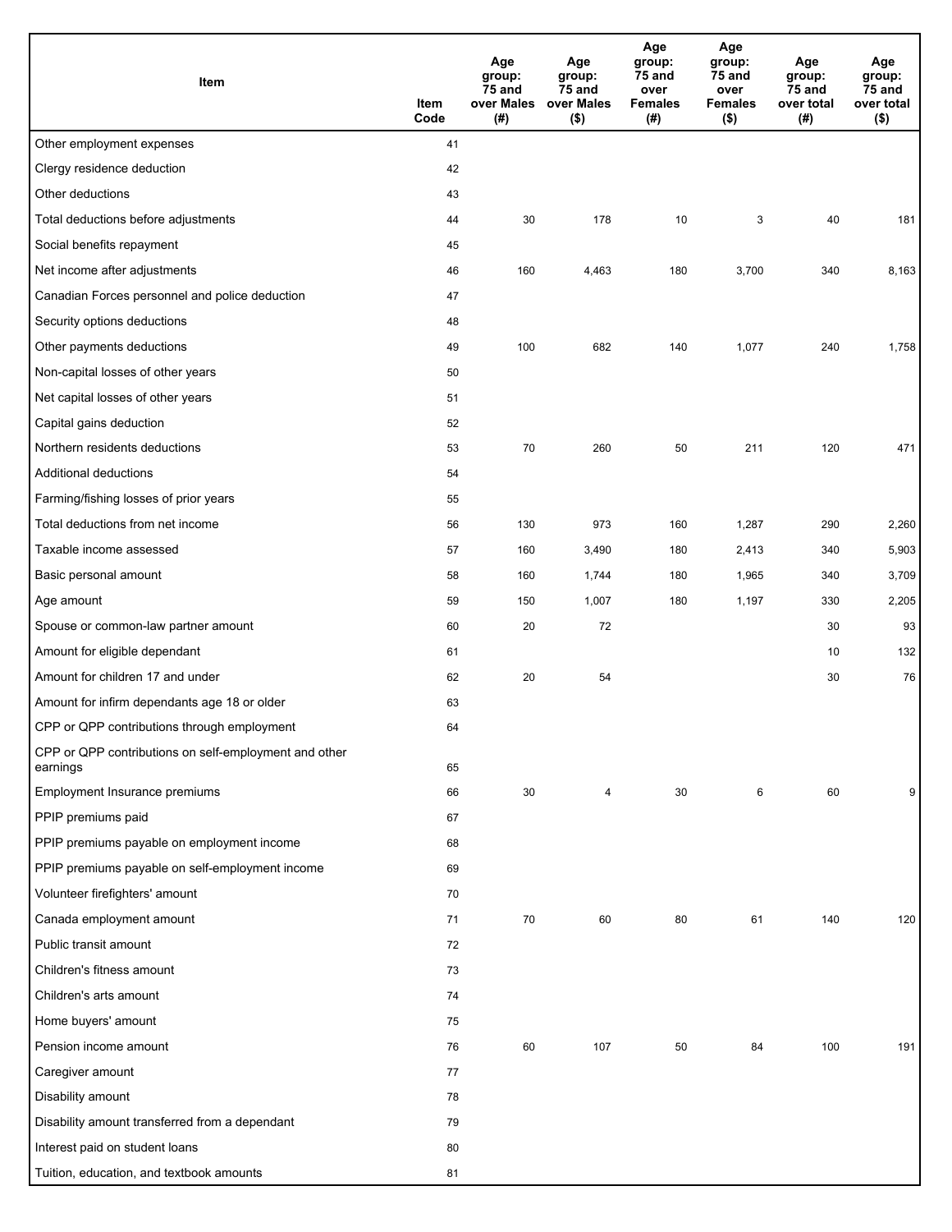| Item | Item Code | Age group: 75 and over Males (#) | Age group: 75 and over Males ($) | Age group: 75 and over Females (#) | Age group: 75 and over Females ($) | Age group: 75 and over total (#) | Age group: 75 and over total ($) |
|---|---|---|---|---|---|---|---|
| Other employment expenses | 41 | | | | | | |
| Clergy residence deduction | 42 | | | | | | |
| Other deductions | 43 | | | | | | |
| Total deductions before adjustments | 44 | 30 | 178 | 10 | 3 | 40 | 181 |
| Social benefits repayment | 45 | | | | | | |
| Net income after adjustments | 46 | 160 | 4,463 | 180 | 3,700 | 340 | 8,163 |
| Canadian Forces personnel and police deduction | 47 | | | | | | |
| Security options deductions | 48 | | | | | | |
| Other payments deductions | 49 | 100 | 682 | 140 | 1,077 | 240 | 1,758 |
| Non-capital losses of other years | 50 | | | | | | |
| Net capital losses of other years | 51 | | | | | | |
| Capital gains deduction | 52 | | | | | | |
| Northern residents deductions | 53 | 70 | 260 | 50 | 211 | 120 | 471 |
| Additional deductions | 54 | | | | | | |
| Farming/fishing losses of prior years | 55 | | | | | | |
| Total deductions from net income | 56 | 130 | 973 | 160 | 1,287 | 290 | 2,260 |
| Taxable income assessed | 57 | 160 | 3,490 | 180 | 2,413 | 340 | 5,903 |
| Basic personal amount | 58 | 160 | 1,744 | 180 | 1,965 | 340 | 3,709 |
| Age amount | 59 | 150 | 1,007 | 180 | 1,197 | 330 | 2,205 |
| Spouse or common-law partner amount | 60 | 20 | 72 | | | 30 | 93 |
| Amount for eligible dependant | 61 | | | | | 10 | 132 |
| Amount for children 17 and under | 62 | 20 | 54 | | | 30 | 76 |
| Amount for infirm dependants age 18 or older | 63 | | | | | | |
| CPP or QPP contributions through employment | 64 | | | | | | |
| CPP or QPP contributions on self-employment and other earnings | 65 | | | | | | |
| Employment Insurance premiums | 66 | 30 | 4 | 30 | 6 | 60 | 9 |
| PPIP premiums paid | 67 | | | | | | |
| PPIP premiums payable on employment income | 68 | | | | | | |
| PPIP premiums payable on self-employment income | 69 | | | | | | |
| Volunteer firefighters' amount | 70 | | | | | | |
| Canada employment amount | 71 | 70 | 60 | 80 | 61 | 140 | 120 |
| Public transit amount | 72 | | | | | | |
| Children's fitness amount | 73 | | | | | | |
| Children's arts amount | 74 | | | | | | |
| Home buyers' amount | 75 | | | | | | |
| Pension income amount | 76 | 60 | 107 | 50 | 84 | 100 | 191 |
| Caregiver amount | 77 | | | | | | |
| Disability amount | 78 | | | | | | |
| Disability amount transferred from a dependant | 79 | | | | | | |
| Interest paid on student loans | 80 | | | | | | |
| Tuition, education, and textbook amounts | 81 | | | | | | |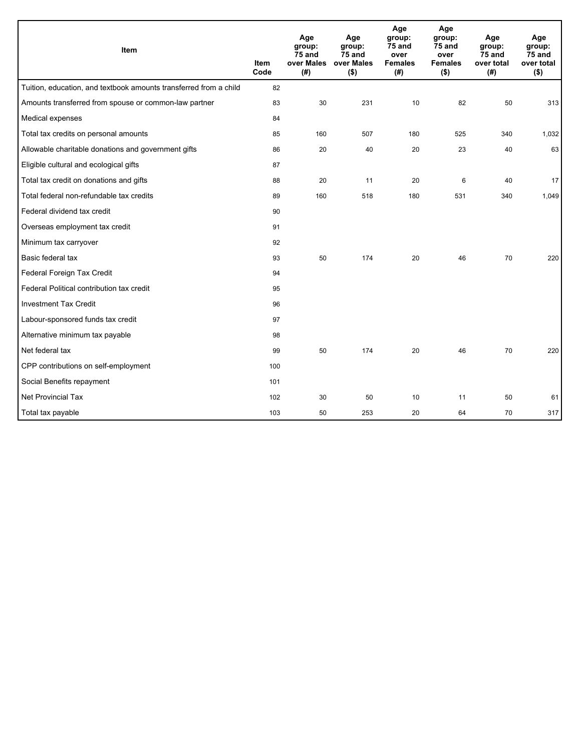| Item | Item Code | Age group: 75 and over Males (#) | Age group: 75 and over Males ($) | Age group: 75 and over Females (#) | Age group: 75 and over Females ($) | Age group: 75 and over total (#) | Age group: 75 and over total ($) |
|---|---|---|---|---|---|---|---|
| Tuition, education, and textbook amounts transferred from a child | 82 | | | | | | |
| Amounts transferred from spouse or common-law partner | 83 | 30 | 231 | 10 | 82 | 50 | 313 |
| Medical expenses | 84 | | | | | | |
| Total tax credits on personal amounts | 85 | 160 | 507 | 180 | 525 | 340 | 1,032 |
| Allowable charitable donations and government gifts | 86 | 20 | 40 | 20 | 23 | 40 | 63 |
| Eligible cultural and ecological gifts | 87 | | | | | | |
| Total tax credit on donations and gifts | 88 | 20 | 11 | 20 | 6 | 40 | 17 |
| Total federal non-refundable tax credits | 89 | 160 | 518 | 180 | 531 | 340 | 1,049 |
| Federal dividend tax credit | 90 | | | | | | |
| Overseas employment tax credit | 91 | | | | | | |
| Minimum tax carryover | 92 | | | | | | |
| Basic federal tax | 93 | 50 | 174 | 20 | 46 | 70 | 220 |
| Federal Foreign Tax Credit | 94 | | | | | | |
| Federal Political contribution tax credit | 95 | | | | | | |
| Investment Tax Credit | 96 | | | | | | |
| Labour-sponsored funds tax credit | 97 | | | | | | |
| Alternative minimum tax payable | 98 | | | | | | |
| Net federal tax | 99 | 50 | 174 | 20 | 46 | 70 | 220 |
| CPP contributions on self-employment | 100 | | | | | | |
| Social Benefits repayment | 101 | | | | | | |
| Net Provincial Tax | 102 | 30 | 50 | 10 | 11 | 50 | 61 |
| Total tax payable | 103 | 50 | 253 | 20 | 64 | 70 | 317 |